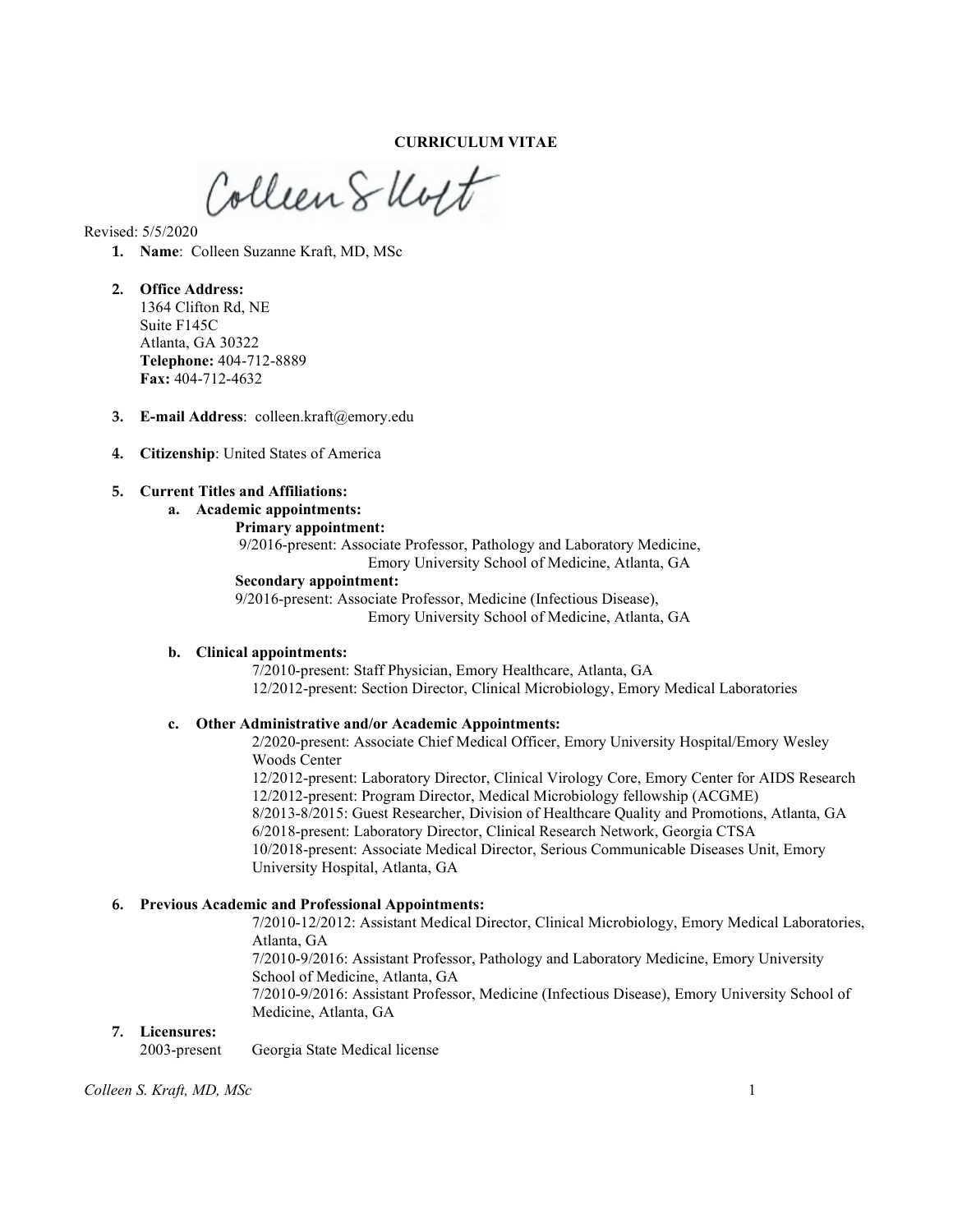**CURRICULUM VITAE**

Revised: 5/5/2020

1. **Name**: Colleen Suzanne Kraft, MD, MSc

2. **Office Address:**
   1364 Clifton Rd, NE
   Suite F145C
   Atlanta, GA 30322
   **Telephone:** 404-712-8889
   **Fax:** 404-712-4632

3. **E-mail Address**: colleen.kraft@emory.edu

4. **Citizenship**: United States of America

5. **Current Titles and Affiliations:**
   a. **Academic appointments:**
      **Primary appointment:**
      9/2016-present: Associate Professor, Pathology and Laboratory Medicine, Emory University School of Medicine, Atlanta, GA
      **Secondary appointment:**
      9/2016-present: Associate Professor, Medicine (Infectious Disease), Emory University School of Medicine, Atlanta, GA

   b. **Clinical appointments:**
      7/2010-present: Staff Physician, Emory Healthcare, Atlanta, GA
      12/2012-present: Section Director, Clinical Microbiology, Emory Medical Laboratories

   c. **Other Administrative and/or Academic Appointments:**
      2/2020-present: Associate Chief Medical Officer, Emory University Hospital/Emory Wesley Woods Center
      12/2012-present: Laboratory Director, Clinical Virology Core, Emory Center for AIDS Research
      12/2012-present: Program Director, Medical Microbiology fellowship (ACGME)
      8/2013-8/2015: Guest Researcher, Division of Healthcare Quality and Promotions, Atlanta, GA
      6/2018-present: Laboratory Director, Clinical Research Network, Georgia CTSA
      10/2018-present: Associate Medical Director, Serious Communicable Diseases Unit, Emory University Hospital, Atlanta, GA

6. **Previous Academic and Professional Appointments:**
   7/2010-12/2012: Assistant Medical Director, Clinical Microbiology, Emory Medical Laboratories, Atlanta, GA
   7/2010-9/2016: Assistant Professor, Pathology and Laboratory Medicine, Emory University School of Medicine, Atlanta, GA
   7/2010-9/2016: Assistant Professor, Medicine (Infectious Disease), Emory University School of Medicine, Atlanta, GA

7. **Licensures:**
   2003-present Georgia State Medical license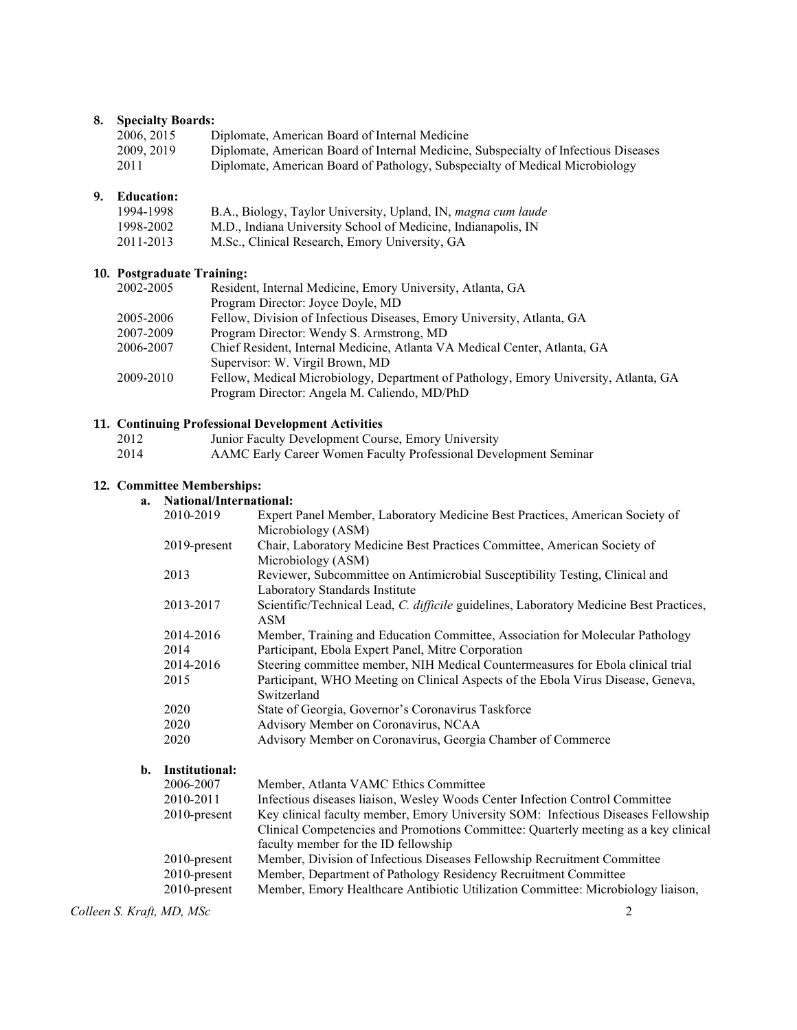## 8. Specialty Boards:

| | |
|---|---|
| 2006, 2015 | Diplomate, American Board of Internal Medicine |
| 2009, 2019 | Diplomate, American Board of Internal Medicine, Subspecialty of Infectious Diseases |
| 2011 | Diplomate, American Board of Pathology, Subspecialty of Medical Microbiology |

## 9. Education:

| | |
|---|---|
| 1994-1998 | B.A., Biology, Taylor University, Upland, IN, *magna cum laude* |
| 1998-2002 | M.D., Indiana University School of Medicine, Indianapolis, IN |
| 2011-2013 | M.Sc., Clinical Research, Emory University, GA |

## 10. Postgraduate Training:

| | |
|---|---|
| 2002-2005 | Resident, Internal Medicine, Emory University, Atlanta, GA<br>Program Director: Joyce Doyle, MD |
| 2005-2006 | Fellow, Division of Infectious Diseases, Emory University, Atlanta, GA |
| 2007-2009 | Program Director: Wendy S. Armstrong, MD |
| 2006-2007 | Chief Resident, Internal Medicine, Atlanta VA Medical Center, Atlanta, GA<br>Supervisor: W. Virgil Brown, MD |
| 2009-2010 | Fellow, Medical Microbiology, Department of Pathology, Emory University, Atlanta, GA<br>Program Director: Angela M. Caliendo, MD/PhD |

## 11. Continuing Professional Development Activities

| | |
|---|---|
| 2012 | Junior Faculty Development Course, Emory University |
| 2014 | AAMC Early Career Women Faculty Professional Development Seminar |

## 12. Committee Memberships:

### a. National/International:

| | |
|---|---|
| 2010-2019 | Expert Panel Member, Laboratory Medicine Best Practices, American Society of Microbiology (ASM) |
| 2019-present | Chair, Laboratory Medicine Best Practices Committee, American Society of Microbiology (ASM) |
| 2013 | Reviewer, Subcommittee on Antimicrobial Susceptibility Testing, Clinical and Laboratory Standards Institute |
| 2013-2017 | Scientific/Technical Lead, *C. difficile* guidelines, Laboratory Medicine Best Practices, ASM |
| 2014-2016 | Member, Training and Education Committee, Association for Molecular Pathology |
| 2014 | Participant, Ebola Expert Panel, Mitre Corporation |
| 2014-2016 | Steering committee member, NIH Medical Countermeasures for Ebola clinical trial |
| 2015 | Participant, WHO Meeting on Clinical Aspects of the Ebola Virus Disease, Geneva, Switzerland |
| 2020 | State of Georgia, Governor's Coronavirus Taskforce |
| 2020 | Advisory Member on Coronavirus, NCAA |
| 2020 | Advisory Member on Coronavirus, Georgia Chamber of Commerce |

### b. Institutional:

| | |
|---|---|
| 2006-2007 | Member, Atlanta VAMC Ethics Committee |
| 2010-2011 | Infectious diseases liaison, Wesley Woods Center Infection Control Committee |
| 2010-present | Key clinical faculty member, Emory University SOM: Infectious Diseases Fellowship Clinical Competencies and Promotions Committee: Quarterly meeting as a key clinical faculty member for the ID fellowship |
| 2010-present | Member, Division of Infectious Diseases Fellowship Recruitment Committee |
| 2010-present | Member, Department of Pathology Residency Recruitment Committee |
| 2010-present | Member, Emory Healthcare Antibiotic Utilization Committee: Microbiology liaison, |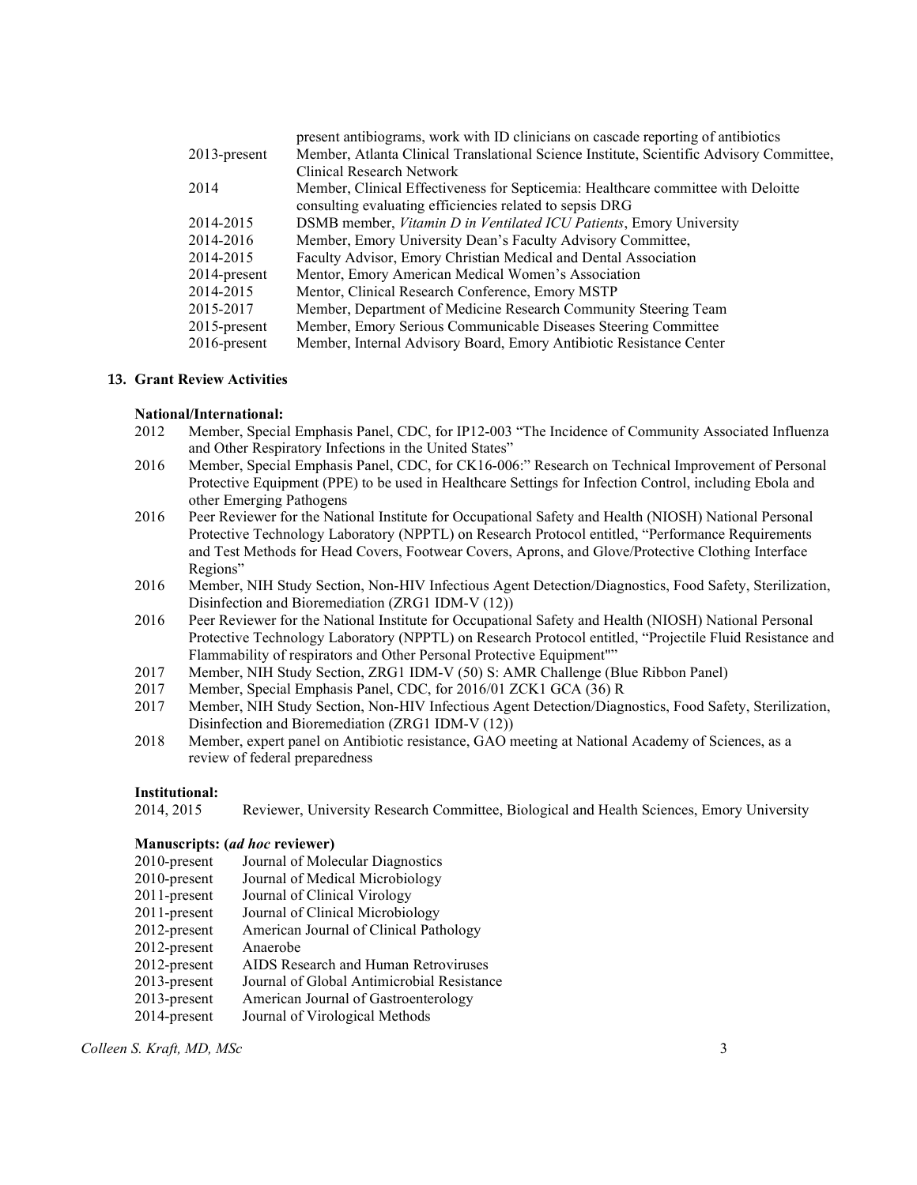| | |
|---|---|
| | present antibiograms, work with ID clinicians on cascade reporting of antibiotics |
| 2013-present | Member, Atlanta Clinical Translational Science Institute, Scientific Advisory Committee, Clinical Research Network |
| 2014 | Member, Clinical Effectiveness for Septicemia: Healthcare committee with Deloitte consulting evaluating efficiencies related to sepsis DRG |
| 2014-2015 | DSMB member, *Vitamin D in Ventilated ICU Patients*, Emory University |
| 2014-2016 | Member, Emory University Dean's Faculty Advisory Committee, |
| 2014-2015 | Faculty Advisor, Emory Christian Medical and Dental Association |
| 2014-present | Mentor, Emory American Medical Women's Association |
| 2014-2015 | Mentor, Clinical Research Conference, Emory MSTP |
| 2015-2017 | Member, Department of Medicine Research Community Steering Team |
| 2015-present | Member, Emory Serious Communicable Diseases Steering Committee |
| 2016-present | Member, Internal Advisory Board, Emory Antibiotic Resistance Center |

## 13. Grant Review Activities

**National/International:**

| | |
|---|---|
| 2012 | Member, Special Emphasis Panel, CDC, for IP12-003 "The Incidence of Community Associated Influenza and Other Respiratory Infections in the United States" |
| 2016 | Member, Special Emphasis Panel, CDC, for CK16-006:" Research on Technical Improvement of Personal Protective Equipment (PPE) to be used in Healthcare Settings for Infection Control, including Ebola and other Emerging Pathogens |
| 2016 | Peer Reviewer for the National Institute for Occupational Safety and Health (NIOSH) National Personal Protective Technology Laboratory (NPPTL) on Research Protocol entitled, "Performance Requirements and Test Methods for Head Covers, Footwear Covers, Aprons, and Glove/Protective Clothing Interface Regions" |
| 2016 | Member, NIH Study Section, Non-HIV Infectious Agent Detection/Diagnostics, Food Safety, Sterilization, Disinfection and Bioremediation (ZRG1 IDM-V (12)) |
| 2016 | Peer Reviewer for the National Institute for Occupational Safety and Health (NIOSH) National Personal Protective Technology Laboratory (NPPTL) on Research Protocol entitled, "Projectile Fluid Resistance and Flammability of respirators and Other Personal Protective Equipment"" |
| 2017 | Member, NIH Study Section, ZRG1 IDM-V (50) S: AMR Challenge (Blue Ribbon Panel) |
| 2017 | Member, Special Emphasis Panel, CDC, for 2016/01 ZCK1 GCA (36) R |
| 2017 | Member, NIH Study Section, Non-HIV Infectious Agent Detection/Diagnostics, Food Safety, Sterilization, Disinfection and Bioremediation (ZRG1 IDM-V (12)) |
| 2018 | Member, expert panel on Antibiotic resistance, GAO meeting at National Academy of Sciences, as a review of federal preparedness |

**Institutional:**

| | |
|---|---|
| 2014, 2015 | Reviewer, University Research Committee, Biological and Health Sciences, Emory University |

**Manuscripts: (*ad hoc* reviewer)**

| | |
|---|---|
| 2010-present | Journal of Molecular Diagnostics |
| 2010-present | Journal of Medical Microbiology |
| 2011-present | Journal of Clinical Virology |
| 2011-present | Journal of Clinical Microbiology |
| 2012-present | American Journal of Clinical Pathology |
| 2012-present | Anaerobe |
| 2012-present | AIDS Research and Human Retroviruses |
| 2013-present | Journal of Global Antimicrobial Resistance |
| 2013-present | American Journal of Gastroenterology |
| 2014-present | Journal of Virological Methods |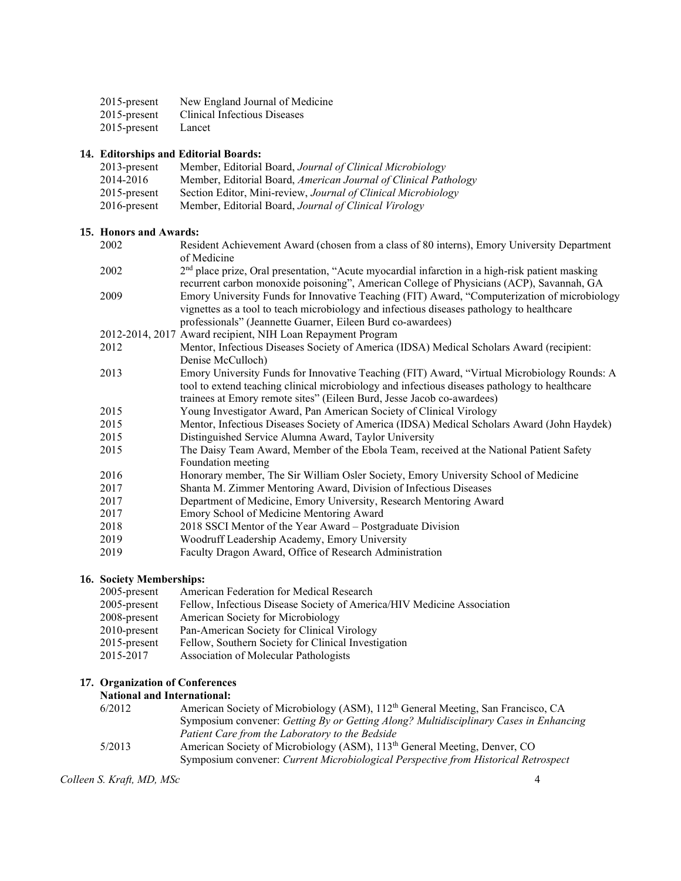2015-present New England Journal of Medicine
2015-present Clinical Infectious Diseases
2015-present Lancet

### 14. Editorships and Editorial Boards:

2013-present Member, Editorial Board, *Journal of Clinical Microbiology*
2014-2016 Member, Editorial Board, *American Journal of Clinical Pathology*
2015-present Section Editor, Mini-review, *Journal of Clinical Microbiology*
2016-present Member, Editorial Board, *Journal of Clinical Virology*

### 15. Honors and Awards:

| | |
|---|---|
| 2002 | Resident Achievement Award (chosen from a class of 80 interns), Emory University Department of Medicine |
| 2002 | 2nd place prize, Oral presentation, "Acute myocardial infarction in a high-risk patient masking recurrent carbon monoxide poisoning", American College of Physicians (ACP), Savannah, GA |
| 2009 | Emory University Funds for Innovative Teaching (FIT) Award, "Computerization of microbiology vignettes as a tool to teach microbiology and infectious diseases pathology to healthcare professionals" (Jeannette Guarner, Eileen Burd co-awardees) |
| 2012-2014, 2017 | Award recipient, NIH Loan Repayment Program |
| 2012 | Mentor, Infectious Diseases Society of America (IDSA) Medical Scholars Award (recipient: Denise McCulloch) |
| 2013 | Emory University Funds for Innovative Teaching (FIT) Award, "Virtual Microbiology Rounds: A tool to extend teaching clinical microbiology and infectious diseases pathology to healthcare trainees at Emory remote sites" (Eileen Burd, Jesse Jacob co-awardees) |
| 2015 | Young Investigator Award, Pan American Society of Clinical Virology |
| 2015 | Mentor, Infectious Diseases Society of America (IDSA) Medical Scholars Award (John Haydek) |
| 2015 | Distinguished Service Alumna Award, Taylor University |
| 2015 | The Daisy Team Award, Member of the Ebola Team, received at the National Patient Safety Foundation meeting |
| 2016 | Honorary member, The Sir William Osler Society, Emory University School of Medicine |
| 2017 | Shanta M. Zimmer Mentoring Award, Division of Infectious Diseases |
| 2017 | Department of Medicine, Emory University, Research Mentoring Award |
| 2017 | Emory School of Medicine Mentoring Award |
| 2018 | 2018 SSCI Mentor of the Year Award – Postgraduate Division |
| 2019 | Woodruff Leadership Academy, Emory University |
| 2019 | Faculty Dragon Award, Office of Research Administration |

### 16. Society Memberships:

2005-present American Federation for Medical Research
2005-present Fellow, Infectious Disease Society of America/HIV Medicine Association
2008-present American Society for Microbiology
2010-present Pan-American Society for Clinical Virology
2015-present Fellow, Southern Society for Clinical Investigation
2015-2017 Association of Molecular Pathologists

### 17. Organization of Conferences

**National and International:**

| | |
|---|---|
| 6/2012 | American Society of Microbiology (ASM), 112th General Meeting, San Francisco, CA<br>Symposium convener: *Getting By or Getting Along? Multidisciplinary Cases in Enhancing Patient Care from the Laboratory to the Bedside* |
| 5/2013 | American Society of Microbiology (ASM), 113th General Meeting, Denver, CO<br>Symposium convener: *Current Microbiological Perspective from Historical Retrospect* |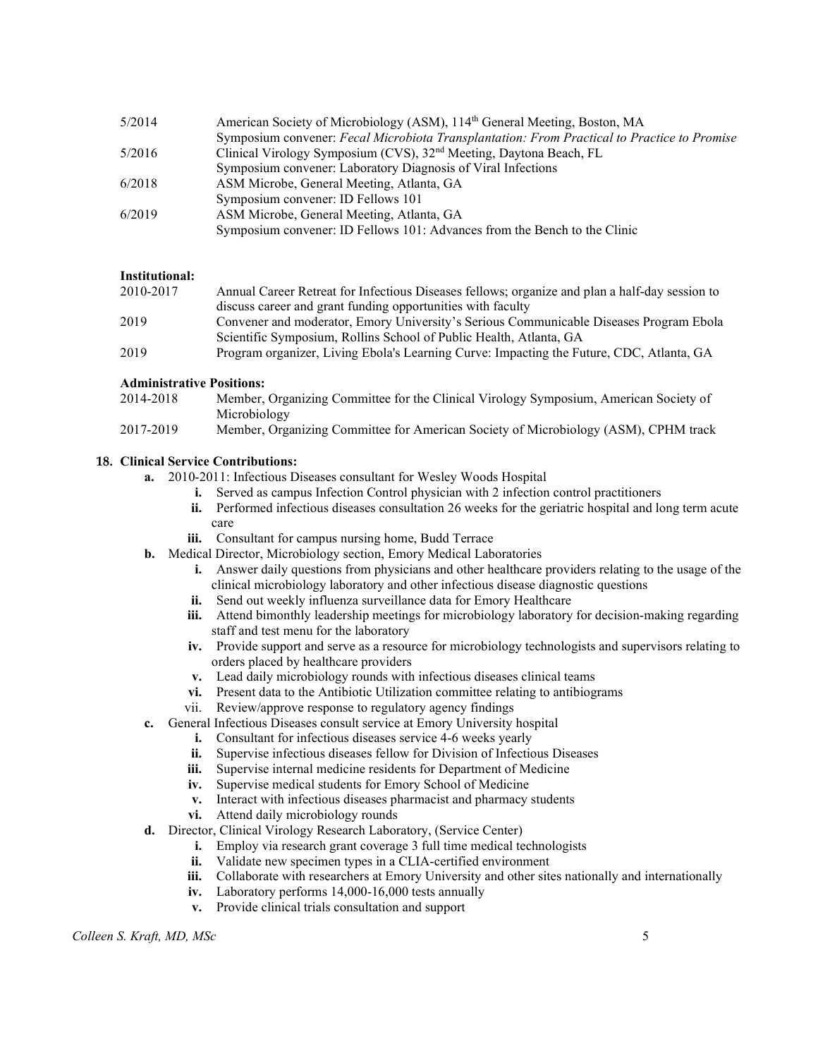| | |
|---|---|
| 5/2014 | American Society of Microbiology (ASM), 114th General Meeting, Boston, MA<br>Symposium convener: *Fecal Microbiota Transplantation: From Practical to Practice to Promise* |
| 5/2016 | Clinical Virology Symposium (CVS), 32nd Meeting, Daytona Beach, FL<br>Symposium convener: Laboratory Diagnosis of Viral Infections |
| 6/2018 | ASM Microbe, General Meeting, Atlanta, GA<br>Symposium convener: ID Fellows 101 |
| 6/2019 | ASM Microbe, General Meeting, Atlanta, GA<br>Symposium convener: ID Fellows 101: Advances from the Bench to the Clinic |

**Institutional:**

| | |
|---|---|
| 2010-2017 | Annual Career Retreat for Infectious Diseases fellows; organize and plan a half-day session to discuss career and grant funding opportunities with faculty |
| 2019 | Convener and moderator, Emory University's Serious Communicable Diseases Program Ebola Scientific Symposium, Rollins School of Public Health, Atlanta, GA |
| 2019 | Program organizer, Living Ebola's Learning Curve: Impacting the Future, CDC, Atlanta, GA |

**Administrative Positions:**

| | |
|---|---|
| 2014-2018 | Member, Organizing Committee for the Clinical Virology Symposium, American Society of Microbiology |
| 2017-2019 | Member, Organizing Committee for American Society of Microbiology (ASM), CPHM track |

**18. Clinical Service Contributions:**

- **a.** 2010-2011: Infectious Diseases consultant for Wesley Woods Hospital
  - **i.** Served as campus Infection Control physician with 2 infection control practitioners
  - **ii.** Performed infectious diseases consultation 26 weeks for the geriatric hospital and long term acute care
  - **iii.** Consultant for campus nursing home, Budd Terrace
- **b.** Medical Director, Microbiology section, Emory Medical Laboratories
  - **i.** Answer daily questions from physicians and other healthcare providers relating to the usage of the clinical microbiology laboratory and other infectious disease diagnostic questions
  - **ii.** Send out weekly influenza surveillance data for Emory Healthcare
  - **iii.** Attend bimonthly leadership meetings for microbiology laboratory for decision-making regarding staff and test menu for the laboratory
  - **iv.** Provide support and serve as a resource for microbiology technologists and supervisors relating to orders placed by healthcare providers
  - **v.** Lead daily microbiology rounds with infectious diseases clinical teams
  - **vi.** Present data to the Antibiotic Utilization committee relating to antibiograms
  - vii. Review/approve response to regulatory agency findings
- **c.** General Infectious Diseases consult service at Emory University hospital
  - **i.** Consultant for infectious diseases service 4-6 weeks yearly
  - **ii.** Supervise infectious diseases fellow for Division of Infectious Diseases
  - **iii.** Supervise internal medicine residents for Department of Medicine
  - **iv.** Supervise medical students for Emory School of Medicine
  - **v.** Interact with infectious diseases pharmacist and pharmacy students
  - **vi.** Attend daily microbiology rounds
- **d.** Director, Clinical Virology Research Laboratory, (Service Center)
  - **i.** Employ via research grant coverage 3 full time medical technologists
  - **ii.** Validate new specimen types in a CLIA-certified environment
  - **iii.** Collaborate with researchers at Emory University and other sites nationally and internationally
  - **iv.** Laboratory performs 14,000-16,000 tests annually
  - **v.** Provide clinical trials consultation and support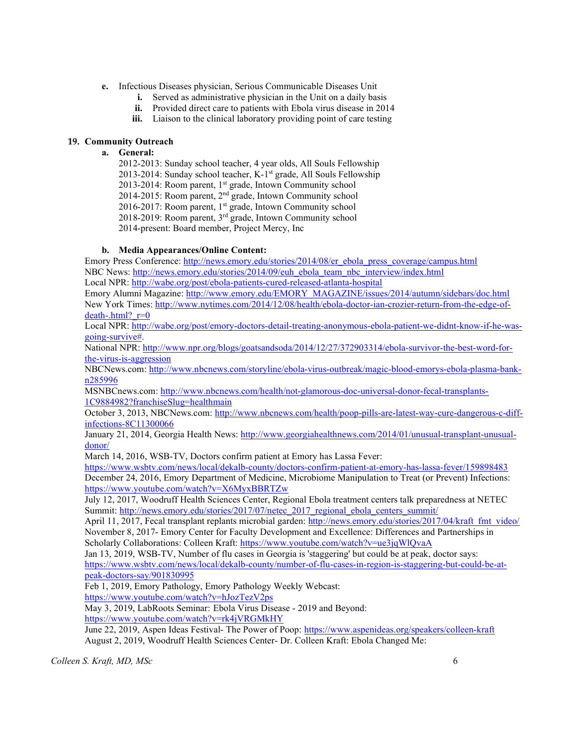e. Infectious Diseases physician, Serious Communicable Diseases Unit
   i. Served as administrative physician in the Unit on a daily basis
   ii. Provided direct care to patients with Ebola virus disease in 2014
   iii. Liaison to the clinical laboratory providing point of care testing

**19. Community Outreach**

**a. General:**

2012-2013: Sunday school teacher, 4 year olds, All Souls Fellowship
2013-2014: Sunday school teacher, K-1st grade, All Souls Fellowship
2013-2014: Room parent, 1st grade, Intown Community school
2014-2015: Room parent, 2nd grade, Intown Community school
2016-2017: Room parent, 1st grade, Intown Community school
2018-2019: Room parent, 3rd grade, Intown Community school
2014-present: Board member, Project Mercy, Inc

**b. Media Appearances/Online Content:**

Emory Press Conference: http://news.emory.edu/stories/2014/08/er_ebola_press_coverage/campus.html
NBC News: http://news.emory.edu/stories/2014/09/euh_ebola_team_nbc_interview/index.html
Local NPR: http://wabe.org/post/ebola-patients-cured-released-atlanta-hospital
Emory Alumni Magazine: http://www.emory.edu/EMORY_MAGAZINE/issues/2014/autumn/sidebars/doc.html
New York Times: http://www.nytimes.com/2014/12/08/health/ebola-doctor-ian-crozier-return-from-the-edge-of-death-.html?_r=0
Local NPR: http://wabe.org/post/emory-doctors-detail-treating-anonymous-ebola-patient-we-didnt-know-if-he-was-going-survive#.
National NPR: http://www.npr.org/blogs/goatsandsoda/2014/12/27/372903314/ebola-survivor-the-best-word-for-the-virus-is-aggression
NBCNews.com: http://www.nbcnews.com/storyline/ebola-virus-outbreak/magic-blood-emorys-ebola-plasma-bank-n285996
MSNBCnews.com: http://www.nbcnews.com/health/not-glamorous-doc-universal-donor-fecal-transplants-1C9884982?franchiseSlug=healthmain
October 3, 2013, NBCNews.com: http://www.nbcnews.com/health/poop-pills-are-latest-way-cure-dangerous-c-diff-infections-8C11300066
January 21, 2014, Georgia Health News: http://www.georgiahealthnews.com/2014/01/unusual-transplant-unusual-donor/
March 14, 2016, WSB-TV, Doctors confirm patient at Emory has Lassa Fever: https://www.wsbtv.com/news/local/dekalb-county/doctors-confirm-patient-at-emory-has-lassa-fever/159898483
December 24, 2016, Emory Department of Medicine, Microbiome Manipulation to Treat (or Prevent) Infections: https://www.youtube.com/watch?v=X6MyxBBRTZw
July 12, 2017, Woodruff Health Sciences Center, Regional Ebola treatment centers talk preparedness at NETEC Summit: http://news.emory.edu/stories/2017/07/netec_2017_regional_ebola_centers_summit/
April 11, 2017, Fecal transplant replants microbial garden: http://news.emory.edu/stories/2017/04/kraft_fmt_video/
November 8, 2017- Emory Center for Faculty Development and Excellence: Differences and Partnerships in Scholarly Collaborations: Colleen Kraft: https://www.youtube.com/watch?v=ue3jqWlQvaA
Jan 13, 2019, WSB-TV, Number of flu cases in Georgia is 'staggering' but could be at peak, doctor says: https://www.wsbtv.com/news/local/dekalb-county/number-of-flu-cases-in-region-is-staggering-but-could-be-at-peak-doctors-say/901830995
Feb 1, 2019, Emory Pathology, Emory Pathology Weekly Webcast: https://www.youtube.com/watch?v=hJozTezV2ps
May 3, 2019, LabRoots Seminar: Ebola Virus Disease - 2019 and Beyond: https://www.youtube.com/watch?v=rk4jVRGMkHY
June 22, 2019, Aspen Ideas Festival- The Power of Poop: https://www.aspenideas.org/speakers/colleen-kraft
August 2, 2019, Woodruff Health Sciences Center- Dr. Colleen Kraft: Ebola Changed Me: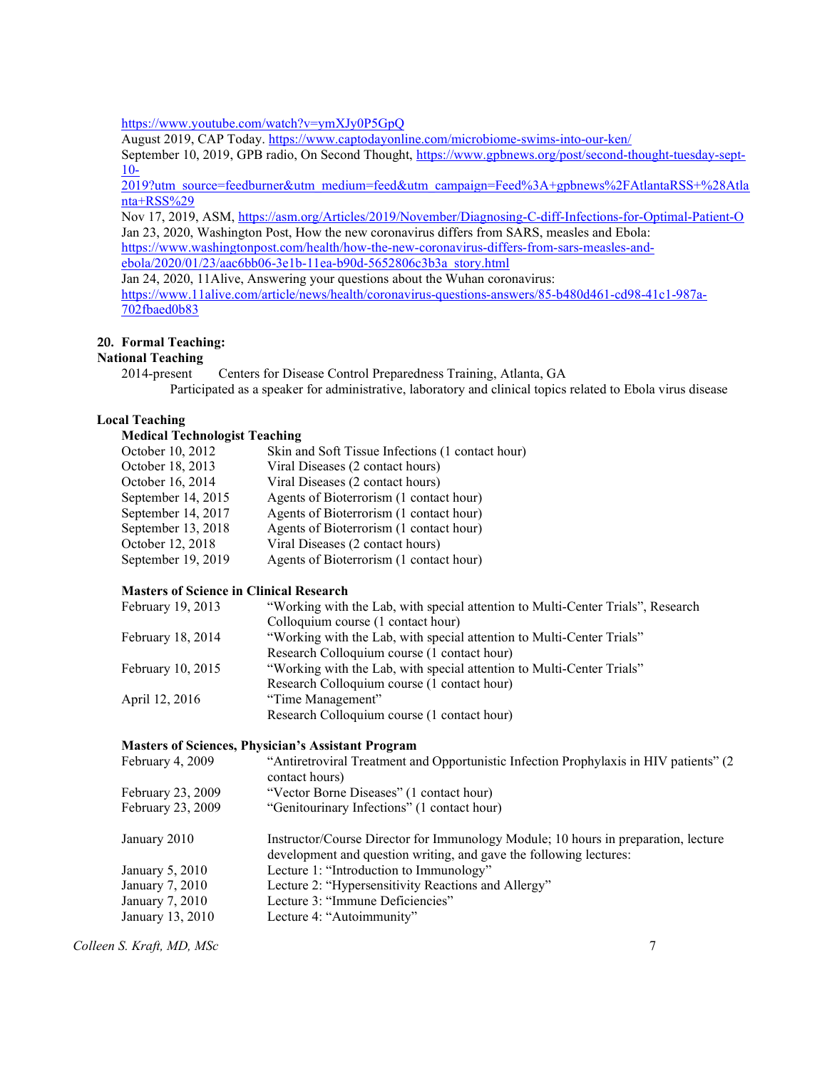https://www.youtube.com/watch?v=ymXJy0P5GpQ

August 2019, CAP Today. https://www.captodayonline.com/microbiome-swims-into-our-ken/

September 10, 2019, GPB radio, On Second Thought, https://www.gpbnews.org/post/second-thought-tuesday-sept-10-2019?utm_source=feedburner&utm_medium=feed&utm_campaign=Feed%3A+gpbnews%2FAtlantaRSS+%28Atlanta+RSS%29

Nov 17, 2019, ASM, https://asm.org/Articles/2019/November/Diagnosing-C-diff-Infections-for-Optimal-Patient-O

Jan 23, 2020, Washington Post, How the new coronavirus differs from SARS, measles and Ebola: https://www.washingtonpost.com/health/how-the-new-coronavirus-differs-from-sars-measles-and-ebola/2020/01/23/aac6bb06-3e1b-11ea-b90d-5652806c3b3a_story.html

Jan 24, 2020, 11Alive, Answering your questions about the Wuhan coronavirus: https://www.11alive.com/article/news/health/coronavirus-questions-answers/85-b480d461-cd98-41c1-987a-702fbaed0b83

## 20. Formal Teaching:

### National Teaching

2014-present Centers for Disease Control Preparedness Training, Atlanta, GA
Participated as a speaker for administrative, laboratory and clinical topics related to Ebola virus disease

### Local Teaching

**Medical Technologist Teaching**

| | |
|---|---|
| October 10, 2012 | Skin and Soft Tissue Infections (1 contact hour) |
| October 18, 2013 | Viral Diseases (2 contact hours) |
| October 16, 2014 | Viral Diseases (2 contact hours) |
| September 14, 2015 | Agents of Bioterrorism (1 contact hour) |
| September 14, 2017 | Agents of Bioterrorism (1 contact hour) |
| September 13, 2018 | Agents of Bioterrorism (1 contact hour) |
| October 12, 2018 | Viral Diseases (2 contact hours) |
| September 19, 2019 | Agents of Bioterrorism (1 contact hour) |

**Masters of Science in Clinical Research**

| | |
|---|---|
| February 19, 2013 | "Working with the Lab, with special attention to Multi-Center Trials", Research Colloquium course (1 contact hour) |
| February 18, 2014 | "Working with the Lab, with special attention to Multi-Center Trials" Research Colloquium course (1 contact hour) |
| February 10, 2015 | "Working with the Lab, with special attention to Multi-Center Trials" Research Colloquium course (1 contact hour) |
| April 12, 2016 | "Time Management" Research Colloquium course (1 contact hour) |

**Masters of Sciences, Physician's Assistant Program**

| | |
|---|---|
| February 4, 2009 | "Antiretroviral Treatment and Opportunistic Infection Prophylaxis in HIV patients" (2 contact hours) |
| February 23, 2009 | "Vector Borne Diseases" (1 contact hour) |
| February 23, 2009 | "Genitourinary Infections" (1 contact hour) |
| January 2010 | Instructor/Course Director for Immunology Module; 10 hours in preparation, lecture development and question writing, and gave the following lectures: |
| January 5, 2010 | Lecture 1: "Introduction to Immunology" |
| January 7, 2010 | Lecture 2: "Hypersensitivity Reactions and Allergy" |
| January 7, 2010 | Lecture 3: "Immune Deficiencies" |
| January 13, 2010 | Lecture 4: "Autoimmunity" |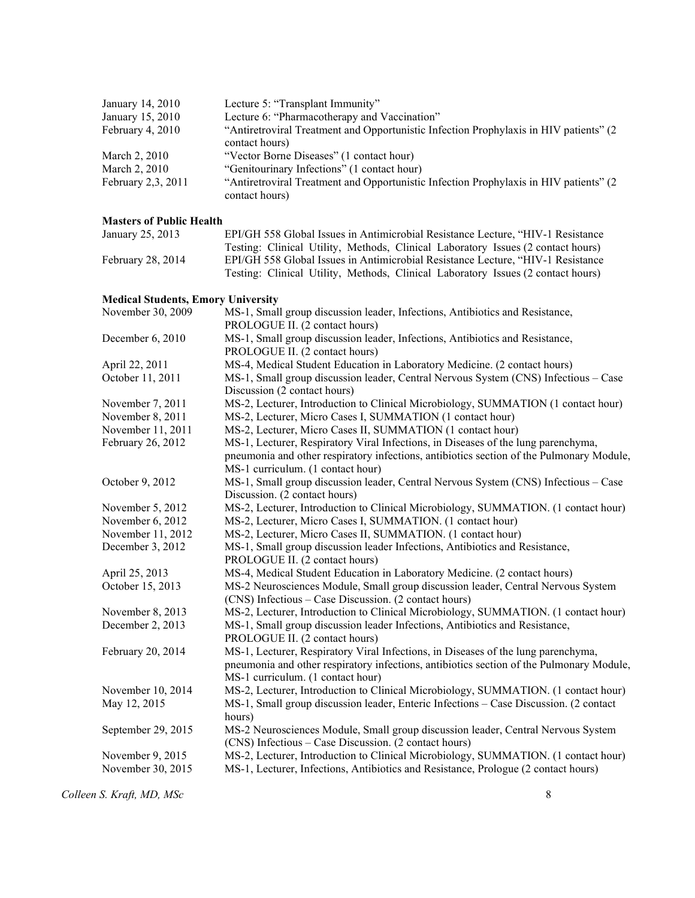| | |
|---|---|
| January 14, 2010 | Lecture 5: "Transplant Immunity" |
| January 15, 2010 | Lecture 6: "Pharmacotherapy and Vaccination" |
| February 4, 2010 | "Antiretroviral Treatment and Opportunistic Infection Prophylaxis in HIV patients" (2 contact hours) |
| March 2, 2010 | "Vector Borne Diseases" (1 contact hour) |
| March 2, 2010 | "Genitourinary Infections" (1 contact hour) |
| February 2,3, 2011 | "Antiretroviral Treatment and Opportunistic Infection Prophylaxis in HIV patients" (2 contact hours) |

**Masters of Public Health**

| | |
|---|---|
| January 25, 2013 | EPI/GH 558 Global Issues in Antimicrobial Resistance Lecture, "HIV-1 Resistance Testing: Clinical Utility, Methods, Clinical Laboratory Issues (2 contact hours) |
| February 28, 2014 | EPI/GH 558 Global Issues in Antimicrobial Resistance Lecture, "HIV-1 Resistance Testing: Clinical Utility, Methods, Clinical Laboratory Issues (2 contact hours) |

**Medical Students, Emory University**

| | |
|---|---|
| November 30, 2009 | MS-1, Small group discussion leader, Infections, Antibiotics and Resistance, PROLOGUE II. (2 contact hours) |
| December 6, 2010 | MS-1, Small group discussion leader, Infections, Antibiotics and Resistance, PROLOGUE II. (2 contact hours) |
| April 22, 2011 | MS-4, Medical Student Education in Laboratory Medicine. (2 contact hours) |
| October 11, 2011 | MS-1, Small group discussion leader, Central Nervous System (CNS) Infectious – Case Discussion (2 contact hours) |
| November 7, 2011 | MS-2, Lecturer, Introduction to Clinical Microbiology, SUMMATION (1 contact hour) |
| November 8, 2011 | MS-2, Lecturer, Micro Cases I, SUMMATION (1 contact hour) |
| November 11, 2011 | MS-2, Lecturer, Micro Cases II, SUMMATION (1 contact hour) |
| February 26, 2012 | MS-1, Lecturer, Respiratory Viral Infections, in Diseases of the lung parenchyma, pneumonia and other respiratory infections, antibiotics section of the Pulmonary Module, MS-1 curriculum. (1 contact hour) |
| October 9, 2012 | MS-1, Small group discussion leader, Central Nervous System (CNS) Infectious – Case Discussion. (2 contact hours) |
| November 5, 2012 | MS-2, Lecturer, Introduction to Clinical Microbiology, SUMMATION. (1 contact hour) |
| November 6, 2012 | MS-2, Lecturer, Micro Cases I, SUMMATION. (1 contact hour) |
| November 11, 2012 | MS-2, Lecturer, Micro Cases II, SUMMATION. (1 contact hour) |
| December 3, 2012 | MS-1, Small group discussion leader Infections, Antibiotics and Resistance, PROLOGUE II. (2 contact hours) |
| April 25, 2013 | MS-4, Medical Student Education in Laboratory Medicine. (2 contact hours) |
| October 15, 2013 | MS-2 Neurosciences Module, Small group discussion leader, Central Nervous System (CNS) Infectious – Case Discussion. (2 contact hours) |
| November 8, 2013 | MS-2, Lecturer, Introduction to Clinical Microbiology, SUMMATION. (1 contact hour) |
| December 2, 2013 | MS-1, Small group discussion leader Infections, Antibiotics and Resistance, PROLOGUE II. (2 contact hours) |
| February 20, 2014 | MS-1, Lecturer, Respiratory Viral Infections, in Diseases of the lung parenchyma, pneumonia and other respiratory infections, antibiotics section of the Pulmonary Module, MS-1 curriculum. (1 contact hour) |
| November 10, 2014 | MS-2, Lecturer, Introduction to Clinical Microbiology, SUMMATION. (1 contact hour) |
| May 12, 2015 | MS-1, Small group discussion leader, Enteric Infections – Case Discussion. (2 contact hours) |
| September 29, 2015 | MS-2 Neurosciences Module, Small group discussion leader, Central Nervous System (CNS) Infectious – Case Discussion. (2 contact hours) |
| November 9, 2015 | MS-2, Lecturer, Introduction to Clinical Microbiology, SUMMATION. (1 contact hour) |
| November 30, 2015 | MS-1, Lecturer, Infections, Antibiotics and Resistance, Prologue (2 contact hours) |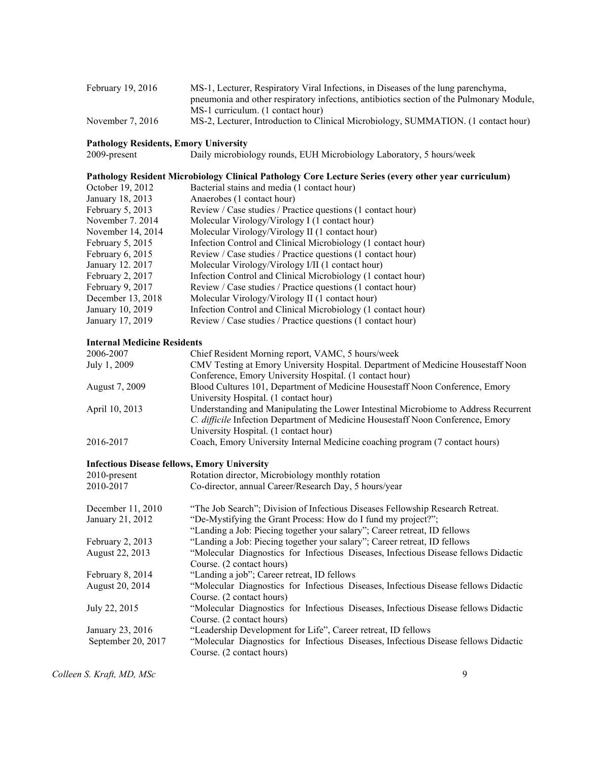| | |
|---|---|
| February 19, 2016 | MS-1, Lecturer, Respiratory Viral Infections, in Diseases of the lung parenchyma, pneumonia and other respiratory infections, antibiotics section of the Pulmonary Module, MS-1 curriculum. (1 contact hour) |
| November 7, 2016 | MS-2, Lecturer, Introduction to Clinical Microbiology, SUMMATION. (1 contact hour) |

**Pathology Residents, Emory University**

| | |
|---|---|
| 2009-present | Daily microbiology rounds, EUH Microbiology Laboratory, 5 hours/week |

**Pathology Resident Microbiology Clinical Pathology Core Lecture Series (every other year curriculum)**

| | |
|---|---|
| October 19, 2012 | Bacterial stains and media (1 contact hour) |
| January 18, 2013 | Anaerobes (1 contact hour) |
| February 5, 2013 | Review / Case studies / Practice questions (1 contact hour) |
| November 7. 2014 | Molecular Virology/Virology I (1 contact hour) |
| November 14, 2014 | Molecular Virology/Virology II (1 contact hour) |
| February 5, 2015 | Infection Control and Clinical Microbiology (1 contact hour) |
| February 6, 2015 | Review / Case studies / Practice questions (1 contact hour) |
| January 12. 2017 | Molecular Virology/Virology I/II (1 contact hour) |
| February 2, 2017 | Infection Control and Clinical Microbiology (1 contact hour) |
| February 9, 2017 | Review / Case studies / Practice questions (1 contact hour) |
| December 13, 2018 | Molecular Virology/Virology II (1 contact hour) |
| January 10, 2019 | Infection Control and Clinical Microbiology (1 contact hour) |
| January 17, 2019 | Review / Case studies / Practice questions (1 contact hour) |

**Internal Medicine Residents**

| | |
|---|---|
| 2006-2007 | Chief Resident Morning report, VAMC, 5 hours/week |
| July 1, 2009 | CMV Testing at Emory University Hospital. Department of Medicine Housestaff Noon Conference, Emory University Hospital. (1 contact hour) |
| August 7, 2009 | Blood Cultures 101, Department of Medicine Housestaff Noon Conference, Emory University Hospital. (1 contact hour) |
| April 10, 2013 | Understanding and Manipulating the Lower Intestinal Microbiome to Address Recurrent *C. difficile* Infection Department of Medicine Housestaff Noon Conference, Emory University Hospital. (1 contact hour) |
| 2016-2017 | Coach, Emory University Internal Medicine coaching program (7 contact hours) |

**Infectious Disease fellows, Emory University**

| | |
|---|---|
| 2010-present | Rotation director, Microbiology monthly rotation |
| 2010-2017 | Co-director, annual Career/Research Day, 5 hours/year |
| December 11, 2010 | "The Job Search"; Division of Infectious Diseases Fellowship Research Retreat. |
| January 21, 2012 | "De-Mystifying the Grant Process: How do I fund my project?"; "Landing a Job: Piecing together your salary"; Career retreat, ID fellows |
| February 2, 2013 | "Landing a Job: Piecing together your salary"; Career retreat, ID fellows |
| August 22, 2013 | "Molecular Diagnostics for Infectious Diseases, Infectious Disease fellows Didactic Course. (2 contact hours) |
| February 8, 2014 | "Landing a job"; Career retreat, ID fellows |
| August 20, 2014 | "Molecular Diagnostics for Infectious Diseases, Infectious Disease fellows Didactic Course. (2 contact hours) |
| July 22, 2015 | "Molecular Diagnostics for Infectious Diseases, Infectious Disease fellows Didactic Course. (2 contact hours) |
| January 23, 2016 | "Leadership Development for Life", Career retreat, ID fellows |
| September 20, 2017 | "Molecular Diagnostics for Infectious Diseases, Infectious Disease fellows Didactic Course. (2 contact hours) |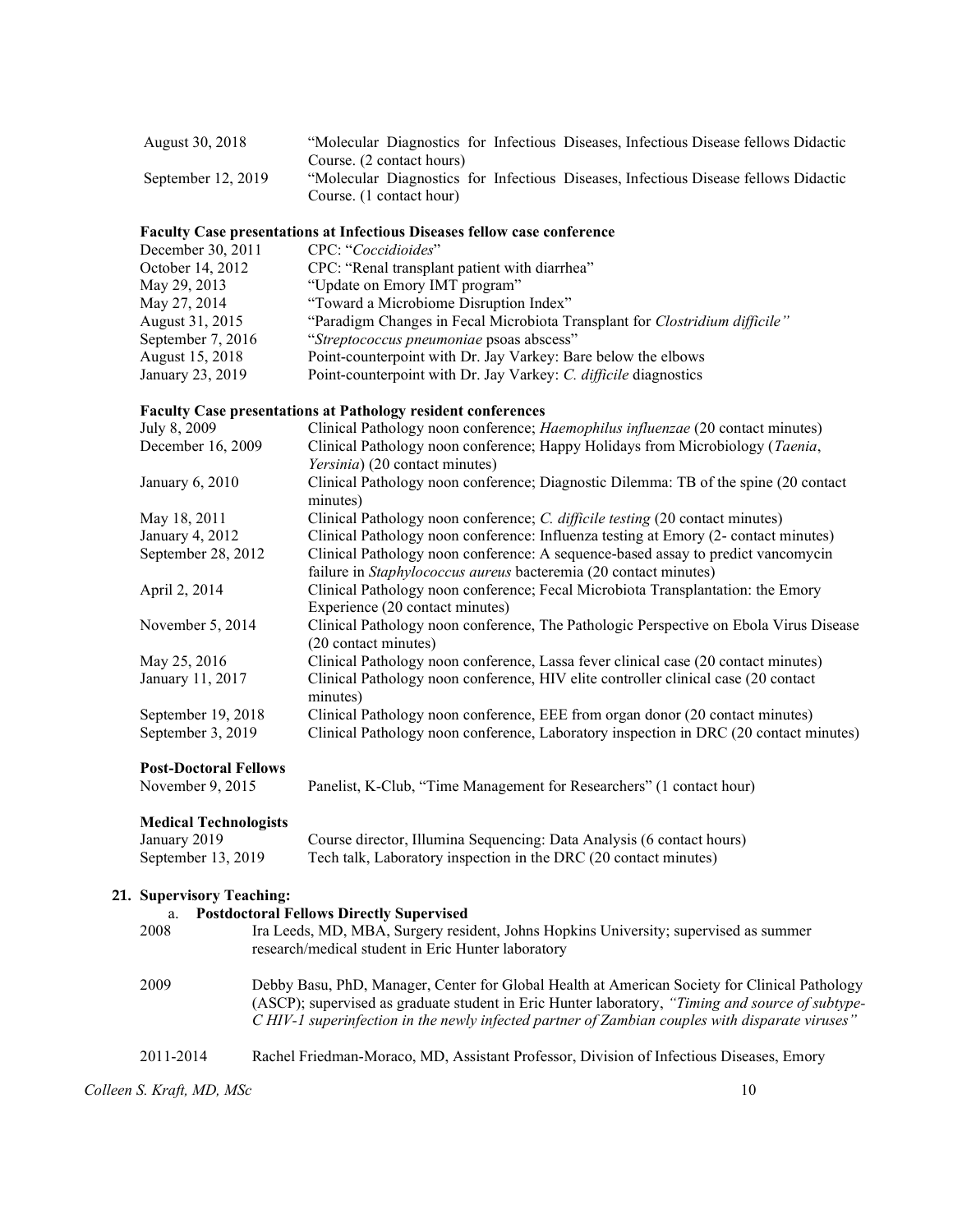| | |
|---|---|
| August 30, 2018 | "Molecular Diagnostics for Infectious Diseases, Infectious Disease fellows Didactic Course. (2 contact hours) |
| September 12, 2019 | "Molecular Diagnostics for Infectious Diseases, Infectious Disease fellows Didactic Course. (1 contact hour) |

**Faculty Case presentations at Infectious Diseases fellow case conference**

| | |
|---|---|
| December 30, 2011 | CPC: "*Coccidioides*" |
| October 14, 2012 | CPC: "Renal transplant patient with diarrhea" |
| May 29, 2013 | "Update on Emory IMT program" |
| May 27, 2014 | "Toward a Microbiome Disruption Index" |
| August 31, 2015 | "Paradigm Changes in Fecal Microbiota Transplant for *Clostridium difficile"* |
| September 7, 2016 | "*Streptococcus pneumoniae* psoas abscess" |
| August 15, 2018 | Point-counterpoint with Dr. Jay Varkey: Bare below the elbows |
| January 23, 2019 | Point-counterpoint with Dr. Jay Varkey: *C. difficile* diagnostics |

**Faculty Case presentations at Pathology resident conferences**

| | |
|---|---|
| July 8, 2009 | Clinical Pathology noon conference; *Haemophilus influenzae* (20 contact minutes) |
| December 16, 2009 | Clinical Pathology noon conference; Happy Holidays from Microbiology (*Taenia*, *Yersinia*) (20 contact minutes) |
| January 6, 2010 | Clinical Pathology noon conference; Diagnostic Dilemma: TB of the spine (20 contact minutes) |
| May 18, 2011 | Clinical Pathology noon conference; *C. difficile testing* (20 contact minutes) |
| January 4, 2012 | Clinical Pathology noon conference: Influenza testing at Emory (2- contact minutes) |
| September 28, 2012 | Clinical Pathology noon conference: A sequence-based assay to predict vancomycin failure in *Staphylococcus aureus* bacteremia (20 contact minutes) |
| April 2, 2014 | Clinical Pathology noon conference; Fecal Microbiota Transplantation: the Emory Experience (20 contact minutes) |
| November 5, 2014 | Clinical Pathology noon conference, The Pathologic Perspective on Ebola Virus Disease (20 contact minutes) |
| May 25, 2016 | Clinical Pathology noon conference, Lassa fever clinical case (20 contact minutes) |
| January 11, 2017 | Clinical Pathology noon conference, HIV elite controller clinical case (20 contact minutes) |
| September 19, 2018 | Clinical Pathology noon conference, EEE from organ donor (20 contact minutes) |
| September 3, 2019 | Clinical Pathology noon conference, Laboratory inspection in DRC (20 contact minutes) |

**Post-Doctoral Fellows**

| | |
|---|---|
| November 9, 2015 | Panelist, K-Club, "Time Management for Researchers" (1 contact hour) |

**Medical Technologists**

| | |
|---|---|
| January 2019 | Course director, Illumina Sequencing: Data Analysis (6 contact hours) |
| September 13, 2019 | Tech talk, Laboratory inspection in the DRC (20 contact minutes) |

**21. Supervisory Teaching:**

a. **Postdoctoral Fellows Directly Supervised**

| | |
|---|---|
| 2008 | Ira Leeds, MD, MBA, Surgery resident, Johns Hopkins University; supervised as summer research/medical student in Eric Hunter laboratory |
| 2009 | Debby Basu, PhD, Manager, Center for Global Health at American Society for Clinical Pathology (ASCP); supervised as graduate student in Eric Hunter laboratory, *"Timing and source of subtype-C HIV-1 superinfection in the newly infected partner of Zambian couples with disparate viruses"* |
| 2011-2014 | Rachel Friedman-Moraco, MD, Assistant Professor, Division of Infectious Diseases, Emory |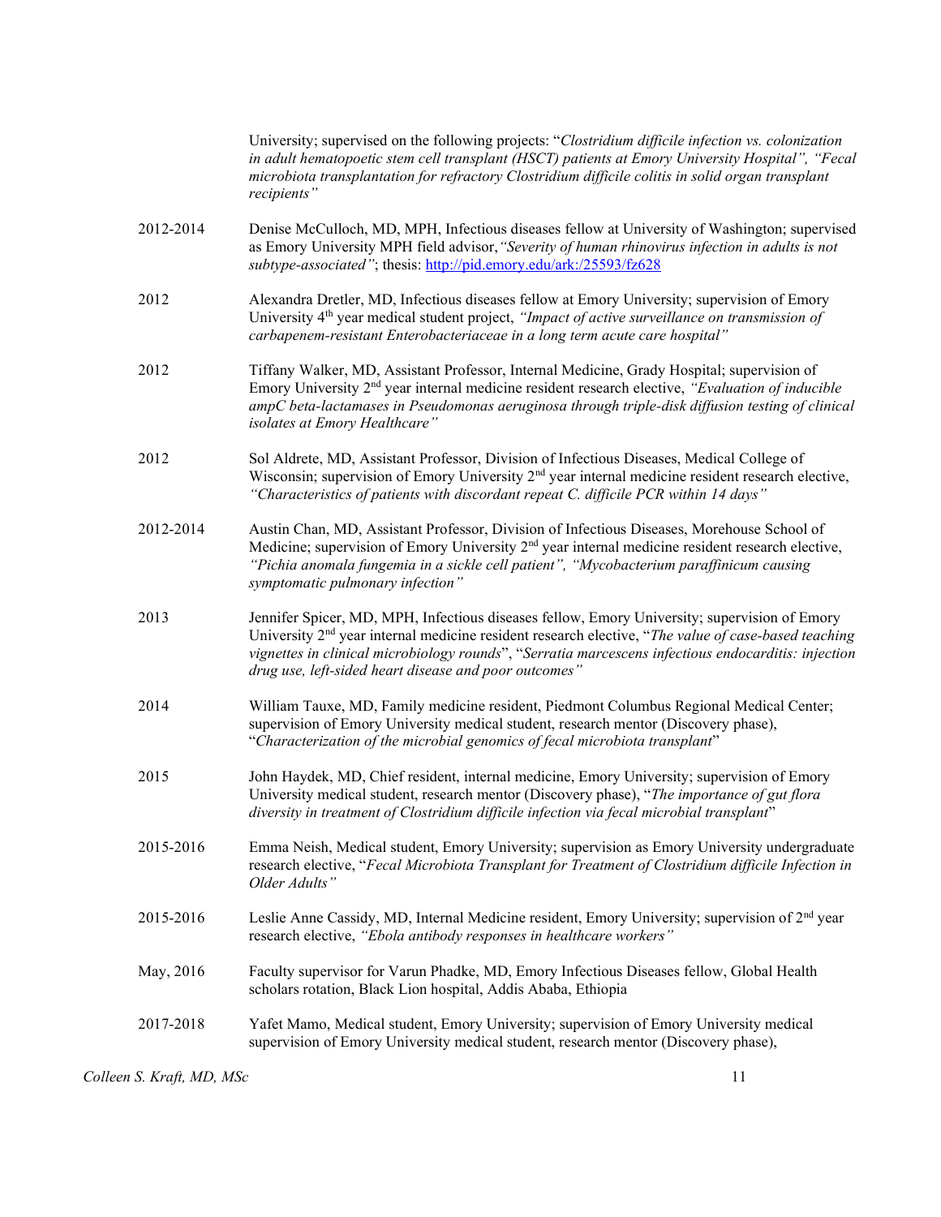University; supervised on the following projects: "*Clostridium difficile infection vs. colonization in adult hematopoetic stem cell transplant (HSCT) patients at Emory University Hospital", "Fecal microbiota transplantation for refractory Clostridium difficile colitis in solid organ transplant recipients"*

2012-2014 Denise McCulloch, MD, MPH, Infectious diseases fellow at University of Washington; supervised as Emory University MPH field advisor, *"Severity of human rhinovirus infection in adults is not subtype-associated"*; thesis: http://pid.emory.edu/ark:/25593/fz628

2012 Alexandra Dretler, MD, Infectious diseases fellow at Emory University; supervision of Emory University 4th year medical student project, *"Impact of active surveillance on transmission of carbapenem-resistant Enterobacteriaceae in a long term acute care hospital"*

2012 Tiffany Walker, MD, Assistant Professor, Internal Medicine, Grady Hospital; supervision of Emory University 2nd year internal medicine resident research elective, *"Evaluation of inducible ampC beta-lactamases in Pseudomonas aeruginosa through triple-disk diffusion testing of clinical isolates at Emory Healthcare"*

2012 Sol Aldrete, MD, Assistant Professor, Division of Infectious Diseases, Medical College of Wisconsin; supervision of Emory University 2nd year internal medicine resident research elective, *"Characteristics of patients with discordant repeat C. difficile PCR within 14 days"*

2012-2014 Austin Chan, MD, Assistant Professor, Division of Infectious Diseases, Morehouse School of Medicine; supervision of Emory University 2nd year internal medicine resident research elective, *"Pichia anomala fungemia in a sickle cell patient", "Mycobacterium paraffinicum causing symptomatic pulmonary infection"*

2013 Jennifer Spicer, MD, MPH, Infectious diseases fellow, Emory University; supervision of Emory University 2nd year internal medicine resident research elective, "*The value of case-based teaching vignettes in clinical microbiology rounds*", "*Serratia marcescens infectious endocarditis: injection drug use, left-sided heart disease and poor outcomes"*

2014 William Tauxe, MD, Family medicine resident, Piedmont Columbus Regional Medical Center; supervision of Emory University medical student, research mentor (Discovery phase), "*Characterization of the microbial genomics of fecal microbiota transplant*"

2015 John Haydek, MD, Chief resident, internal medicine, Emory University; supervision of Emory University medical student, research mentor (Discovery phase), "*The importance of gut flora diversity in treatment of Clostridium difficile infection via fecal microbial transplant*"

2015-2016 Emma Neish, Medical student, Emory University; supervision as Emory University undergraduate research elective, "*Fecal Microbiota Transplant for Treatment of Clostridium difficile Infection in Older Adults"*

2015-2016 Leslie Anne Cassidy, MD, Internal Medicine resident, Emory University; supervision of 2nd year research elective, *"Ebola antibody responses in healthcare workers"*

May, 2016 Faculty supervisor for Varun Phadke, MD, Emory Infectious Diseases fellow, Global Health scholars rotation, Black Lion hospital, Addis Ababa, Ethiopia

2017-2018 Yafet Mamo, Medical student, Emory University; supervision of Emory University medical supervision of Emory University medical student, research mentor (Discovery phase),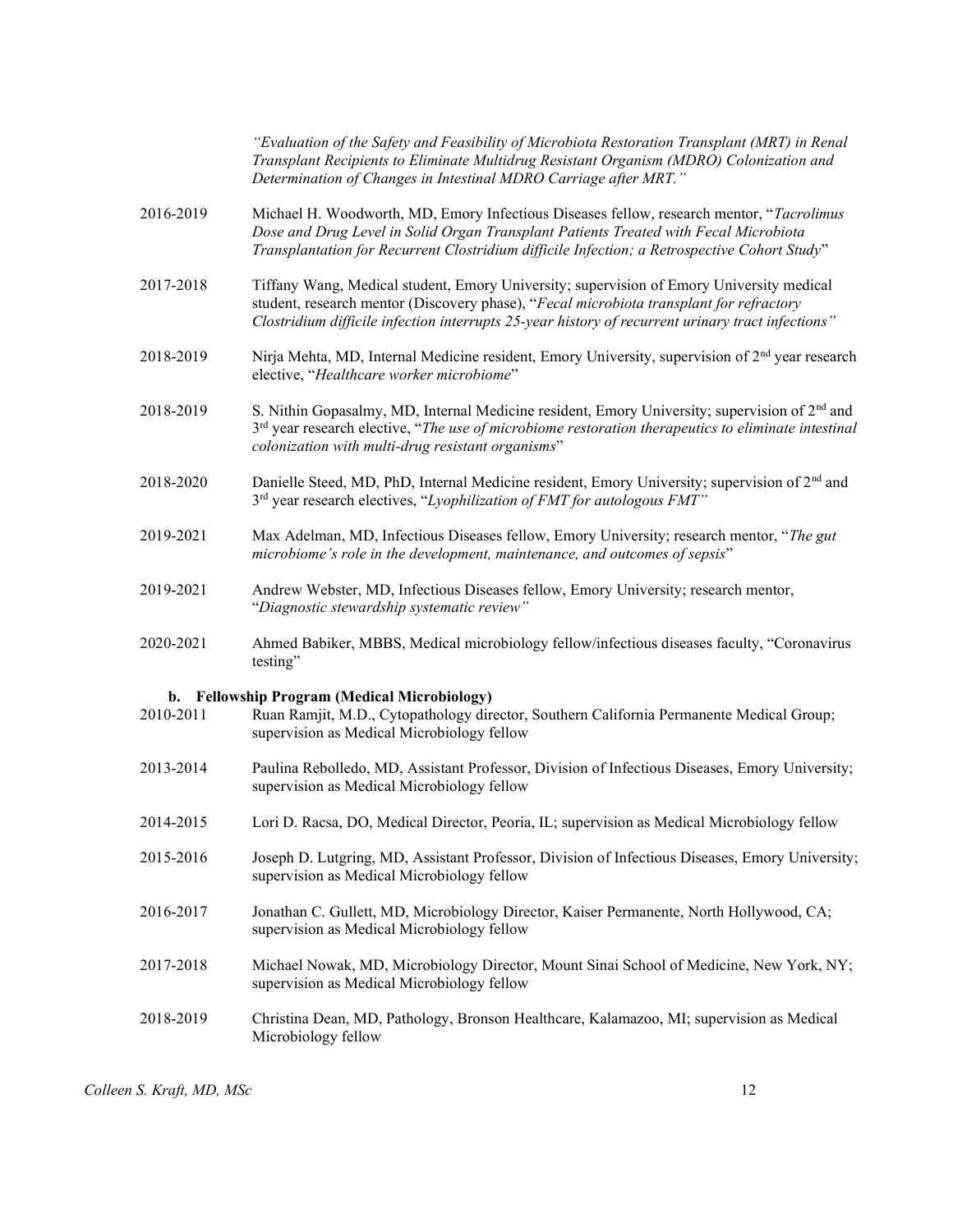*"Evaluation of the Safety and Feasibility of Microbiota Restoration Transplant (MRT) in Renal Transplant Recipients to Eliminate Multidrug Resistant Organism (MDRO) Colonization and Determination of Changes in Intestinal MDRO Carriage after MRT."*

2016-2019 Michael H. Woodworth, MD, Emory Infectious Diseases fellow, research mentor, "*Tacrolimus Dose and Drug Level in Solid Organ Transplant Patients Treated with Fecal Microbiota Transplantation for Recurrent Clostridium difficile Infection; a Retrospective Cohort Study*"

2017-2018 Tiffany Wang, Medical student, Emory University; supervision of Emory University medical student, research mentor (Discovery phase), "*Fecal microbiota transplant for refractory Clostridium difficile infection interrupts 25-year history of recurrent urinary tract infections*"

2018-2019 Nirja Mehta, MD, Internal Medicine resident, Emory University, supervision of 2nd year research elective, "*Healthcare worker microbiome*"

2018-2019 S. Nithin Gopasalmy, MD, Internal Medicine resident, Emory University; supervision of 2nd and 3rd year research elective, "*The use of microbiome restoration therapeutics to eliminate intestinal colonization with multi-drug resistant organisms*"

2018-2020 Danielle Steed, MD, PhD, Internal Medicine resident, Emory University; supervision of 2nd and 3rd year research electives, "*Lyophilization of FMT for autologous FMT*"

2019-2021 Max Adelman, MD, Infectious Diseases fellow, Emory University; research mentor, "*The gut microbiome's role in the development, maintenance, and outcomes of sepsis*"

2019-2021 Andrew Webster, MD, Infectious Diseases fellow, Emory University; research mentor, "*Diagnostic stewardship systematic review*"

2020-2021 Ahmed Babiker, MBBS, Medical microbiology fellow/infectious diseases faculty, "Coronavirus testing"

**b. Fellowship Program (Medical Microbiology)**

2010-2011 Ruan Ramjit, M.D., Cytopathology director, Southern California Permanente Medical Group; supervision as Medical Microbiology fellow

2013-2014 Paulina Rebolledo, MD, Assistant Professor, Division of Infectious Diseases, Emory University; supervision as Medical Microbiology fellow

2014-2015 Lori D. Racsa, DO, Medical Director, Peoria, IL; supervision as Medical Microbiology fellow

2015-2016 Joseph D. Lutgring, MD, Assistant Professor, Division of Infectious Diseases, Emory University; supervision as Medical Microbiology fellow

2016-2017 Jonathan C. Gullett, MD, Microbiology Director, Kaiser Permanente, North Hollywood, CA; supervision as Medical Microbiology fellow

2017-2018 Michael Nowak, MD, Microbiology Director, Mount Sinai School of Medicine, New York, NY; supervision as Medical Microbiology fellow

2018-2019 Christina Dean, MD, Pathology, Bronson Healthcare, Kalamazoo, MI; supervision as Medical Microbiology fellow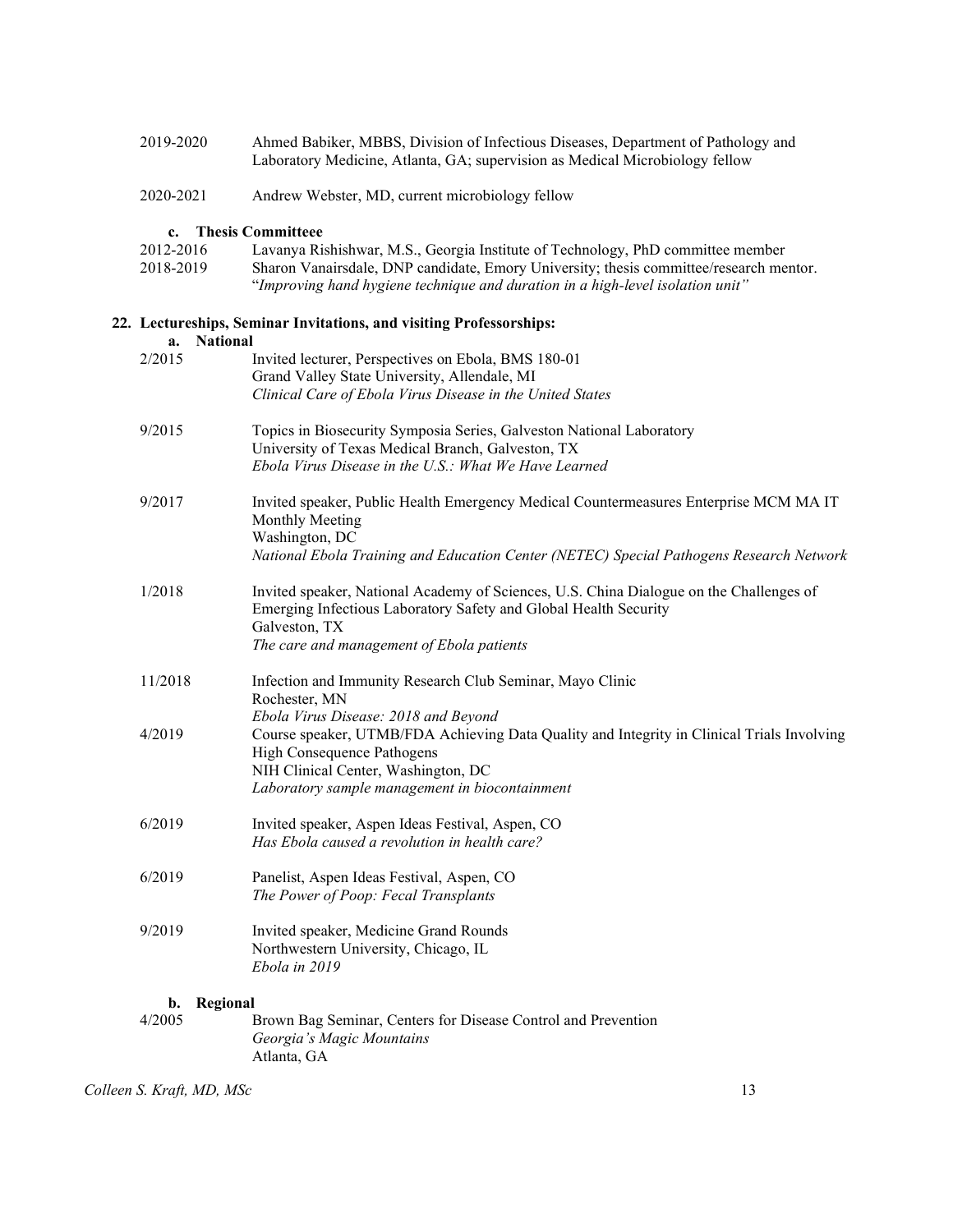2019-2020 Ahmed Babiker, MBBS, Division of Infectious Diseases, Department of Pathology and Laboratory Medicine, Atlanta, GA; supervision as Medical Microbiology fellow

2020-2021 Andrew Webster, MD, current microbiology fellow

**c. Thesis Committeee**

2012-2016 Lavanya Rishishwar, M.S., Georgia Institute of Technology, PhD committee member

2018-2019 Sharon Vanairsdale, DNP candidate, Emory University; thesis committee/research mentor. "*Improving hand hygiene technique and duration in a high-level isolation unit"*

## 22. Lectureships, Seminar Invitations, and visiting Professorships:

**a. National**

2/2015 Invited lecturer, Perspectives on Ebola, BMS 180-01
Grand Valley State University, Allendale, MI
*Clinical Care of Ebola Virus Disease in the United States*

9/2015 Topics in Biosecurity Symposia Series, Galveston National Laboratory
University of Texas Medical Branch, Galveston, TX
*Ebola Virus Disease in the U.S.: What We Have Learned*

9/2017 Invited speaker, Public Health Emergency Medical Countermeasures Enterprise MCM MA IT Monthly Meeting
Washington, DC
*National Ebola Training and Education Center (NETEC) Special Pathogens Research Network*

1/2018 Invited speaker, National Academy of Sciences, U.S. China Dialogue on the Challenges of Emerging Infectious Laboratory Safety and Global Health Security
Galveston, TX
*The care and management of Ebola patients*

11/2018 Infection and Immunity Research Club Seminar, Mayo Clinic
Rochester, MN
*Ebola Virus Disease: 2018 and Beyond*

4/2019 Course speaker, UTMB/FDA Achieving Data Quality and Integrity in Clinical Trials Involving High Consequence Pathogens
NIH Clinical Center, Washington, DC
*Laboratory sample management in biocontainment*

6/2019 Invited speaker, Aspen Ideas Festival, Aspen, CO
*Has Ebola caused a revolution in health care?*

6/2019 Panelist, Aspen Ideas Festival, Aspen, CO
*The Power of Poop: Fecal Transplants*

9/2019 Invited speaker, Medicine Grand Rounds
Northwestern University, Chicago, IL
*Ebola in 2019*

**b. Regional**

4/2005 Brown Bag Seminar, Centers for Disease Control and Prevention
*Georgia's Magic Mountains*
Atlanta, GA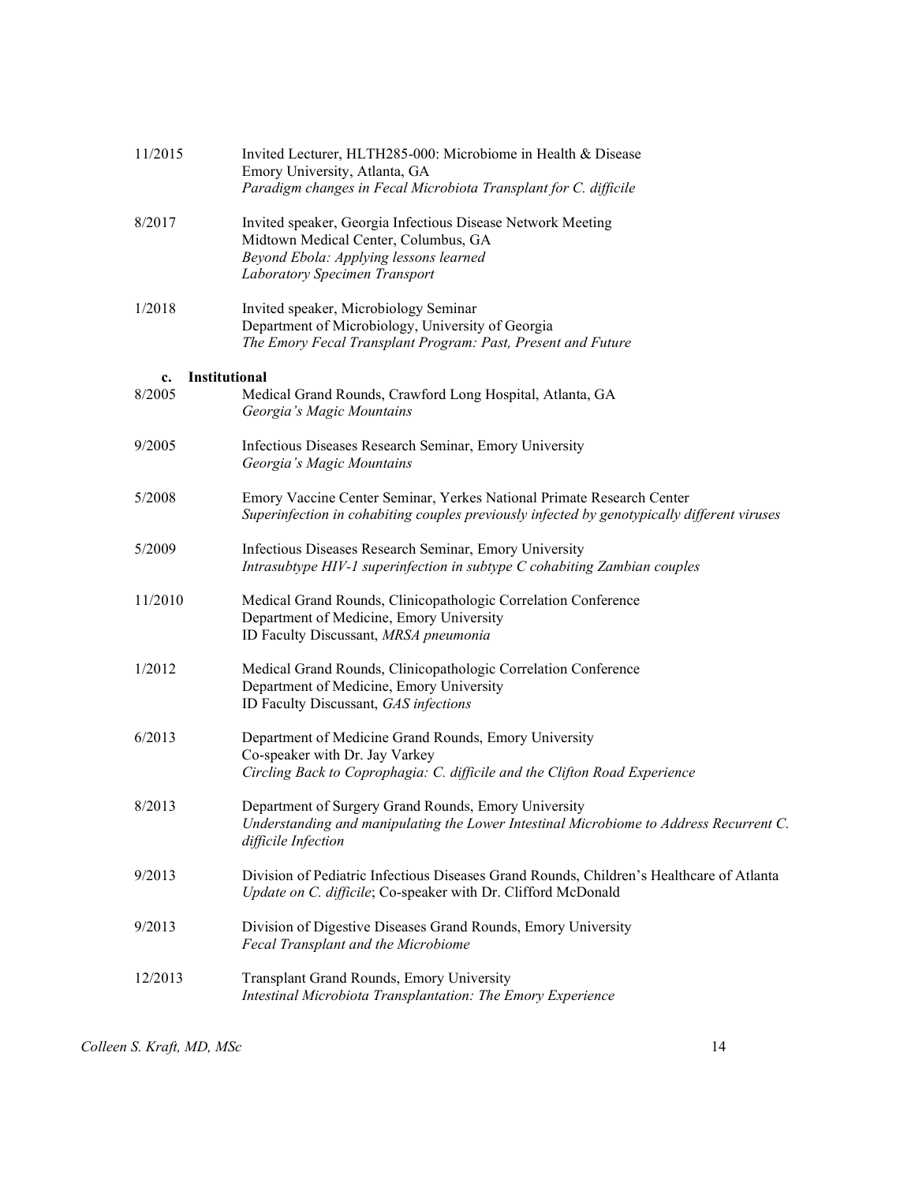11/2015 Invited Lecturer, HLTH285-000: Microbiome in Health & Disease
Emory University, Atlanta, GA
*Paradigm changes in Fecal Microbiota Transplant for C. difficile*

8/2017 Invited speaker, Georgia Infectious Disease Network Meeting
Midtown Medical Center, Columbus, GA
*Beyond Ebola: Applying lessons learned*
*Laboratory Specimen Transport*

1/2018 Invited speaker, Microbiology Seminar
Department of Microbiology, University of Georgia
*The Emory Fecal Transplant Program: Past, Present and Future*

**c. Institutional**

8/2005 Medical Grand Rounds, Crawford Long Hospital, Atlanta, GA
*Georgia's Magic Mountains*

9/2005 Infectious Diseases Research Seminar, Emory University
*Georgia's Magic Mountains*

5/2008 Emory Vaccine Center Seminar, Yerkes National Primate Research Center
*Superinfection in cohabiting couples previously infected by genotypically different viruses*

5/2009 Infectious Diseases Research Seminar, Emory University
*Intrasubtype HIV-1 superinfection in subtype C cohabiting Zambian couples*

11/2010 Medical Grand Rounds, Clinicopathologic Correlation Conference
Department of Medicine, Emory University
ID Faculty Discussant, *MRSA pneumonia*

1/2012 Medical Grand Rounds, Clinicopathologic Correlation Conference
Department of Medicine, Emory University
ID Faculty Discussant, *GAS infections*

6/2013 Department of Medicine Grand Rounds, Emory University
Co-speaker with Dr. Jay Varkey
*Circling Back to Coprophagia: C. difficile and the Clifton Road Experience*

8/2013 Department of Surgery Grand Rounds, Emory University
*Understanding and manipulating the Lower Intestinal Microbiome to Address Recurrent C. difficile Infection*

9/2013 Division of Pediatric Infectious Diseases Grand Rounds, Children's Healthcare of Atlanta
*Update on C. difficile*; Co-speaker with Dr. Clifford McDonald

9/2013 Division of Digestive Diseases Grand Rounds, Emory University
*Fecal Transplant and the Microbiome*

12/2013 Transplant Grand Rounds, Emory University
*Intestinal Microbiota Transplantation: The Emory Experience*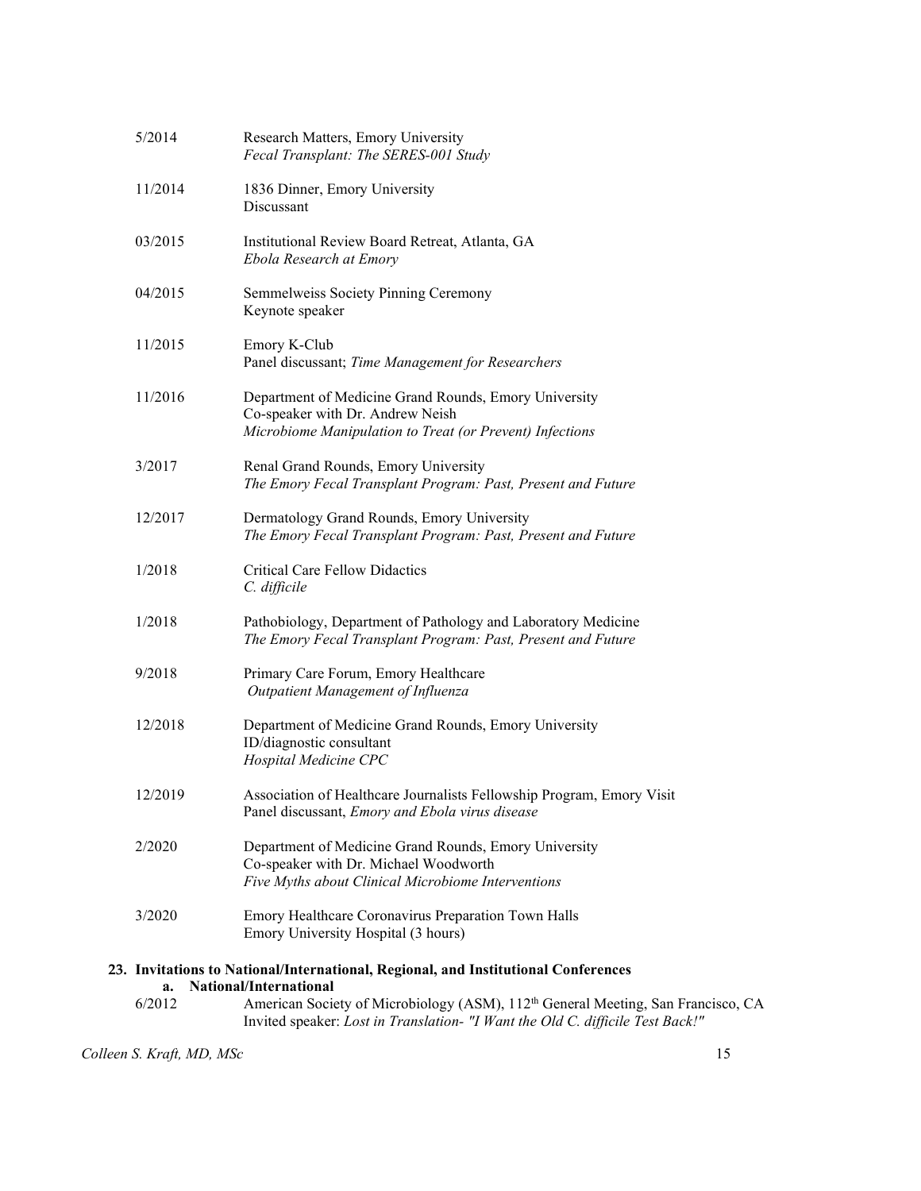5/2014 Research Matters, Emory University
*Fecal Transplant: The SERES-001 Study*

11/2014 1836 Dinner, Emory University
Discussant

03/2015 Institutional Review Board Retreat, Atlanta, GA
*Ebola Research at Emory*

04/2015 Semmelweiss Society Pinning Ceremony
Keynote speaker

11/2015 Emory K-Club
Panel discussant; *Time Management for Researchers*

11/2016 Department of Medicine Grand Rounds, Emory University
Co-speaker with Dr. Andrew Neish
*Microbiome Manipulation to Treat (or Prevent) Infections*

3/2017 Renal Grand Rounds, Emory University
*The Emory Fecal Transplant Program: Past, Present and Future*

12/2017 Dermatology Grand Rounds, Emory University
*The Emory Fecal Transplant Program: Past, Present and Future*

1/2018 Critical Care Fellow Didactics
*C. difficile*

1/2018 Pathobiology, Department of Pathology and Laboratory Medicine
*The Emory Fecal Transplant Program: Past, Present and Future*

9/2018 Primary Care Forum, Emory Healthcare
*Outpatient Management of Influenza*

12/2018 Department of Medicine Grand Rounds, Emory University
ID/diagnostic consultant
*Hospital Medicine CPC*

12/2019 Association of Healthcare Journalists Fellowship Program, Emory Visit
Panel discussant, *Emory and Ebola virus disease*

2/2020 Department of Medicine Grand Rounds, Emory University
Co-speaker with Dr. Michael Woodworth
*Five Myths about Clinical Microbiome Interventions*

3/2020 Emory Healthcare Coronavirus Preparation Town Halls
Emory University Hospital (3 hours)

## 23. Invitations to National/International, Regional, and Institutional Conferences

### a. National/International

6/2012 American Society of Microbiology (ASM), 112th General Meeting, San Francisco, CA
Invited speaker: *Lost in Translation- "I Want the Old C. difficile Test Back!"*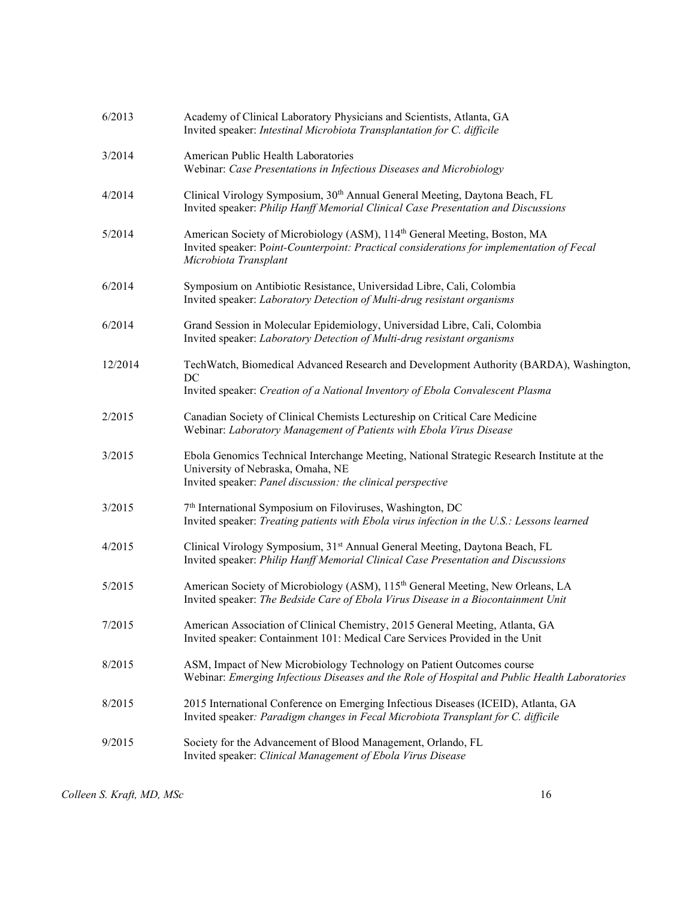| | |
|---|---|
| 6/2013 | Academy of Clinical Laboratory Physicians and Scientists, Atlanta, GA<br>Invited speaker: *Intestinal Microbiota Transplantation for C. difficile* |
| 3/2014 | American Public Health Laboratories<br>Webinar: *Case Presentations in Infectious Diseases and Microbiology* |
| 4/2014 | Clinical Virology Symposium, 30th Annual General Meeting, Daytona Beach, FL<br>Invited speaker: *Philip Hanff Memorial Clinical Case Presentation and Discussions* |
| 5/2014 | American Society of Microbiology (ASM), 114th General Meeting, Boston, MA<br>Invited speaker: P*oint-Counterpoint: Practical considerations for implementation of Fecal Microbiota Transplant* |
| 6/2014 | Symposium on Antibiotic Resistance, Universidad Libre, Cali, Colombia<br>Invited speaker: *Laboratory Detection of Multi-drug resistant organisms* |
| 6/2014 | Grand Session in Molecular Epidemiology, Universidad Libre, Cali, Colombia<br>Invited speaker: *Laboratory Detection of Multi-drug resistant organisms* |
| 12/2014 | TechWatch, Biomedical Advanced Research and Development Authority (BARDA), Washington, DC<br>Invited speaker: *Creation of a National Inventory of Ebola Convalescent Plasma* |
| 2/2015 | Canadian Society of Clinical Chemists Lectureship on Critical Care Medicine<br>Webinar: *Laboratory Management of Patients with Ebola Virus Disease* |
| 3/2015 | Ebola Genomics Technical Interchange Meeting, National Strategic Research Institute at the University of Nebraska, Omaha, NE<br>Invited speaker: *Panel discussion: the clinical perspective* |
| 3/2015 | 7th International Symposium on Filoviruses, Washington, DC<br>Invited speaker: *Treating patients with Ebola virus infection in the U.S.: Lessons learned* |
| 4/2015 | Clinical Virology Symposium, 31st Annual General Meeting, Daytona Beach, FL<br>Invited speaker: *Philip Hanff Memorial Clinical Case Presentation and Discussions* |
| 5/2015 | American Society of Microbiology (ASM), 115th General Meeting, New Orleans, LA<br>Invited speaker: *The Bedside Care of Ebola Virus Disease in a Biocontainment Unit* |
| 7/2015 | American Association of Clinical Chemistry, 2015 General Meeting, Atlanta, GA<br>Invited speaker: Containment 101: Medical Care Services Provided in the Unit |
| 8/2015 | ASM, Impact of New Microbiology Technology on Patient Outcomes course<br>Webinar: *Emerging Infectious Diseases and the Role of Hospital and Public Health Laboratories* |
| 8/2015 | 2015 International Conference on Emerging Infectious Diseases (ICEID), Atlanta, GA<br>Invited speaker*: Paradigm changes in Fecal Microbiota Transplant for C. difficile* |
| 9/2015 | Society for the Advancement of Blood Management, Orlando, FL<br>Invited speaker: *Clinical Management of Ebola Virus Disease* |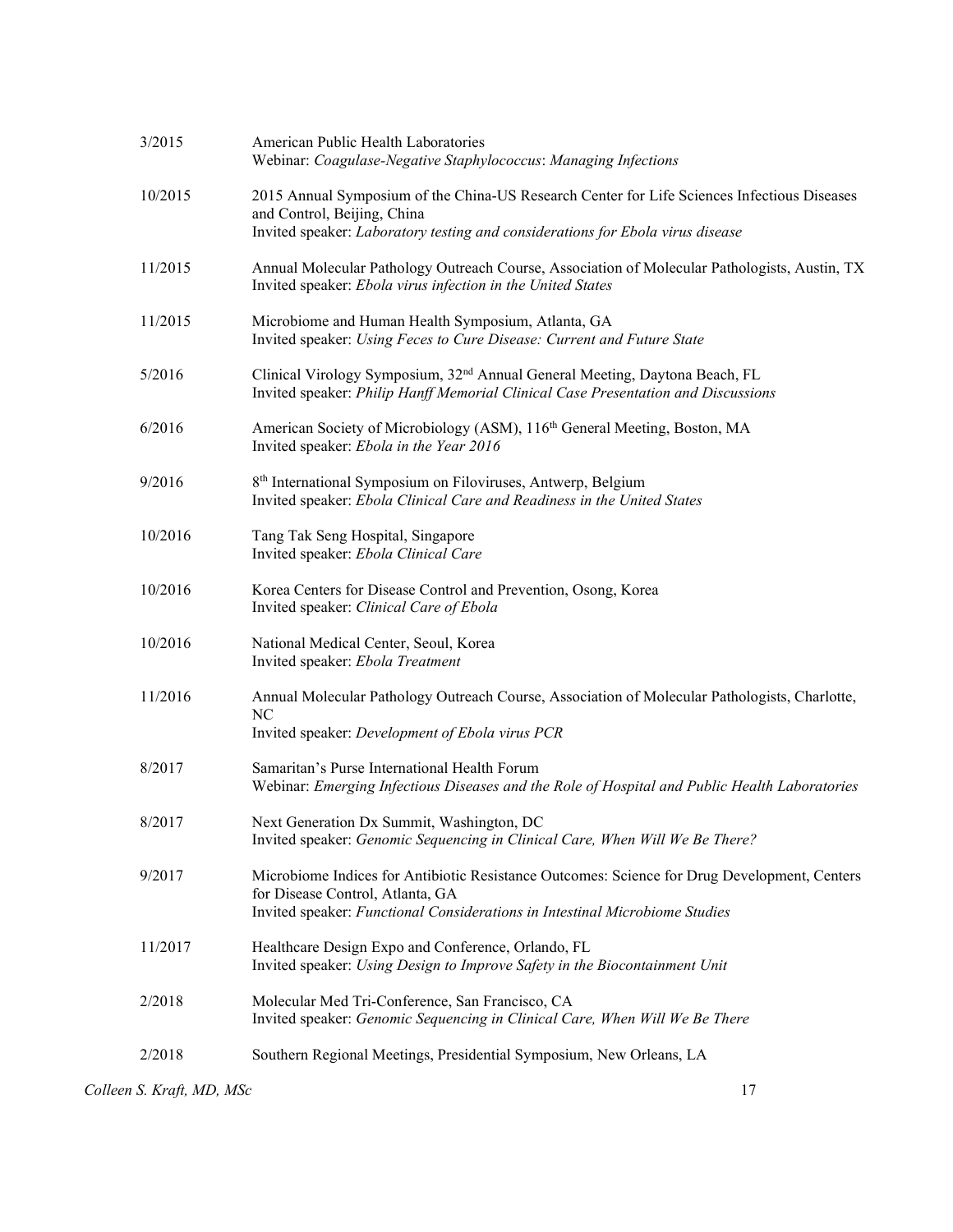3/2015 American Public Health Laboratories
Webinar: *Coagulase-Negative Staphylococcus*: *Managing Infections*

10/2015 2015 Annual Symposium of the China-US Research Center for Life Sciences Infectious Diseases and Control, Beijing, China
Invited speaker: *Laboratory testing and considerations for Ebola virus disease*

11/2015 Annual Molecular Pathology Outreach Course, Association of Molecular Pathologists, Austin, TX
Invited speaker: *Ebola virus infection in the United States*

11/2015 Microbiome and Human Health Symposium, Atlanta, GA
Invited speaker: *Using Feces to Cure Disease: Current and Future State*

5/2016 Clinical Virology Symposium, 32nd Annual General Meeting, Daytona Beach, FL
Invited speaker: *Philip Hanff Memorial Clinical Case Presentation and Discussions*

6/2016 American Society of Microbiology (ASM), 116th General Meeting, Boston, MA
Invited speaker: *Ebola in the Year 2016*

9/2016 8th International Symposium on Filoviruses, Antwerp, Belgium
Invited speaker: *Ebola Clinical Care and Readiness in the United States*

10/2016 Tang Tak Seng Hospital, Singapore
Invited speaker: *Ebola Clinical Care*

10/2016 Korea Centers for Disease Control and Prevention, Osong, Korea
Invited speaker: *Clinical Care of Ebola*

10/2016 National Medical Center, Seoul, Korea
Invited speaker: *Ebola Treatment*

11/2016 Annual Molecular Pathology Outreach Course, Association of Molecular Pathologists, Charlotte, NC
Invited speaker: *Development of Ebola virus PCR*

8/2017 Samaritan's Purse International Health Forum
Webinar: *Emerging Infectious Diseases and the Role of Hospital and Public Health Laboratories*

8/2017 Next Generation Dx Summit, Washington, DC
Invited speaker: *Genomic Sequencing in Clinical Care, When Will We Be There?*

9/2017 Microbiome Indices for Antibiotic Resistance Outcomes: Science for Drug Development, Centers for Disease Control, Atlanta, GA
Invited speaker: *Functional Considerations in Intestinal Microbiome Studies*

11/2017 Healthcare Design Expo and Conference, Orlando, FL
Invited speaker: *Using Design to Improve Safety in the Biocontainment Unit*

2/2018 Molecular Med Tri-Conference, San Francisco, CA
Invited speaker: *Genomic Sequencing in Clinical Care, When Will We Be There*

2/2018 Southern Regional Meetings, Presidential Symposium, New Orleans, LA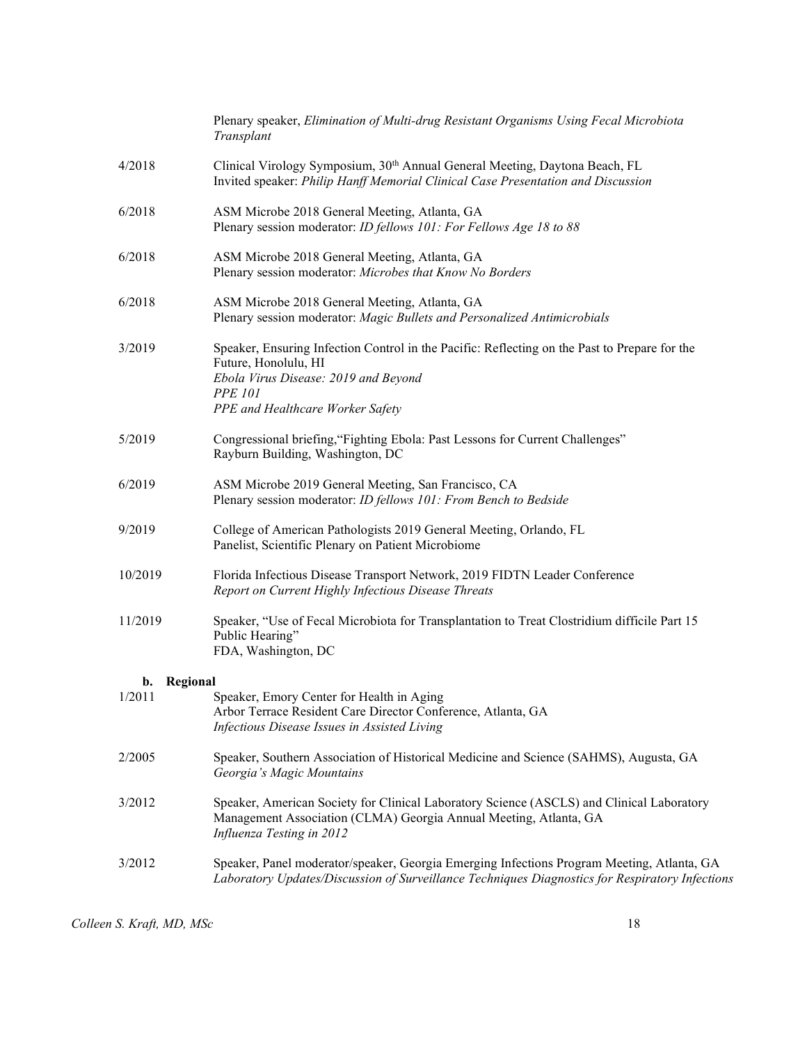Plenary speaker, *Elimination of Multi-drug Resistant Organisms Using Fecal Microbiota Transplant*

4/2018 Clinical Virology Symposium, 30th Annual General Meeting, Daytona Beach, FL
Invited speaker: *Philip Hanff Memorial Clinical Case Presentation and Discussion*

6/2018 ASM Microbe 2018 General Meeting, Atlanta, GA
Plenary session moderator: *ID fellows 101: For Fellows Age 18 to 88*

6/2018 ASM Microbe 2018 General Meeting, Atlanta, GA
Plenary session moderator: *Microbes that Know No Borders*

6/2018 ASM Microbe 2018 General Meeting, Atlanta, GA
Plenary session moderator: *Magic Bullets and Personalized Antimicrobials*

3/2019 Speaker, Ensuring Infection Control in the Pacific: Reflecting on the Past to Prepare for the Future, Honolulu, HI
*Ebola Virus Disease: 2019 and Beyond*
*PPE 101*
*PPE and Healthcare Worker Safety*

5/2019 Congressional briefing,"Fighting Ebola: Past Lessons for Current Challenges"
Rayburn Building, Washington, DC

6/2019 ASM Microbe 2019 General Meeting, San Francisco, CA
Plenary session moderator: *ID fellows 101: From Bench to Bedside*

9/2019 College of American Pathologists 2019 General Meeting, Orlando, FL
Panelist, Scientific Plenary on Patient Microbiome

10/2019 Florida Infectious Disease Transport Network, 2019 FIDTN Leader Conference
*Report on Current Highly Infectious Disease Threats*

11/2019 Speaker, "Use of Fecal Microbiota for Transplantation to Treat Clostridium difficile Part 15 Public Hearing"
FDA, Washington, DC

**b. Regional**

1/2011 Speaker, Emory Center for Health in Aging
Arbor Terrace Resident Care Director Conference, Atlanta, GA
*Infectious Disease Issues in Assisted Living*

2/2005 Speaker, Southern Association of Historical Medicine and Science (SAHMS), Augusta, GA
*Georgia's Magic Mountains*

3/2012 Speaker, American Society for Clinical Laboratory Science (ASCLS) and Clinical Laboratory Management Association (CLMA) Georgia Annual Meeting, Atlanta, GA
*Influenza Testing in 2012*

3/2012 Speaker, Panel moderator/speaker, Georgia Emerging Infections Program Meeting, Atlanta, GA
*Laboratory Updates/Discussion of Surveillance Techniques Diagnostics for Respiratory Infections*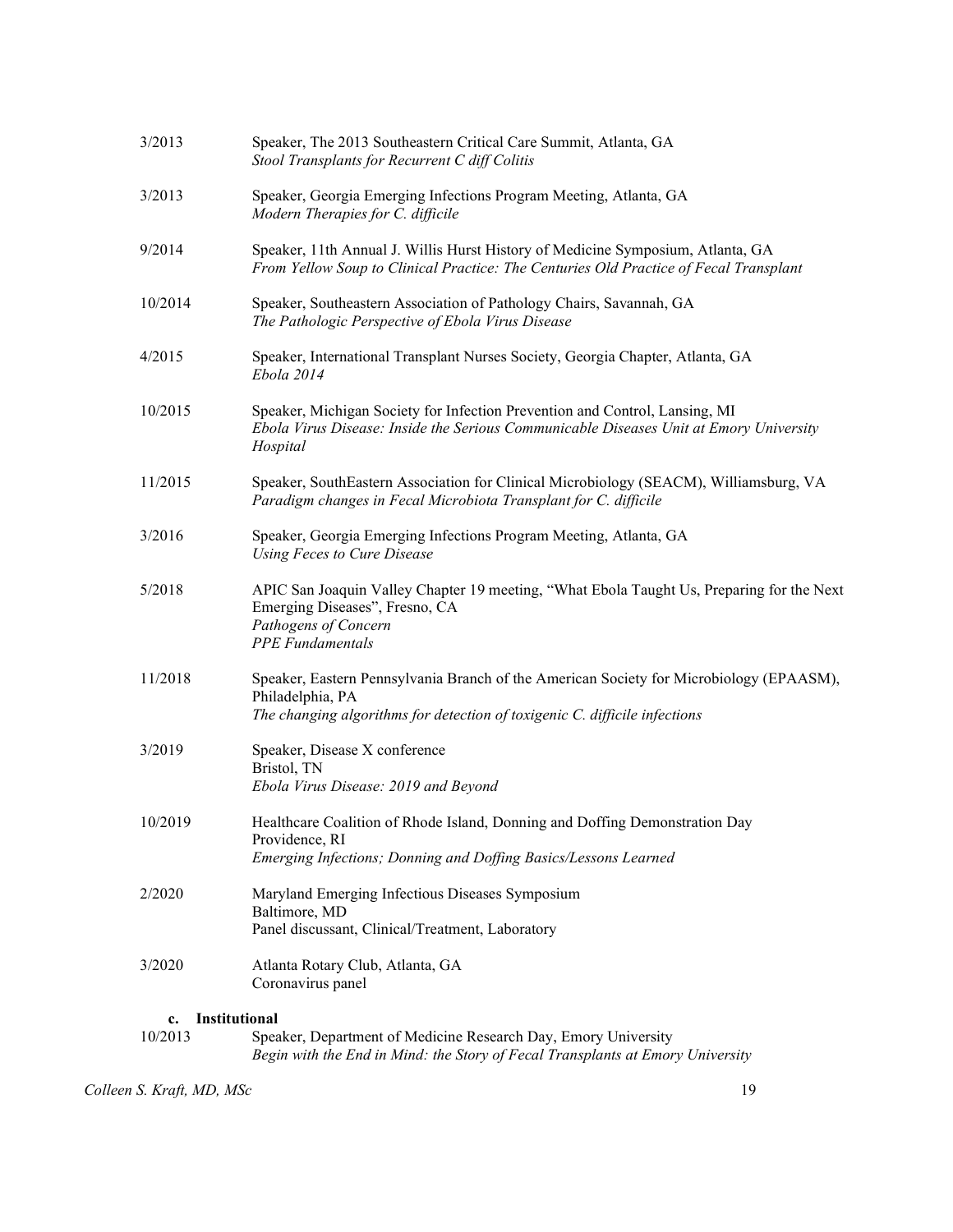3/2013 Speaker, The 2013 Southeastern Critical Care Summit, Atlanta, GA
*Stool Transplants for Recurrent C diff Colitis*

3/2013 Speaker, Georgia Emerging Infections Program Meeting, Atlanta, GA
*Modern Therapies for C. difficile*

9/2014 Speaker, 11th Annual J. Willis Hurst History of Medicine Symposium, Atlanta, GA
*From Yellow Soup to Clinical Practice: The Centuries Old Practice of Fecal Transplant*

10/2014 Speaker, Southeastern Association of Pathology Chairs, Savannah, GA
*The Pathologic Perspective of Ebola Virus Disease*

4/2015 Speaker, International Transplant Nurses Society, Georgia Chapter, Atlanta, GA
*Ebola 2014*

10/2015 Speaker, Michigan Society for Infection Prevention and Control, Lansing, MI
*Ebola Virus Disease: Inside the Serious Communicable Diseases Unit at Emory University Hospital*

11/2015 Speaker, SouthEastern Association for Clinical Microbiology (SEACM), Williamsburg, VA
*Paradigm changes in Fecal Microbiota Transplant for C. difficile*

3/2016 Speaker, Georgia Emerging Infections Program Meeting, Atlanta, GA
*Using Feces to Cure Disease*

5/2018 APIC San Joaquin Valley Chapter 19 meeting, "What Ebola Taught Us, Preparing for the Next Emerging Diseases", Fresno, CA
*Pathogens of Concern*
*PPE Fundamentals*

11/2018 Speaker, Eastern Pennsylvania Branch of the American Society for Microbiology (EPAASM), Philadelphia, PA
*The changing algorithms for detection of toxigenic C. difficile infections*

3/2019 Speaker, Disease X conference
Bristol, TN
*Ebola Virus Disease: 2019 and Beyond*

10/2019 Healthcare Coalition of Rhode Island, Donning and Doffing Demonstration Day
Providence, RI
*Emerging Infections; Donning and Doffing Basics/Lessons Learned*

2/2020 Maryland Emerging Infectious Diseases Symposium
Baltimore, MD
Panel discussant, Clinical/Treatment, Laboratory

3/2020 Atlanta Rotary Club, Atlanta, GA
Coronavirus panel

**c. Institutional**

10/2013 Speaker, Department of Medicine Research Day, Emory University
*Begin with the End in Mind: the Story of Fecal Transplants at Emory University*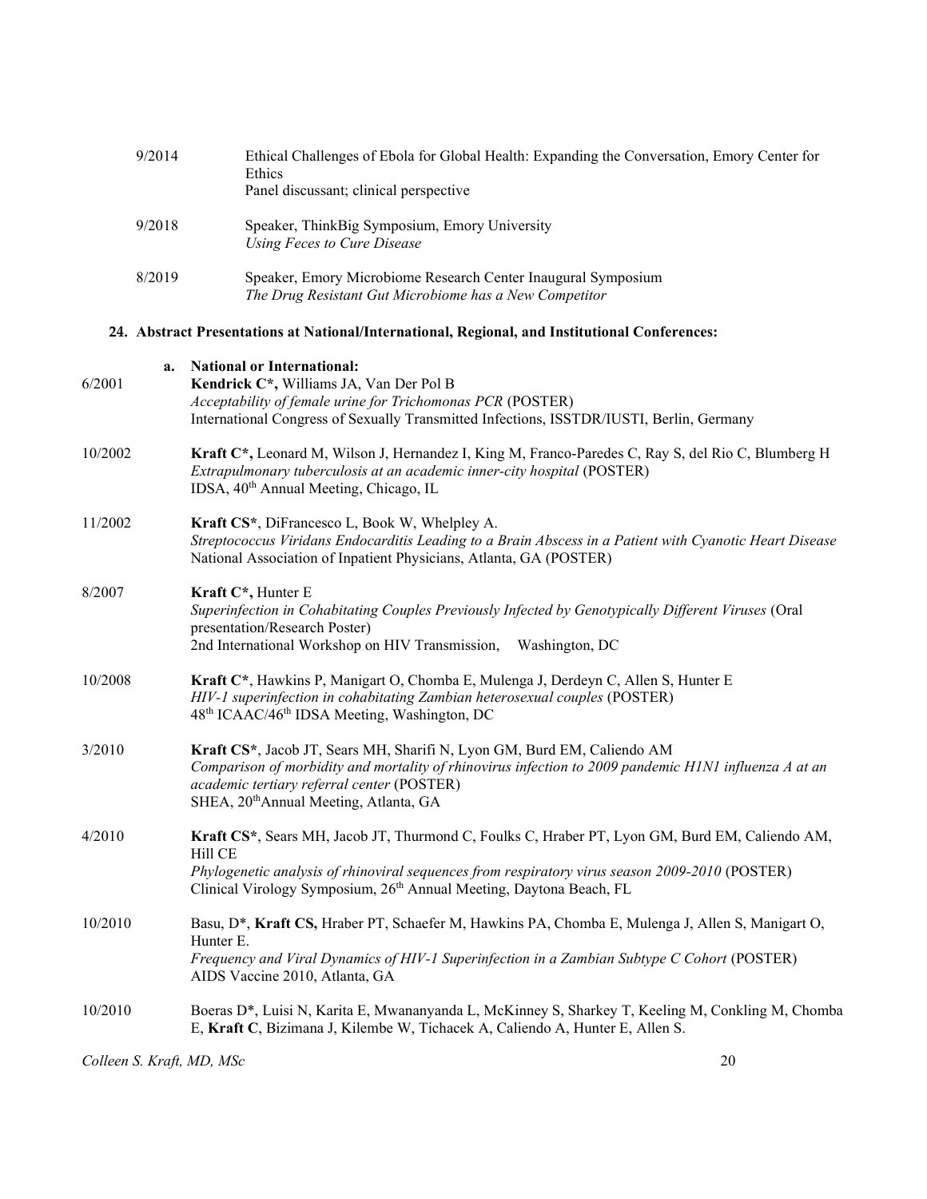9/2014 Ethical Challenges of Ebola for Global Health: Expanding the Conversation, Emory Center for Ethics
Panel discussant; clinical perspective

9/2018 Speaker, ThinkBig Symposium, Emory University
*Using Feces to Cure Disease*

8/2019 Speaker, Emory Microbiome Research Center Inaugural Symposium
*The Drug Resistant Gut Microbiome has a New Competitor*

### 24. Abstract Presentations at National/International, Regional, and Institutional Conferences:

**a. National or International:**

6/2001 **Kendrick C*,** Williams JA, Van Der Pol B
*Acceptability of female urine for Trichomonas PCR* (POSTER)
International Congress of Sexually Transmitted Infections, ISSTDR/IUSTI, Berlin, Germany

10/2002 **Kraft C*,** Leonard M, Wilson J, Hernandez I, King M, Franco-Paredes C, Ray S, del Rio C, Blumberg H
*Extrapulmonary tuberculosis at an academic inner-city hospital* (POSTER)
IDSA, 40th Annual Meeting, Chicago, IL

11/2002 **Kraft CS***, DiFrancesco L, Book W, Whelpley A.
*Streptococcus Viridans Endocarditis Leading to a Brain Abscess in a Patient with Cyanotic Heart Disease*
National Association of Inpatient Physicians, Atlanta, GA (POSTER)

8/2007 **Kraft C*,** Hunter E
*Superinfection in Cohabitating Couples Previously Infected by Genotypically Different Viruses* (Oral presentation/Research Poster)
2nd International Workshop on HIV Transmission, Washington, DC

10/2008 **Kraft C***, Hawkins P, Manigart O, Chomba E, Mulenga J, Derdeyn C, Allen S, Hunter E
*HIV-1 superinfection in cohabitating Zambian heterosexual couples* (POSTER)
48th ICAAC/46th IDSA Meeting, Washington, DC

3/2010 **Kraft CS***, Jacob JT, Sears MH, Sharifi N, Lyon GM, Burd EM, Caliendo AM
*Comparison of morbidity and mortality of rhinovirus infection to 2009 pandemic H1N1 influenza A at an academic tertiary referral center* (POSTER)
SHEA, 20th Annual Meeting, Atlanta, GA

4/2010 **Kraft CS***, Sears MH, Jacob JT, Thurmond C, Foulks C, Hraber PT, Lyon GM, Burd EM, Caliendo AM, Hill CE
*Phylogenetic analysis of rhinoviral sequences from respiratory virus season 2009-2010* (POSTER)
Clinical Virology Symposium, 26th Annual Meeting, Daytona Beach, FL

10/2010 Basu, D*, **Kraft CS,** Hraber PT, Schaefer M, Hawkins PA, Chomba E, Mulenga J, Allen S, Manigart O, Hunter E.
*Frequency and Viral Dynamics of HIV-1 Superinfection in a Zambian Subtype C Cohort* (POSTER)
AIDS Vaccine 2010, Atlanta, GA

10/2010 Boeras D*, Luisi N, Karita E, Mwananyanda L, McKinney S, Sharkey T, Keeling M, Conkling M, Chomba E, **Kraft C**, Bizimana J, Kilembe W, Tichacek A, Caliendo A, Hunter E, Allen S.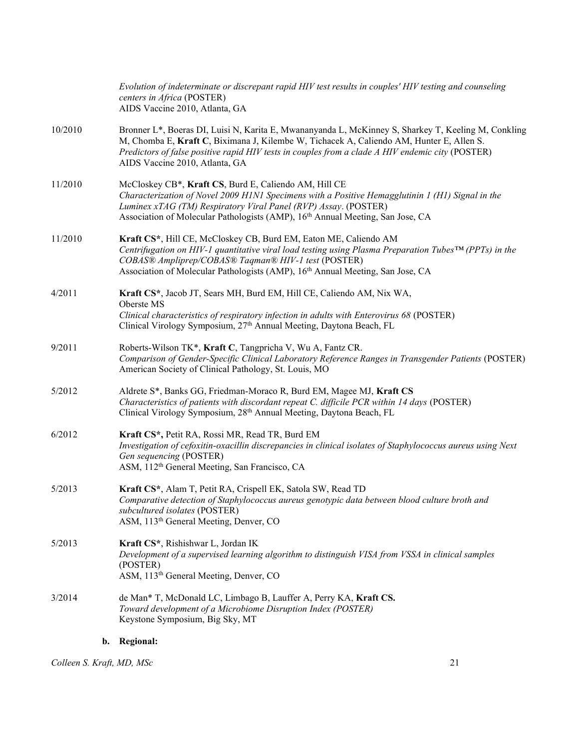*Evolution of indeterminate or discrepant rapid HIV test results in couples' HIV testing and counseling centers in Africa* (POSTER)
AIDS Vaccine 2010, Atlanta, GA

10/2010 Bronner L*, Boeras DI, Luisi N, Karita E, Mwananyanda L, McKinney S, Sharkey T, Keeling M, Conkling M, Chomba E, **Kraft C**, Biximana J, Kilembe W, Tichacek A, Caliendo AM, Hunter E, Allen S.
*Predictors of false positive rapid HIV tests in couples from a clade A HIV endemic city* (POSTER)
AIDS Vaccine 2010, Atlanta, GA

11/2010 McCloskey CB*, **Kraft CS**, Burd E, Caliendo AM, Hill CE
*Characterization of Novel 2009 H1N1 Specimens with a Positive Hemagglutinin 1 (H1) Signal in the Luminex xTAG (TM) Respiratory Viral Panel (RVP) Assay*. (POSTER)
Association of Molecular Pathologists (AMP), 16th Annual Meeting, San Jose, CA

11/2010 **Kraft CS***, Hill CE, McCloskey CB, Burd EM, Eaton ME, Caliendo AM
*Centrifugation on HIV-1 quantitative viral load testing using Plasma Preparation Tubes™ (PPTs) in the COBAS® Ampliprep/COBAS® Taqman® HIV-1 test* (POSTER)
Association of Molecular Pathologists (AMP), 16th Annual Meeting, San Jose, CA

4/2011 **Kraft CS***, Jacob JT, Sears MH, Burd EM, Hill CE, Caliendo AM, Nix WA, Oberste MS
*Clinical characteristics of respiratory infection in adults with Enterovirus 68* (POSTER)
Clinical Virology Symposium, 27th Annual Meeting, Daytona Beach, FL

9/2011 Roberts-Wilson TK*, **Kraft C**, Tangpricha V, Wu A, Fantz CR.
*Comparison of Gender-Specific Clinical Laboratory Reference Ranges in Transgender Patients* (POSTER)
American Society of Clinical Pathology, St. Louis, MO

5/2012 Aldrete S*, Banks GG, Friedman-Moraco R, Burd EM, Magee MJ, **Kraft CS**
*Characteristics of patients with discordant repeat C. difficile PCR within 14 days* (POSTER)
Clinical Virology Symposium, 28th Annual Meeting, Daytona Beach, FL

6/2012 **Kraft CS***, Petit RA, Rossi MR, Read TR, Burd EM
*Investigation of cefoxitin-oxacillin discrepancies in clinical isolates of Staphylococcus aureus using Next Gen sequencing* (POSTER)
ASM, 112th General Meeting, San Francisco, CA

5/2013 **Kraft CS***, Alam T, Petit RA, Crispell EK, Satola SW, Read TD
*Comparative detection of Staphylococcus aureus genotypic data between blood culture broth and subcultured isolates* (POSTER)
ASM, 113th General Meeting, Denver, CO

5/2013 **Kraft CS***, Rishishwar L, Jordan IK
*Development of a supervised learning algorithm to distinguish VISA from VSSA in clinical samples* (POSTER)
ASM, 113th General Meeting, Denver, CO

3/2014 de Man* T, McDonald LC, Limbago B, Lauffer A, Perry KA, **Kraft CS.**
*Toward development of a Microbiome Disruption Index (POSTER)*
Keystone Symposium, Big Sky, MT

**b. Regional:**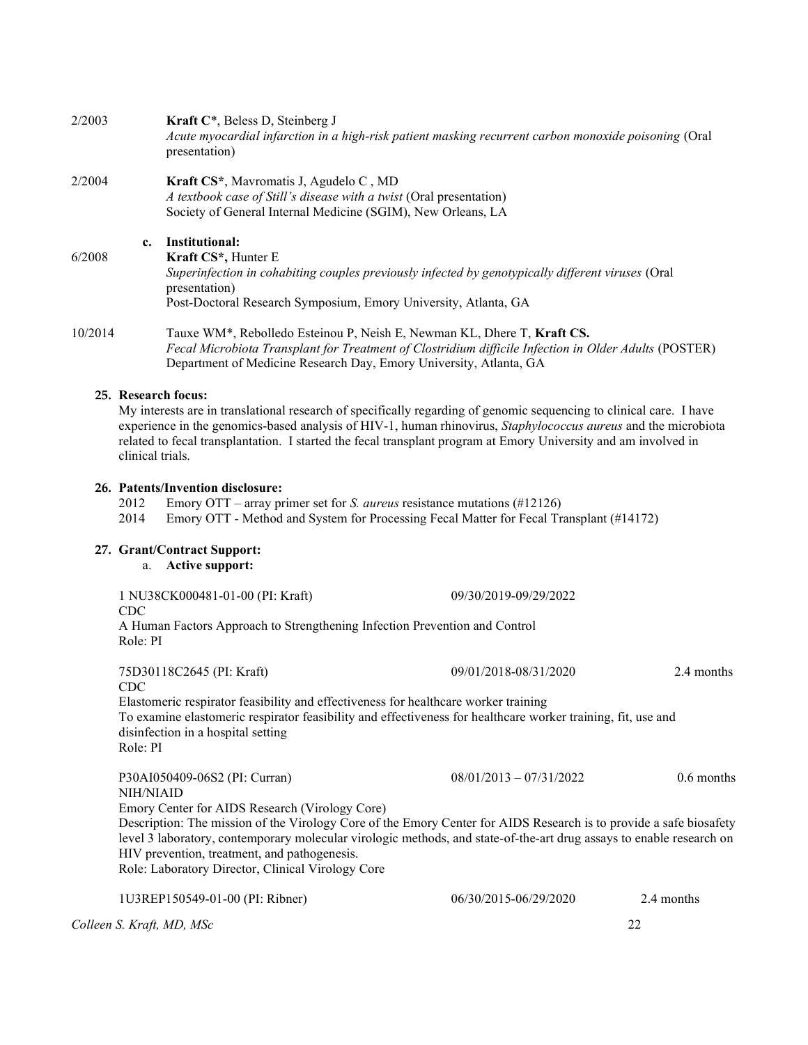2/2003 **Kraft C***, Beless D, Steinberg J
*Acute myocardial infarction in a high-risk patient masking recurrent carbon monoxide poisoning* (Oral presentation)

2/2004 **Kraft CS***, Mavromatis J, Agudelo C , MD
*A textbook case of Still's disease with a twist* (Oral presentation)
Society of General Internal Medicine (SGIM), New Orleans, LA

**c. Institutional:**

6/2008 **Kraft CS*,** Hunter E
*Superinfection in cohabiting couples previously infected by genotypically different viruses* (Oral presentation)
Post-Doctoral Research Symposium, Emory University, Atlanta, GA

10/2014 Tauxe WM*, Rebolledo Esteinou P, Neish E, Newman KL, Dhere T, **Kraft CS.**
*Fecal Microbiota Transplant for Treatment of Clostridium difficile Infection in Older Adults* (POSTER)
Department of Medicine Research Day, Emory University, Atlanta, GA

**25. Research focus:**

My interests are in translational research of specifically regarding of genomic sequencing to clinical care. I have experience in the genomics-based analysis of HIV-1, human rhinovirus, *Staphylococcus aureus* and the microbiota related to fecal transplantation. I started the fecal transplant program at Emory University and am involved in clinical trials.

**26. Patents/Invention disclosure:**

2012 Emory OTT – array primer set for *S. aureus* resistance mutations (#12126)
2014 Emory OTT - Method and System for Processing Fecal Matter for Fecal Transplant (#14172)

**27. Grant/Contract Support:**

a. **Active support:**

1 NU38CK000481-01-00 (PI: Kraft) 09/30/2019-09/29/2022
CDC
A Human Factors Approach to Strengthening Infection Prevention and Control
Role: PI

75D30118C2645 (PI: Kraft) 09/01/2018-08/31/2020 2.4 months
CDC
Elastomeric respirator feasibility and effectiveness for healthcare worker training
To examine elastomeric respirator feasibility and effectiveness for healthcare worker training, fit, use and disinfection in a hospital setting
Role: PI

P30AI050409-06S2 (PI: Curran) 08/01/2013 – 07/31/2022 0.6 months
NIH/NIAID
Emory Center for AIDS Research (Virology Core)
Description: The mission of the Virology Core of the Emory Center for AIDS Research is to provide a safe biosafety level 3 laboratory, contemporary molecular virologic methods, and state-of-the-art drug assays to enable research on HIV prevention, treatment, and pathogenesis.
Role: Laboratory Director, Clinical Virology Core

1U3REP150549-01-00 (PI: Ribner) 06/30/2015-06/29/2020 2.4 months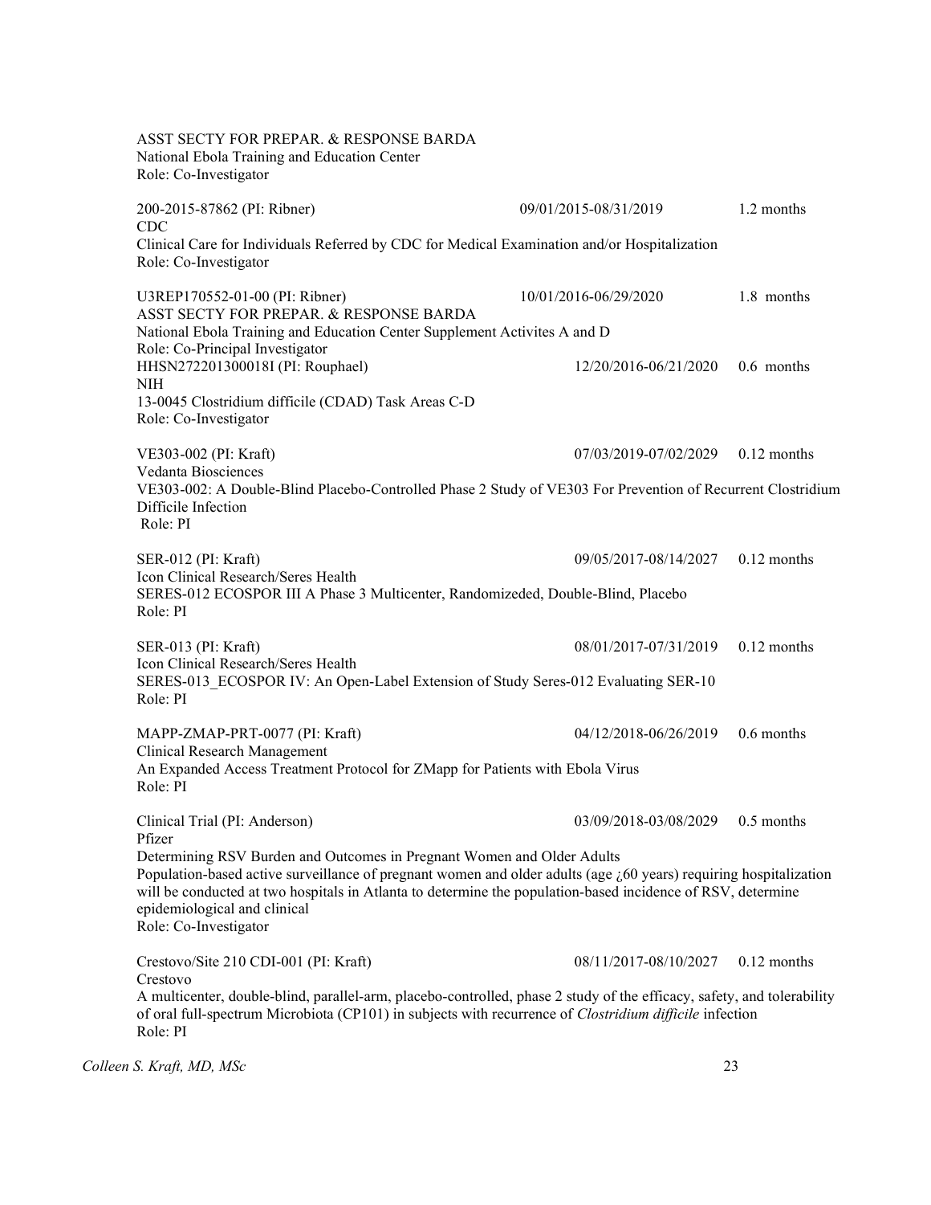ASST SECTY FOR PREPAR. & RESPONSE BARDA
National Ebola Training and Education Center
Role: Co-Investigator

200-2015-87862 (PI: Ribner) 09/01/2015-08/31/2019 1.2 months
CDC
Clinical Care for Individuals Referred by CDC for Medical Examination and/or Hospitalization
Role: Co-Investigator

U3REP170552-01-00 (PI: Ribner) 10/01/2016-06/29/2020 1.8 months
ASST SECTY FOR PREPAR. & RESPONSE BARDA
National Ebola Training and Education Center Supplement Activites A and D
Role: Co-Principal Investigator

HHSN272201300018I (PI: Rouphael) 12/20/2016-06/21/2020 0.6 months
NIH
13-0045 Clostridium difficile (CDAD) Task Areas C-D
Role: Co-Investigator

VE303-002 (PI: Kraft) 07/03/2019-07/02/2029 0.12 months
Vedanta Biosciences
VE303-002: A Double-Blind Placebo-Controlled Phase 2 Study of VE303 For Prevention of Recurrent Clostridium Difficile Infection
Role: PI

SER-012 (PI: Kraft) 09/05/2017-08/14/2027 0.12 months
Icon Clinical Research/Seres Health
SERES-012 ECOSPOR III A Phase 3 Multicenter, Randomizeded, Double-Blind, Placebo
Role: PI

SER-013 (PI: Kraft) 08/01/2017-07/31/2019 0.12 months
Icon Clinical Research/Seres Health
SERES-013_ECOSPOR IV: An Open-Label Extension of Study Seres-012 Evaluating SER-10
Role: PI

MAPP-ZMAP-PRT-0077 (PI: Kraft) 04/12/2018-06/26/2019 0.6 months
Clinical Research Management
An Expanded Access Treatment Protocol for ZMapp for Patients with Ebola Virus
Role: PI

Clinical Trial (PI: Anderson) 03/09/2018-03/08/2029 0.5 months
Pfizer
Determining RSV Burden and Outcomes in Pregnant Women and Older Adults
Population-based active surveillance of pregnant women and older adults (age ¿60 years) requiring hospitalization will be conducted at two hospitals in Atlanta to determine the population-based incidence of RSV, determine epidemiological and clinical
Role: Co-Investigator

Crestovo/Site 210 CDI-001 (PI: Kraft) 08/11/2017-08/10/2027 0.12 months
Crestovo
A multicenter, double-blind, parallel-arm, placebo-controlled, phase 2 study of the efficacy, safety, and tolerability of oral full-spectrum Microbiota (CP101) in subjects with recurrence of *Clostridium difficile* infection
Role: PI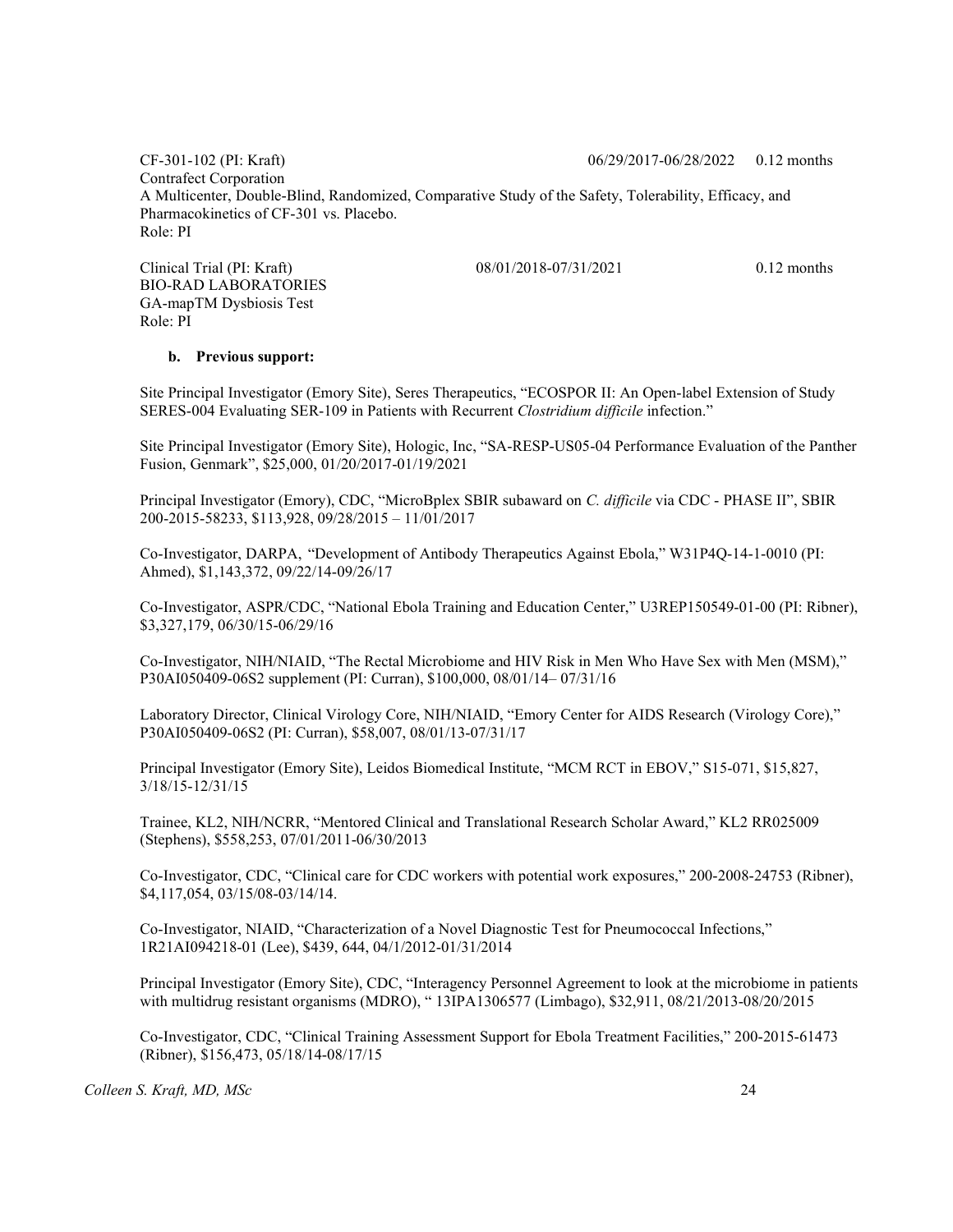CF-301-102 (PI: Kraft) 06/29/2017-06/28/2022 0.12 months
Contrafect Corporation
A Multicenter, Double-Blind, Randomized, Comparative Study of the Safety, Tolerability, Efficacy, and Pharmacokinetics of CF-301 vs. Placebo.
Role: PI

Clinical Trial (PI: Kraft) 08/01/2018-07/31/2021 0.12 months
BIO-RAD LABORATORIES
GA-mapTM Dysbiosis Test
Role: PI

**b. Previous support:**

Site Principal Investigator (Emory Site), Seres Therapeutics, "ECOSPOR II: An Open-label Extension of Study SERES-004 Evaluating SER-109 in Patients with Recurrent *Clostridium difficile* infection."

Site Principal Investigator (Emory Site), Hologic, Inc, "SA-RESP-US05-04 Performance Evaluation of the Panther Fusion, Genmark", $25,000, 01/20/2017-01/19/2021

Principal Investigator (Emory), CDC, "MicroBplex SBIR subaward on *C. difficile* via CDC - PHASE II", SBIR 200-2015-58233, $113,928, 09/28/2015 – 11/01/2017

Co-Investigator, DARPA, "Development of Antibody Therapeutics Against Ebola," W31P4Q-14-1-0010 (PI: Ahmed), $1,143,372, 09/22/14-09/26/17

Co-Investigator, ASPR/CDC, "National Ebola Training and Education Center," U3REP150549-01-00 (PI: Ribner), $3,327,179, 06/30/15-06/29/16

Co-Investigator, NIH/NIAID, "The Rectal Microbiome and HIV Risk in Men Who Have Sex with Men (MSM)," P30AI050409-06S2 supplement (PI: Curran), $100,000, 08/01/14– 07/31/16

Laboratory Director, Clinical Virology Core, NIH/NIAID, "Emory Center for AIDS Research (Virology Core)," P30AI050409-06S2 (PI: Curran), $58,007, 08/01/13-07/31/17

Principal Investigator (Emory Site), Leidos Biomedical Institute, "MCM RCT in EBOV," S15-071, $15,827, 3/18/15-12/31/15

Trainee, KL2, NIH/NCRR, "Mentored Clinical and Translational Research Scholar Award," KL2 RR025009 (Stephens), $558,253, 07/01/2011-06/30/2013

Co-Investigator, CDC, "Clinical care for CDC workers with potential work exposures," 200-2008-24753 (Ribner), $4,117,054, 03/15/08-03/14/14.

Co-Investigator, NIAID, "Characterization of a Novel Diagnostic Test for Pneumococcal Infections," 1R21AI094218-01 (Lee), $439, 644, 04/1/2012-01/31/2014

Principal Investigator (Emory Site), CDC, "Interagency Personnel Agreement to look at the microbiome in patients with multidrug resistant organisms (MDRO), " 13IPA1306577 (Limbago), $32,911, 08/21/2013-08/20/2015

Co-Investigator, CDC, "Clinical Training Assessment Support for Ebola Treatment Facilities," 200-2015-61473 (Ribner), $156,473, 05/18/14-08/17/15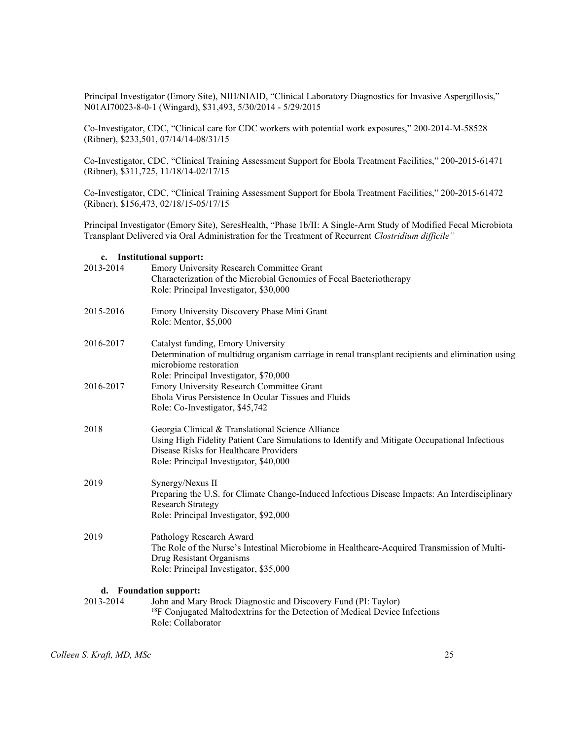Principal Investigator (Emory Site), NIH/NIAID, "Clinical Laboratory Diagnostics for Invasive Aspergillosis," N01AI70023-8-0-1 (Wingard), $31,493, 5/30/2014 - 5/29/2015

Co-Investigator, CDC, "Clinical care for CDC workers with potential work exposures," 200-2014-M-58528 (Ribner), $233,501, 07/14/14-08/31/15

Co-Investigator, CDC, "Clinical Training Assessment Support for Ebola Treatment Facilities," 200-2015-61471 (Ribner), $311,725, 11/18/14-02/17/15

Co-Investigator, CDC, "Clinical Training Assessment Support for Ebola Treatment Facilities," 200-2015-61472 (Ribner), $156,473, 02/18/15-05/17/15

Principal Investigator (Emory Site), SeresHealth, "Phase 1b/II: A Single-Arm Study of Modified Fecal Microbiota Transplant Delivered via Oral Administration for the Treatment of Recurrent *Clostridium difficile"*

**c. Institutional support:**

2013-2014 Emory University Research Committee Grant
Characterization of the Microbial Genomics of Fecal Bacteriotherapy
Role: Principal Investigator, $30,000

2015-2016 Emory University Discovery Phase Mini Grant
Role: Mentor, $5,000

2016-2017 Catalyst funding, Emory University
Determination of multidrug organism carriage in renal transplant recipients and elimination using microbiome restoration
Role: Principal Investigator, $70,000

2016-2017 Emory University Research Committee Grant
Ebola Virus Persistence In Ocular Tissues and Fluids
Role: Co-Investigator, $45,742

2018 Georgia Clinical & Translational Science Alliance
Using High Fidelity Patient Care Simulations to Identify and Mitigate Occupational Infectious Disease Risks for Healthcare Providers
Role: Principal Investigator, $40,000

2019 Synergy/Nexus II
Preparing the U.S. for Climate Change-Induced Infectious Disease Impacts: An Interdisciplinary Research Strategy
Role: Principal Investigator, $92,000

2019 Pathology Research Award
The Role of the Nurse's Intestinal Microbiome in Healthcare-Acquired Transmission of Multi-Drug Resistant Organisms
Role: Principal Investigator, $35,000

**d. Foundation support:**

2013-2014 John and Mary Brock Diagnostic and Discovery Fund (PI: Taylor)
$^{18}$F Conjugated Maltodextrins for the Detection of Medical Device Infections
Role: Collaborator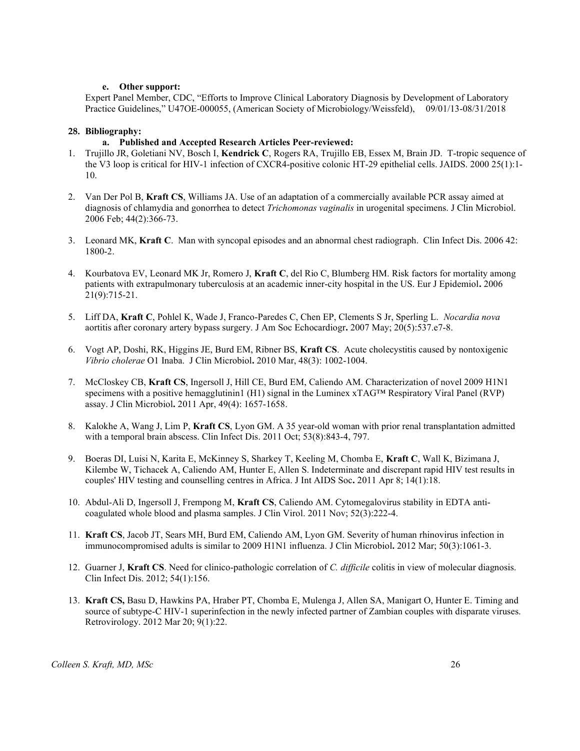**e. Other support:**

Expert Panel Member, CDC, "Efforts to Improve Clinical Laboratory Diagnosis by Development of Laboratory Practice Guidelines," U47OE-000055, (American Society of Microbiology/Weissfeld), 09/01/13-08/31/2018

**28. Bibliography:**

**a. Published and Accepted Research Articles Peer-reviewed:**

1. Trujillo JR, Goletiani NV, Bosch I, **Kendrick C**, Rogers RA, Trujillo EB, Essex M, Brain JD. T-tropic sequence of the V3 loop is critical for HIV-1 infection of CXCR4-positive colonic HT-29 epithelial cells. JAIDS. 2000 25(1):1-10.

2. Van Der Pol B, **Kraft CS**, Williams JA. Use of an adaptation of a commercially available PCR assay aimed at diagnosis of chlamydia and gonorrhea to detect *Trichomonas vaginalis* in urogenital specimens. J Clin Microbiol. 2006 Feb; 44(2):366-73.

3. Leonard MK, **Kraft C**. Man with syncopal episodes and an abnormal chest radiograph. Clin Infect Dis. 2006 42: 1800-2.

4. Kourbatova EV, Leonard MK Jr, Romero J, **Kraft C**, del Rio C, Blumberg HM. Risk factors for mortality among patients with extrapulmonary tuberculosis at an academic inner-city hospital in the US. Eur J Epidemiol**.** 2006 21(9):715-21.

5. Liff DA, **Kraft C**, Pohlel K, Wade J, Franco-Paredes C, Chen EP, Clements S Jr, Sperling L. *Nocardia nova* aortitis after coronary artery bypass surgery. J Am Soc Echocardiogr**.** 2007 May; 20(5):537.e7-8.

6. Vogt AP, Doshi, RK, Higgins JE, Burd EM, Ribner BS, **Kraft CS**. Acute cholecystitis caused by nontoxigenic *Vibrio cholerae* O1 Inaba. J Clin Microbiol**.** 2010 Mar, 48(3): 1002-1004.

7. McCloskey CB, **Kraft CS**, Ingersoll J, Hill CE, Burd EM, Caliendo AM. Characterization of novel 2009 H1N1 specimens with a positive hemagglutinin1 (H1) signal in the Luminex xTAG™ Respiratory Viral Panel (RVP) assay. J Clin Microbiol**.** 2011 Apr, 49(4): 1657-1658.

8. Kalokhe A, Wang J, Lim P, **Kraft CS**, Lyon GM. A 35 year-old woman with prior renal transplantation admitted with a temporal brain abscess. Clin Infect Dis. 2011 Oct; 53(8):843-4, 797.

9. Boeras DI, Luisi N, Karita E, McKinney S, Sharkey T, Keeling M, Chomba E, **Kraft C**, Wall K, Bizimana J, Kilembe W, Tichacek A, Caliendo AM, Hunter E, Allen S. Indeterminate and discrepant rapid HIV test results in couples' HIV testing and counselling centres in Africa. J Int AIDS Soc**.** 2011 Apr 8; 14(1):18.

10. Abdul-Ali D, Ingersoll J, Frempong M, **Kraft CS**, Caliendo AM. Cytomegalovirus stability in EDTA anti-coagulated whole blood and plasma samples. J Clin Virol. 2011 Nov; 52(3):222-4.

11. **Kraft CS**, Jacob JT, Sears MH, Burd EM, Caliendo AM, Lyon GM. Severity of human rhinovirus infection in immunocompromised adults is similar to 2009 H1N1 influenza. J Clin Microbiol**.** 2012 Mar; 50(3):1061-3.

12. Guarner J, **Kraft CS**. Need for clinico-pathologic correlation of *C. difficile* colitis in view of molecular diagnosis. Clin Infect Dis. 2012; 54(1):156.

13. **Kraft CS,** Basu D, Hawkins PA, Hraber PT, Chomba E, Mulenga J, Allen SA, Manigart O, Hunter E. Timing and source of subtype-C HIV-1 superinfection in the newly infected partner of Zambian couples with disparate viruses. Retrovirology. 2012 Mar 20; 9(1):22.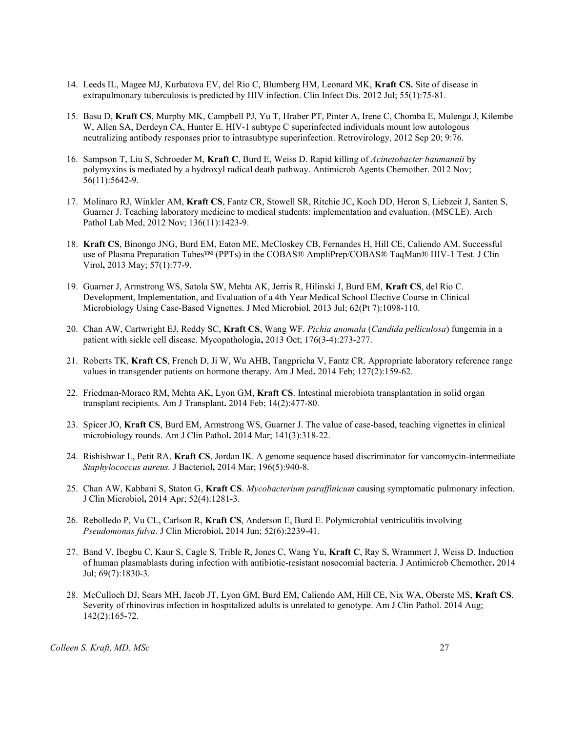14. Leeds IL, Magee MJ, Kurbatova EV, del Rio C, Blumberg HM, Leonard MK, **Kraft CS.** Site of disease in extrapulmonary tuberculosis is predicted by HIV infection. Clin Infect Dis. 2012 Jul; 55(1):75-81.

15. Basu D, **Kraft CS**, Murphy MK, Campbell PJ, Yu T, Hraber PT, Pinter A, Irene C, Chomba E, Mulenga J, Kilembe W, Allen SA, Derdeyn CA, Hunter E. HIV-1 subtype C superinfected individuals mount low autologous neutralizing antibody responses prior to intrasubtype superinfection. Retrovirology, 2012 Sep 20; 9:76.

16. Sampson T, Liu S, Schroeder M, **Kraft C**, Burd E, Weiss D. Rapid killing of *Acinetobacter baumannii* by polymyxins is mediated by a hydroxyl radical death pathway. Antimicrob Agents Chemother. 2012 Nov; 56(11):5642-9.

17. Molinaro RJ, Winkler AM, **Kraft CS**, Fantz CR, Stowell SR, Ritchie JC, Koch DD, Heron S, Liebzeit J, Santen S, Guarner J. Teaching laboratory medicine to medical students: implementation and evaluation. (MSCLE). Arch Pathol Lab Med, 2012 Nov; 136(11):1423-9.

18. **Kraft CS**, Binongo JNG, Burd EM, Eaton ME, McCloskey CB, Fernandes H, Hill CE, Caliendo AM. Successful use of Plasma Preparation Tubes™ (PPTs) in the COBAS® AmpliPrep/COBAS® TaqMan® HIV-1 Test. J Clin Virol**,** 2013 May; 57(1):77-9.

19. Guarner J, Armstrong WS, Satola SW, Mehta AK, Jerris R, Hilinski J, Burd EM, **Kraft CS**, del Rio C. Development, Implementation, and Evaluation of a 4th Year Medical School Elective Course in Clinical Microbiology Using Case-Based Vignettes. J Med Microbiol, 2013 Jul; 62(Pt 7):1098-110.

20. Chan AW, Cartwright EJ, Reddy SC, **Kraft CS**, Wang WF. *Pichia anomala* (*Candida pelliculosa*) fungemia in a patient with sickle cell disease. Mycopathologia**,** 2013 Oct; 176(3-4):273-277.

21. Roberts TK, **Kraft CS**, French D, Ji W, Wu AHB, Tangpricha V, Fantz CR. Appropriate laboratory reference range values in transgender patients on hormone therapy. Am J Med**.** 2014 Feb; 127(2):159-62.

22. Friedman-Moraco RM, Mehta AK, Lyon GM, **Kraft CS**. Intestinal microbiota transplantation in solid organ transplant recipients. Am J Transplant**.** 2014 Feb; 14(2):477-80.

23. Spicer JO, **Kraft CS**, Burd EM, Armstrong WS, Guarner J. The value of case-based, teaching vignettes in clinical microbiology rounds. Am J Clin Pathol**.** 2014 Mar; 141(3):318-22.

24. Rishishwar L, Petit RA, **Kraft CS**, Jordan IK. A genome sequence based discriminator for vancomycin-intermediate *Staphylococcus aureus.* J Bacteriol**,** 2014 Mar; 196(5):940-8.

25. Chan AW, Kabbani S, Staton G, **Kraft CS**. *Mycobacterium paraffinicum* causing symptomatic pulmonary infection. J Clin Microbiol**,** 2014 Apr; 52(4):1281-3.

26. Rebolledo P, Vu CL, Carlson R, **Kraft CS**, Anderson E, Burd E. Polymicrobial ventriculitis involving *Pseudomonas fulva*. J Clin Microbiol**.** 2014 Jun; 52(6):2239-41.

27. Band V, Ibegbu C, Kaur S, Cagle S, Trible R, Jones C, Wang Yu, **Kraft C**, Ray S, Wrammert J, Weiss D. Induction of human plasmablasts during infection with antibiotic-resistant nosocomial bacteria. J Antimicrob Chemother**.** 2014 Jul; 69(7):1830-3.

28. McCulloch DJ, Sears MH, Jacob JT, Lyon GM, Burd EM, Caliendo AM, Hill CE, Nix WA, Oberste MS, **Kraft CS**. Severity of rhinovirus infection in hospitalized adults is unrelated to genotype. Am J Clin Pathol. 2014 Aug; 142(2):165-72.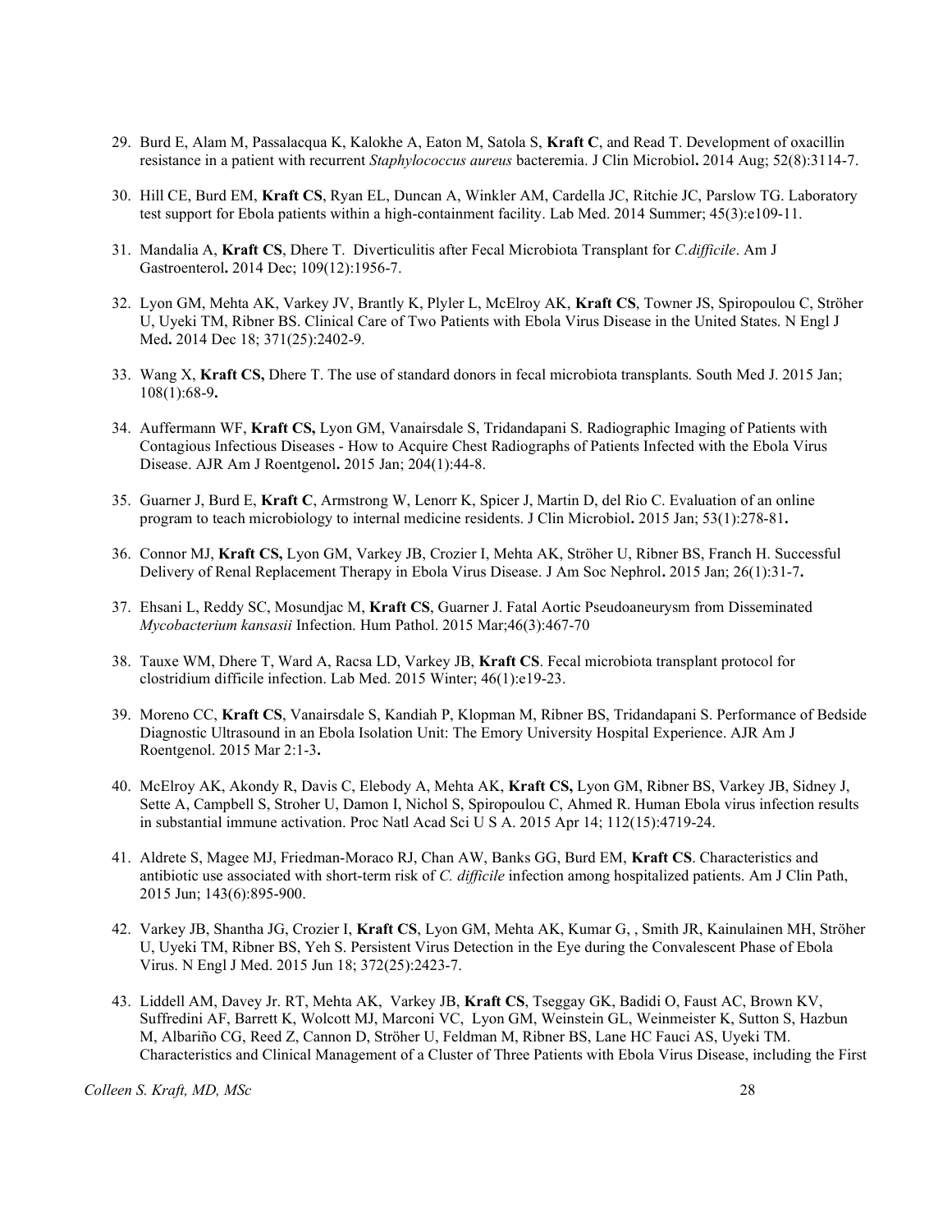29. Burd E, Alam M, Passalacqua K, Kalokhe A, Eaton M, Satola S, **Kraft C**, and Read T. Development of oxacillin resistance in a patient with recurrent *Staphylococcus aureus* bacteremia. J Clin Microbiol**.** 2014 Aug; 52(8):3114-7.

30. Hill CE, Burd EM, **Kraft CS**, Ryan EL, Duncan A, Winkler AM, Cardella JC, Ritchie JC, Parslow TG. Laboratory test support for Ebola patients within a high-containment facility. Lab Med. 2014 Summer; 45(3):e109-11.

31. Mandalia A, **Kraft CS**, Dhere T. Diverticulitis after Fecal Microbiota Transplant for *C.difficile*. Am J Gastroenterol**.** 2014 Dec; 109(12):1956-7.

32. Lyon GM, Mehta AK, Varkey JV, Brantly K, Plyler L, McElroy AK, **Kraft CS**, Towner JS, Spiropoulou C, Ströher U, Uyeki TM, Ribner BS. Clinical Care of Two Patients with Ebola Virus Disease in the United States. N Engl J Med**.** 2014 Dec 18; 371(25):2402-9.

33. Wang X, **Kraft CS,** Dhere T. The use of standard donors in fecal microbiota transplants. South Med J. 2015 Jan; 108(1):68-9**.**

34. Auffermann WF, **Kraft CS,** Lyon GM, Vanairsdale S, Tridandapani S. Radiographic Imaging of Patients with Contagious Infectious Diseases - How to Acquire Chest Radiographs of Patients Infected with the Ebola Virus Disease. AJR Am J Roentgenol**.** 2015 Jan; 204(1):44-8.

35. Guarner J, Burd E, **Kraft C**, Armstrong W, Lenorr K, Spicer J, Martin D, del Rio C. Evaluation of an online program to teach microbiology to internal medicine residents. J Clin Microbiol**.** 2015 Jan; 53(1):278-81**.**

36. Connor MJ, **Kraft CS,** Lyon GM, Varkey JB, Crozier I, Mehta AK, Ströher U, Ribner BS, Franch H. Successful Delivery of Renal Replacement Therapy in Ebola Virus Disease. J Am Soc Nephrol**.** 2015 Jan; 26(1):31-7**.**

37. Ehsani L, Reddy SC, Mosundjac M, **Kraft CS**, Guarner J. Fatal Aortic Pseudoaneurysm from Disseminated *Mycobacterium kansasii* Infection. Hum Pathol. 2015 Mar;46(3):467-70

38. Tauxe WM, Dhere T, Ward A, Racsa LD, Varkey JB, **Kraft CS**. Fecal microbiota transplant protocol for clostridium difficile infection. Lab Med. 2015 Winter; 46(1):e19-23.

39. Moreno CC, **Kraft CS**, Vanairsdale S, Kandiah P, Klopman M, Ribner BS, Tridandapani S. Performance of Bedside Diagnostic Ultrasound in an Ebola Isolation Unit: The Emory University Hospital Experience. AJR Am J Roentgenol. 2015 Mar 2:1-3**.**

40. McElroy AK, Akondy R, Davis C, Elebody A, Mehta AK, **Kraft CS,** Lyon GM, Ribner BS, Varkey JB, Sidney J, Sette A, Campbell S, Stroher U, Damon I, Nichol S, Spiropoulou C, Ahmed R. Human Ebola virus infection results in substantial immune activation. Proc Natl Acad Sci U S A. 2015 Apr 14; 112(15):4719-24.

41. Aldrete S, Magee MJ, Friedman-Moraco RJ, Chan AW, Banks GG, Burd EM, **Kraft CS**. Characteristics and antibiotic use associated with short-term risk of *C. difficile* infection among hospitalized patients. Am J Clin Path, 2015 Jun; 143(6):895-900.

42. Varkey JB, Shantha JG, Crozier I, **Kraft CS**, Lyon GM, Mehta AK, Kumar G, , Smith JR, Kainulainen MH, Ströher U, Uyeki TM, Ribner BS, Yeh S. Persistent Virus Detection in the Eye during the Convalescent Phase of Ebola Virus. N Engl J Med. 2015 Jun 18; 372(25):2423-7.

43. Liddell AM, Davey Jr. RT, Mehta AK, Varkey JB, **Kraft CS**, Tseggay GK, Badidi O, Faust AC, Brown KV, Suffredini AF, Barrett K, Wolcott MJ, Marconi VC, Lyon GM, Weinstein GL, Weinmeister K, Sutton S, Hazbun M, Albariño CG, Reed Z, Cannon D, Ströher U, Feldman M, Ribner BS, Lane HC Fauci AS, Uyeki TM. Characteristics and Clinical Management of a Cluster of Three Patients with Ebola Virus Disease, including the First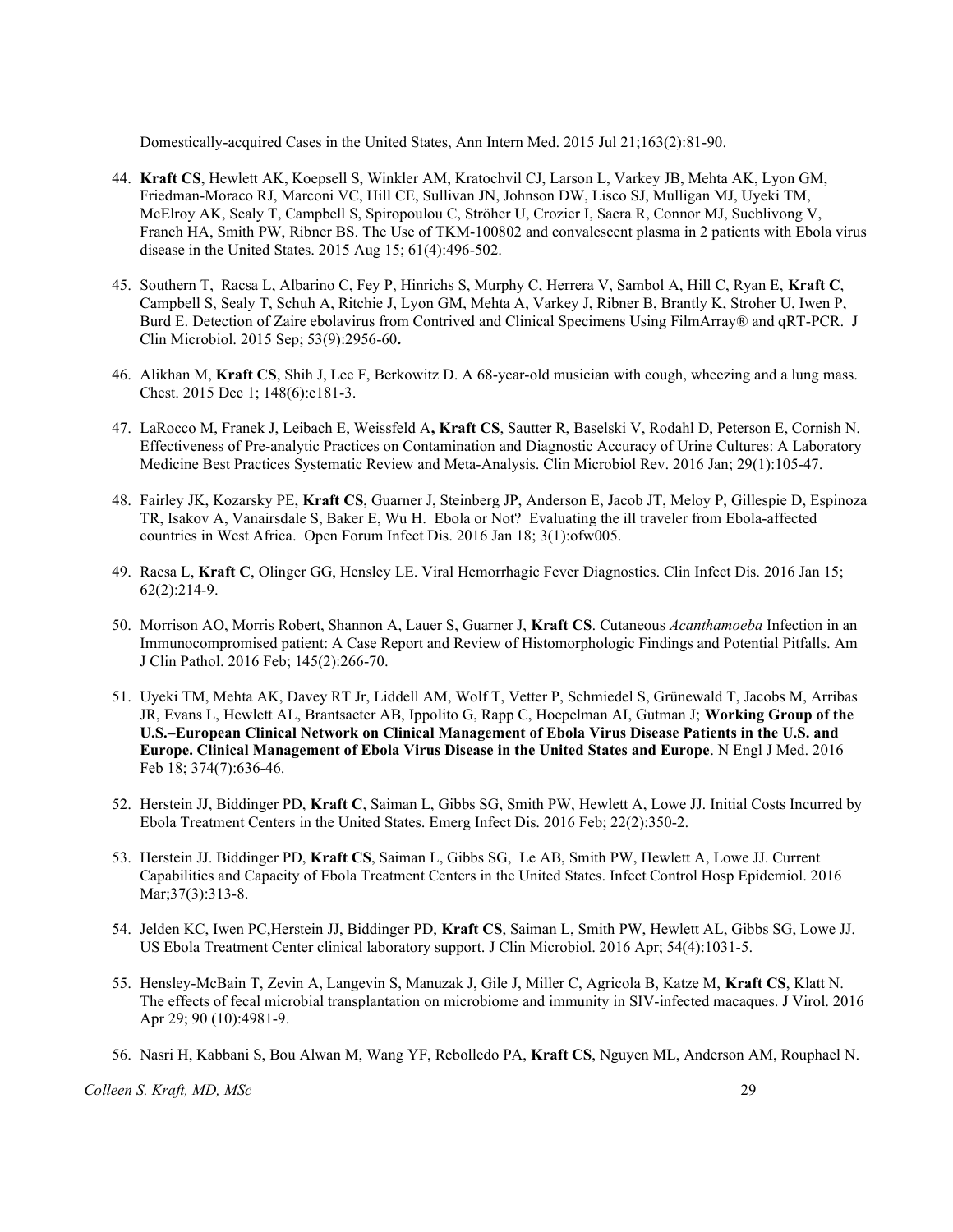Domestically-acquired Cases in the United States, Ann Intern Med. 2015 Jul 21;163(2):81-90.

44. **Kraft CS**, Hewlett AK, Koepsell S, Winkler AM, Kratochvil CJ, Larson L, Varkey JB, Mehta AK, Lyon GM, Friedman-Moraco RJ, Marconi VC, Hill CE, Sullivan JN, Johnson DW, Lisco SJ, Mulligan MJ, Uyeki TM, McElroy AK, Sealy T, Campbell S, Spiropoulou C, Ströher U, Crozier I, Sacra R, Connor MJ, Sueblivong V, Franch HA, Smith PW, Ribner BS. The Use of TKM-100802 and convalescent plasma in 2 patients with Ebola virus disease in the United States. 2015 Aug 15; 61(4):496-502.

45. Southern T, Racsa L, Albarino C, Fey P, Hinrichs S, Murphy C, Herrera V, Sambol A, Hill C, Ryan E, **Kraft C**, Campbell S, Sealy T, Schuh A, Ritchie J, Lyon GM, Mehta A, Varkey J, Ribner B, Brantly K, Stroher U, Iwen P, Burd E. Detection of Zaire ebolavirus from Contrived and Clinical Specimens Using FilmArray® and qRT-PCR. J Clin Microbiol. 2015 Sep; 53(9):2956-60**.**

46. Alikhan M, **Kraft CS**, Shih J, Lee F, Berkowitz D. A 68-year-old musician with cough, wheezing and a lung mass. Chest. 2015 Dec 1; 148(6):e181-3.

47. LaRocco M, Franek J, Leibach E, Weissfeld A**, Kraft CS**, Sautter R, Baselski V, Rodahl D, Peterson E, Cornish N. Effectiveness of Pre-analytic Practices on Contamination and Diagnostic Accuracy of Urine Cultures: A Laboratory Medicine Best Practices Systematic Review and Meta-Analysis. Clin Microbiol Rev. 2016 Jan; 29(1):105-47.

48. Fairley JK, Kozarsky PE, **Kraft CS**, Guarner J, Steinberg JP, Anderson E, Jacob JT, Meloy P, Gillespie D, Espinoza TR, Isakov A, Vanairsdale S, Baker E, Wu H. Ebola or Not? Evaluating the ill traveler from Ebola-affected countries in West Africa. Open Forum Infect Dis. 2016 Jan 18; 3(1):ofw005.

49. Racsa L, **Kraft C**, Olinger GG, Hensley LE. Viral Hemorrhagic Fever Diagnostics. Clin Infect Dis. 2016 Jan 15; 62(2):214-9.

50. Morrison AO, Morris Robert, Shannon A, Lauer S, Guarner J, **Kraft CS**. Cutaneous *Acanthamoeba* Infection in an Immunocompromised patient: A Case Report and Review of Histomorphologic Findings and Potential Pitfalls. Am J Clin Pathol. 2016 Feb; 145(2):266-70.

51. Uyeki TM, Mehta AK, Davey RT Jr, Liddell AM, Wolf T, Vetter P, Schmiedel S, Grünewald T, Jacobs M, Arribas JR, Evans L, Hewlett AL, Brantsaeter AB, Ippolito G, Rapp C, Hoepelman AI, Gutman J; **Working Group of the U.S.–European Clinical Network on Clinical Management of Ebola Virus Disease Patients in the U.S. and Europe. Clinical Management of Ebola Virus Disease in the United States and Europe**. N Engl J Med. 2016 Feb 18; 374(7):636-46.

52. Herstein JJ, Biddinger PD, **Kraft C**, Saiman L, Gibbs SG, Smith PW, Hewlett A, Lowe JJ. Initial Costs Incurred by Ebola Treatment Centers in the United States. Emerg Infect Dis. 2016 Feb; 22(2):350-2.

53. Herstein JJ. Biddinger PD, **Kraft CS**, Saiman L, Gibbs SG, Le AB, Smith PW, Hewlett A, Lowe JJ. Current Capabilities and Capacity of Ebola Treatment Centers in the United States. Infect Control Hosp Epidemiol. 2016 Mar;37(3):313-8.

54. Jelden KC, Iwen PC,Herstein JJ, Biddinger PD, **Kraft CS**, Saiman L, Smith PW, Hewlett AL, Gibbs SG, Lowe JJ. US Ebola Treatment Center clinical laboratory support. J Clin Microbiol. 2016 Apr; 54(4):1031-5.

55. Hensley-McBain T, Zevin A, Langevin S, Manuzak J, Gile J, Miller C, Agricola B, Katze M, **Kraft CS**, Klatt N. The effects of fecal microbial transplantation on microbiome and immunity in SIV-infected macaques. J Virol. 2016 Apr 29; 90 (10):4981-9.

56. Nasri H, Kabbani S, Bou Alwan M, Wang YF, Rebolledo PA, **Kraft CS**, Nguyen ML, Anderson AM, Rouphael N.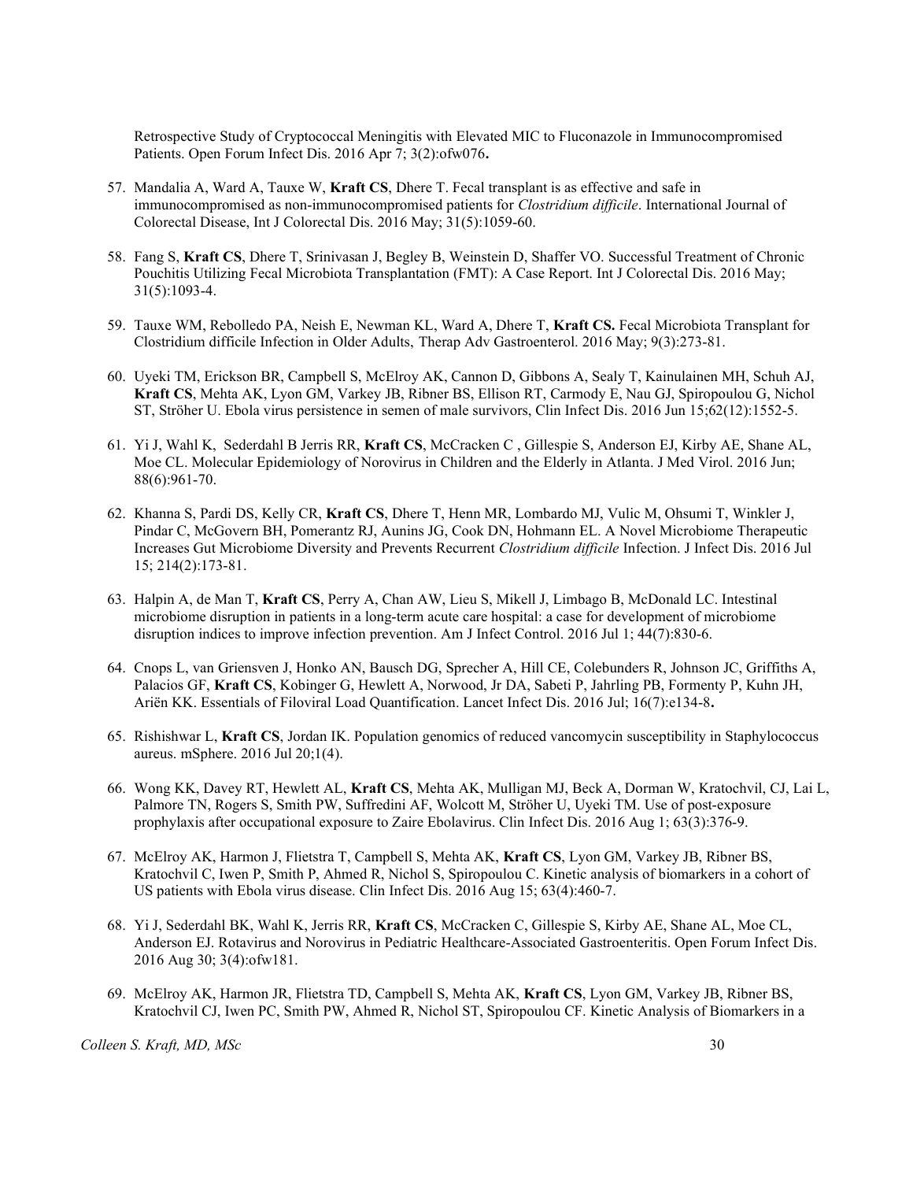Retrospective Study of Cryptococcal Meningitis with Elevated MIC to Fluconazole in Immunocompromised Patients. Open Forum Infect Dis. 2016 Apr 7; 3(2):ofw076**.**

57. Mandalia A, Ward A, Tauxe W, **Kraft CS**, Dhere T. Fecal transplant is as effective and safe in immunocompromised as non-immunocompromised patients for *Clostridium difficile*. International Journal of Colorectal Disease, Int J Colorectal Dis. 2016 May; 31(5):1059-60.

58. Fang S, **Kraft CS**, Dhere T, Srinivasan J, Begley B, Weinstein D, Shaffer VO. Successful Treatment of Chronic Pouchitis Utilizing Fecal Microbiota Transplantation (FMT): A Case Report. Int J Colorectal Dis. 2016 May; 31(5):1093-4.

59. Tauxe WM, Rebolledo PA, Neish E, Newman KL, Ward A, Dhere T, **Kraft CS.** Fecal Microbiota Transplant for Clostridium difficile Infection in Older Adults, Therap Adv Gastroenterol. 2016 May; 9(3):273-81.

60. Uyeki TM, Erickson BR, Campbell S, McElroy AK, Cannon D, Gibbons A, Sealy T, Kainulainen MH, Schuh AJ, **Kraft CS**, Mehta AK, Lyon GM, Varkey JB, Ribner BS, Ellison RT, Carmody E, Nau GJ, Spiropoulou G, Nichol ST, Ströher U. Ebola virus persistence in semen of male survivors, Clin Infect Dis. 2016 Jun 15;62(12):1552-5.

61. Yi J, Wahl K, Sederdahl B Jerris RR, **Kraft CS**, McCracken C , Gillespie S, Anderson EJ, Kirby AE, Shane AL, Moe CL. Molecular Epidemiology of Norovirus in Children and the Elderly in Atlanta. J Med Virol. 2016 Jun; 88(6):961-70.

62. Khanna S, Pardi DS, Kelly CR, **Kraft CS**, Dhere T, Henn MR, Lombardo MJ, Vulic M, Ohsumi T, Winkler J, Pindar C, McGovern BH, Pomerantz RJ, Aunins JG, Cook DN, Hohmann EL. A Novel Microbiome Therapeutic Increases Gut Microbiome Diversity and Prevents Recurrent *Clostridium difficile* Infection. J Infect Dis. 2016 Jul 15; 214(2):173-81.

63. Halpin A, de Man T, **Kraft CS**, Perry A, Chan AW, Lieu S, Mikell J, Limbago B, McDonald LC. Intestinal microbiome disruption in patients in a long-term acute care hospital: a case for development of microbiome disruption indices to improve infection prevention. Am J Infect Control. 2016 Jul 1; 44(7):830-6.

64. Cnops L, van Griensven J, Honko AN, Bausch DG, Sprecher A, Hill CE, Colebunders R, Johnson JC, Griffiths A, Palacios GF, **Kraft CS**, Kobinger G, Hewlett A, Norwood, Jr DA, Sabeti P, Jahrling PB, Formenty P, Kuhn JH, Ariën KK. Essentials of Filoviral Load Quantification. Lancet Infect Dis. 2016 Jul; 16(7):e134-8**.**

65. Rishishwar L, **Kraft CS**, Jordan IK. Population genomics of reduced vancomycin susceptibility in Staphylococcus aureus. mSphere. 2016 Jul 20;1(4).

66. Wong KK, Davey RT, Hewlett AL, **Kraft CS**, Mehta AK, Mulligan MJ, Beck A, Dorman W, Kratochvil, CJ, Lai L, Palmore TN, Rogers S, Smith PW, Suffredini AF, Wolcott M, Ströher U, Uyeki TM. Use of post-exposure prophylaxis after occupational exposure to Zaire Ebolavirus. Clin Infect Dis. 2016 Aug 1; 63(3):376-9.

67. McElroy AK, Harmon J, Flietstra T, Campbell S, Mehta AK, **Kraft CS**, Lyon GM, Varkey JB, Ribner BS, Kratochvil C, Iwen P, Smith P, Ahmed R, Nichol S, Spiropoulou C. Kinetic analysis of biomarkers in a cohort of US patients with Ebola virus disease. Clin Infect Dis. 2016 Aug 15; 63(4):460-7.

68. Yi J, Sederdahl BK, Wahl K, Jerris RR, **Kraft CS**, McCracken C, Gillespie S, Kirby AE, Shane AL, Moe CL, Anderson EJ. Rotavirus and Norovirus in Pediatric Healthcare-Associated Gastroenteritis. Open Forum Infect Dis. 2016 Aug 30; 3(4):ofw181.

69. McElroy AK, Harmon JR, Flietstra TD, Campbell S, Mehta AK, **Kraft CS**, Lyon GM, Varkey JB, Ribner BS, Kratochvil CJ, Iwen PC, Smith PW, Ahmed R, Nichol ST, Spiropoulou CF. Kinetic Analysis of Biomarkers in a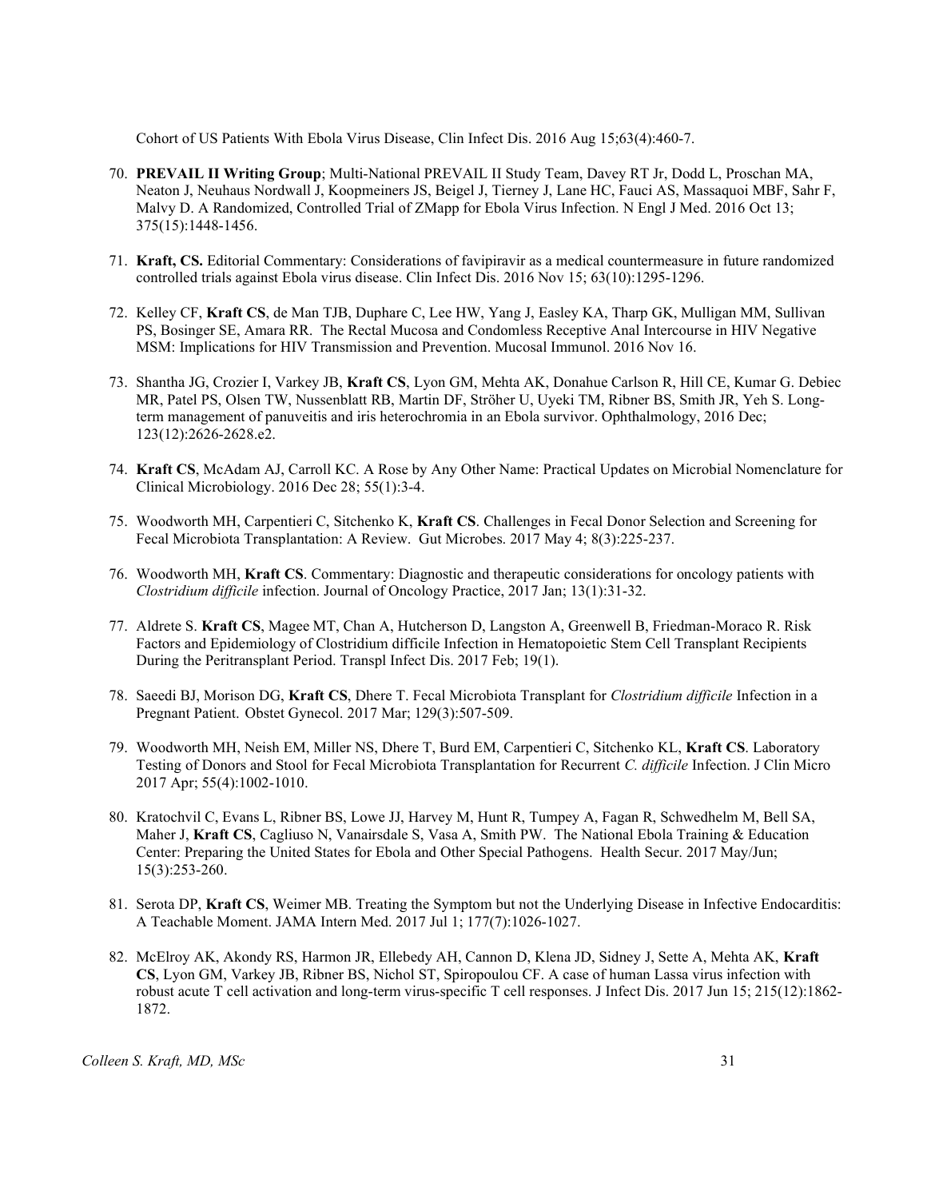Cohort of US Patients With Ebola Virus Disease, Clin Infect Dis. 2016 Aug 15;63(4):460-7.

70. **PREVAIL II Writing Group**; Multi-National PREVAIL II Study Team, Davey RT Jr, Dodd L, Proschan MA, Neaton J, Neuhaus Nordwall J, Koopmeiners JS, Beigel J, Tierney J, Lane HC, Fauci AS, Massaquoi MBF, Sahr F, Malvy D. A Randomized, Controlled Trial of ZMapp for Ebola Virus Infection. N Engl J Med. 2016 Oct 13; 375(15):1448-1456.

71. **Kraft, CS.** Editorial Commentary: Considerations of favipiravir as a medical countermeasure in future randomized controlled trials against Ebola virus disease. Clin Infect Dis. 2016 Nov 15; 63(10):1295-1296.

72. Kelley CF, **Kraft CS**, de Man TJB, Duphare C, Lee HW, Yang J, Easley KA, Tharp GK, Mulligan MM, Sullivan PS, Bosinger SE, Amara RR. The Rectal Mucosa and Condomless Receptive Anal Intercourse in HIV Negative MSM: Implications for HIV Transmission and Prevention. Mucosal Immunol. 2016 Nov 16.

73. Shantha JG, Crozier I, Varkey JB, **Kraft CS**, Lyon GM, Mehta AK, Donahue Carlson R, Hill CE, Kumar G. Debiec MR, Patel PS, Olsen TW, Nussenblatt RB, Martin DF, Ströher U, Uyeki TM, Ribner BS, Smith JR, Yeh S. Long-term management of panuveitis and iris heterochromia in an Ebola survivor. Ophthalmology, 2016 Dec; 123(12):2626-2628.e2.

74. **Kraft CS**, McAdam AJ, Carroll KC. A Rose by Any Other Name: Practical Updates on Microbial Nomenclature for Clinical Microbiology. 2016 Dec 28; 55(1):3-4.

75. Woodworth MH, Carpentieri C, Sitchenko K, **Kraft CS**. Challenges in Fecal Donor Selection and Screening for Fecal Microbiota Transplantation: A Review. Gut Microbes. 2017 May 4; 8(3):225-237.

76. Woodworth MH, **Kraft CS**. Commentary: Diagnostic and therapeutic considerations for oncology patients with *Clostridium difficile* infection. Journal of Oncology Practice, 2017 Jan; 13(1):31-32.

77. Aldrete S. **Kraft CS**, Magee MT, Chan A, Hutcherson D, Langston A, Greenwell B, Friedman-Moraco R. Risk Factors and Epidemiology of Clostridium difficile Infection in Hematopoietic Stem Cell Transplant Recipients During the Peritransplant Period. Transpl Infect Dis. 2017 Feb; 19(1).

78. Saeedi BJ, Morison DG, **Kraft CS**, Dhere T. Fecal Microbiota Transplant for *Clostridium difficile* Infection in a Pregnant Patient. Obstet Gynecol. 2017 Mar; 129(3):507-509.

79. Woodworth MH, Neish EM, Miller NS, Dhere T, Burd EM, Carpentieri C, Sitchenko KL, **Kraft CS**. Laboratory Testing of Donors and Stool for Fecal Microbiota Transplantation for Recurrent *C. difficile* Infection. J Clin Micro 2017 Apr; 55(4):1002-1010.

80. Kratochvil C, Evans L, Ribner BS, Lowe JJ, Harvey M, Hunt R, Tumpey A, Fagan R, Schwedhelm M, Bell SA, Maher J, **Kraft CS**, Cagliuso N, Vanairsdale S, Vasa A, Smith PW. The National Ebola Training & Education Center: Preparing the United States for Ebola and Other Special Pathogens. Health Secur. 2017 May/Jun; 15(3):253-260.

81. Serota DP, **Kraft CS**, Weimer MB. Treating the Symptom but not the Underlying Disease in Infective Endocarditis: A Teachable Moment. JAMA Intern Med. 2017 Jul 1; 177(7):1026-1027.

82. McElroy AK, Akondy RS, Harmon JR, Ellebedy AH, Cannon D, Klena JD, Sidney J, Sette A, Mehta AK, **Kraft CS**, Lyon GM, Varkey JB, Ribner BS, Nichol ST, Spiropoulou CF. A case of human Lassa virus infection with robust acute T cell activation and long-term virus-specific T cell responses. J Infect Dis. 2017 Jun 15; 215(12):1862-1872.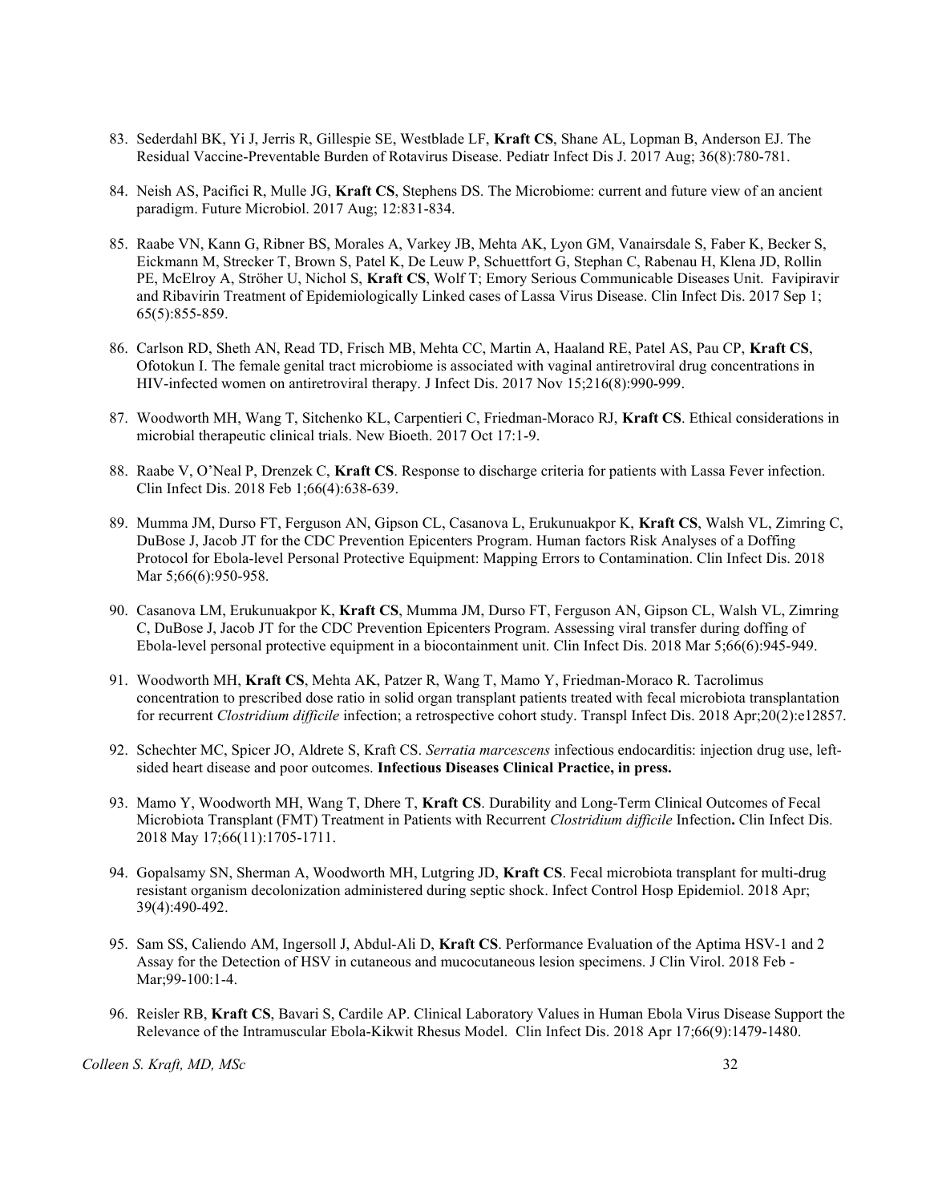83. Sederdahl BK, Yi J, Jerris R, Gillespie SE, Westblade LF, **Kraft CS**, Shane AL, Lopman B, Anderson EJ. The Residual Vaccine-Preventable Burden of Rotavirus Disease. Pediatr Infect Dis J. 2017 Aug; 36(8):780-781.

84. Neish AS, Pacifici R, Mulle JG, **Kraft CS**, Stephens DS. The Microbiome: current and future view of an ancient paradigm. Future Microbiol. 2017 Aug; 12:831-834.

85. Raabe VN, Kann G, Ribner BS, Morales A, Varkey JB, Mehta AK, Lyon GM, Vanairsdale S, Faber K, Becker S, Eickmann M, Strecker T, Brown S, Patel K, De Leuw P, Schuettfort G, Stephan C, Rabenau H, Klena JD, Rollin PE, McElroy A, Ströher U, Nichol S, **Kraft CS**, Wolf T; Emory Serious Communicable Diseases Unit. Favipiravir and Ribavirin Treatment of Epidemiologically Linked cases of Lassa Virus Disease. Clin Infect Dis. 2017 Sep 1; 65(5):855-859.

86. Carlson RD, Sheth AN, Read TD, Frisch MB, Mehta CC, Martin A, Haaland RE, Patel AS, Pau CP, **Kraft CS**, Ofotokun I. The female genital tract microbiome is associated with vaginal antiretroviral drug concentrations in HIV-infected women on antiretroviral therapy. J Infect Dis. 2017 Nov 15;216(8):990-999.

87. Woodworth MH, Wang T, Sitchenko KL, Carpentieri C, Friedman-Moraco RJ, **Kraft CS**. Ethical considerations in microbial therapeutic clinical trials. New Bioeth. 2017 Oct 17:1-9.

88. Raabe V, O'Neal P, Drenzek C, **Kraft CS**. Response to discharge criteria for patients with Lassa Fever infection. Clin Infect Dis. 2018 Feb 1;66(4):638-639.

89. Mumma JM, Durso FT, Ferguson AN, Gipson CL, Casanova L, Erukunuakpor K, **Kraft CS**, Walsh VL, Zimring C, DuBose J, Jacob JT for the CDC Prevention Epicenters Program. Human factors Risk Analyses of a Doffing Protocol for Ebola-level Personal Protective Equipment: Mapping Errors to Contamination. Clin Infect Dis. 2018 Mar 5;66(6):950-958.

90. Casanova LM, Erukunuakpor K, **Kraft CS**, Mumma JM, Durso FT, Ferguson AN, Gipson CL, Walsh VL, Zimring C, DuBose J, Jacob JT for the CDC Prevention Epicenters Program. Assessing viral transfer during doffing of Ebola-level personal protective equipment in a biocontainment unit. Clin Infect Dis. 2018 Mar 5;66(6):945-949.

91. Woodworth MH, **Kraft CS**, Mehta AK, Patzer R, Wang T, Mamo Y, Friedman-Moraco R. Tacrolimus concentration to prescribed dose ratio in solid organ transplant patients treated with fecal microbiota transplantation for recurrent *Clostridium difficile* infection; a retrospective cohort study. Transpl Infect Dis. 2018 Apr;20(2):e12857.

92. Schechter MC, Spicer JO, Aldrete S, Kraft CS. *Serratia marcescens* infectious endocarditis: injection drug use, left-sided heart disease and poor outcomes. **Infectious Diseases Clinical Practice, in press.**

93. Mamo Y, Woodworth MH, Wang T, Dhere T, **Kraft CS**. Durability and Long-Term Clinical Outcomes of Fecal Microbiota Transplant (FMT) Treatment in Patients with Recurrent *Clostridium difficile* Infection**.** Clin Infect Dis. 2018 May 17;66(11):1705-1711.

94. Gopalsamy SN, Sherman A, Woodworth MH, Lutgring JD, **Kraft CS**. Fecal microbiota transplant for multi-drug resistant organism decolonization administered during septic shock. Infect Control Hosp Epidemiol. 2018 Apr; 39(4):490-492.

95. Sam SS, Caliendo AM, Ingersoll J, Abdul-Ali D, **Kraft CS**. Performance Evaluation of the Aptima HSV-1 and 2 Assay for the Detection of HSV in cutaneous and mucocutaneous lesion specimens. J Clin Virol. 2018 Feb - Mar;99-100:1-4.

96. Reisler RB, **Kraft CS**, Bavari S, Cardile AP. Clinical Laboratory Values in Human Ebola Virus Disease Support the Relevance of the Intramuscular Ebola-Kikwit Rhesus Model. Clin Infect Dis. 2018 Apr 17;66(9):1479-1480.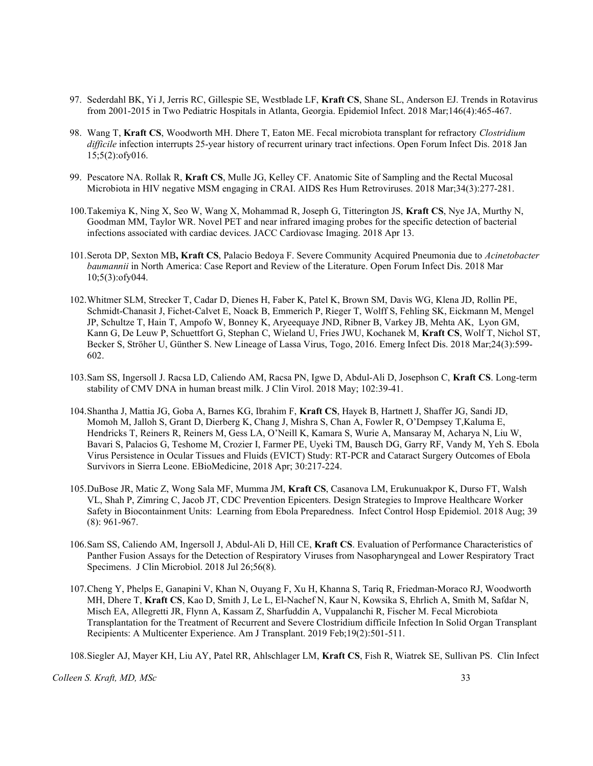97. Sederdahl BK, Yi J, Jerris RC, Gillespie SE, Westblade LF, **Kraft CS**, Shane SL, Anderson EJ. Trends in Rotavirus from 2001-2015 in Two Pediatric Hospitals in Atlanta, Georgia. Epidemiol Infect. 2018 Mar;146(4):465-467.

98. Wang T, **Kraft CS**, Woodworth MH. Dhere T, Eaton ME. Fecal microbiota transplant for refractory *Clostridium difficile* infection interrupts 25-year history of recurrent urinary tract infections. Open Forum Infect Dis. 2018 Jan 15;5(2):ofy016.

99. Pescatore NA. Rollak R, **Kraft CS**, Mulle JG, Kelley CF. Anatomic Site of Sampling and the Rectal Mucosal Microbiota in HIV negative MSM engaging in CRAI. AIDS Res Hum Retroviruses. 2018 Mar;34(3):277-281.

100. Takemiya K, Ning X, Seo W, Wang X, Mohammad R, Joseph G, Titterington JS, **Kraft CS**, Nye JA, Murthy N, Goodman MM, Taylor WR. Novel PET and near infrared imaging probes for the specific detection of bacterial infections associated with cardiac devices. JACC Cardiovasc Imaging. 2018 Apr 13.

101. Serota DP, Sexton MB**,** **Kraft CS**, Palacio Bedoya F. Severe Community Acquired Pneumonia due to *Acinetobacter baumannii* in North America: Case Report and Review of the Literature. Open Forum Infect Dis. 2018 Mar 10;5(3):ofy044.

102. Whitmer SLM, Strecker T, Cadar D, Dienes H, Faber K, Patel K, Brown SM, Davis WG, Klena JD, Rollin PE, Schmidt-Chanasit J, Fichet-Calvet E, Noack B, Emmerich P, Rieger T, Wolff S, Fehling SK, Eickmann M, Mengel JP, Schultze T, Hain T, Ampofo W, Bonney K, Aryeequaye JND, Ribner B, Varkey JB, Mehta AK, Lyon GM, Kann G, De Leuw P, Schuettfort G, Stephan C, Wieland U, Fries JWU, Kochanek M, **Kraft CS**, Wolf T, Nichol ST, Becker S, Ströher U, Günther S. New Lineage of Lassa Virus, Togo, 2016. Emerg Infect Dis. 2018 Mar;24(3):599-602.

103. Sam SS, Ingersoll J. Racsa LD, Caliendo AM, Racsa PN, Igwe D, Abdul-Ali D, Josephson C, **Kraft CS**. Long-term stability of CMV DNA in human breast milk. J Clin Virol. 2018 May; 102:39-41.

104. Shantha J, Mattia JG, Goba A, Barnes KG, Ibrahim F, **Kraft CS**, Hayek B, Hartnett J, Shaffer JG, Sandi JD, Momoh M, Jalloh S, Grant D, Dierberg K, Chang J, Mishra S, Chan A, Fowler R, O'Dempsey T,Kaluma E, Hendricks T, Reiners R, Reiners M, Gess LA, O'Neill K, Kamara S, Wurie A, Mansaray M, Acharya N, Liu W, Bavari S, Palacios G, Teshome M, Crozier I, Farmer PE, Uyeki TM, Bausch DG, Garry RF, Vandy M, Yeh S. Ebola Virus Persistence in Ocular Tissues and Fluids (EVICT) Study: RT-PCR and Cataract Surgery Outcomes of Ebola Survivors in Sierra Leone. EBioMedicine, 2018 Apr; 30:217-224.

105. DuBose JR, Matic Z, Wong Sala MF, Mumma JM, **Kraft CS**, Casanova LM, Erukunuakpor K, Durso FT, Walsh VL, Shah P, Zimring C, Jacob JT, CDC Prevention Epicenters. Design Strategies to Improve Healthcare Worker Safety in Biocontainment Units: Learning from Ebola Preparedness. Infect Control Hosp Epidemiol. 2018 Aug; 39 (8): 961-967.

106. Sam SS, Caliendo AM, Ingersoll J, Abdul-Ali D, Hill CE, **Kraft CS**. Evaluation of Performance Characteristics of Panther Fusion Assays for the Detection of Respiratory Viruses from Nasopharyngeal and Lower Respiratory Tract Specimens. J Clin Microbiol. 2018 Jul 26;56(8).

107. Cheng Y, Phelps E, Ganapini V, Khan N, Ouyang F, Xu H, Khanna S, Tariq R, Friedman-Moraco RJ, Woodworth MH, Dhere T, **Kraft CS**, Kao D, Smith J, Le L, El-Nachef N, Kaur N, Kowsika S, Ehrlich A, Smith M, Safdar N, Misch EA, Allegretti JR, Flynn A, Kassam Z, Sharfuddin A, Vuppalanchi R, Fischer M. Fecal Microbiota Transplantation for the Treatment of Recurrent and Severe Clostridium difficile Infection In Solid Organ Transplant Recipients: A Multicenter Experience. Am J Transplant. 2019 Feb;19(2):501-511.

108. Siegler AJ, Mayer KH, Liu AY, Patel RR, Ahlschlager LM, **Kraft CS**, Fish R, Wiatrek SE, Sullivan PS. Clin Infect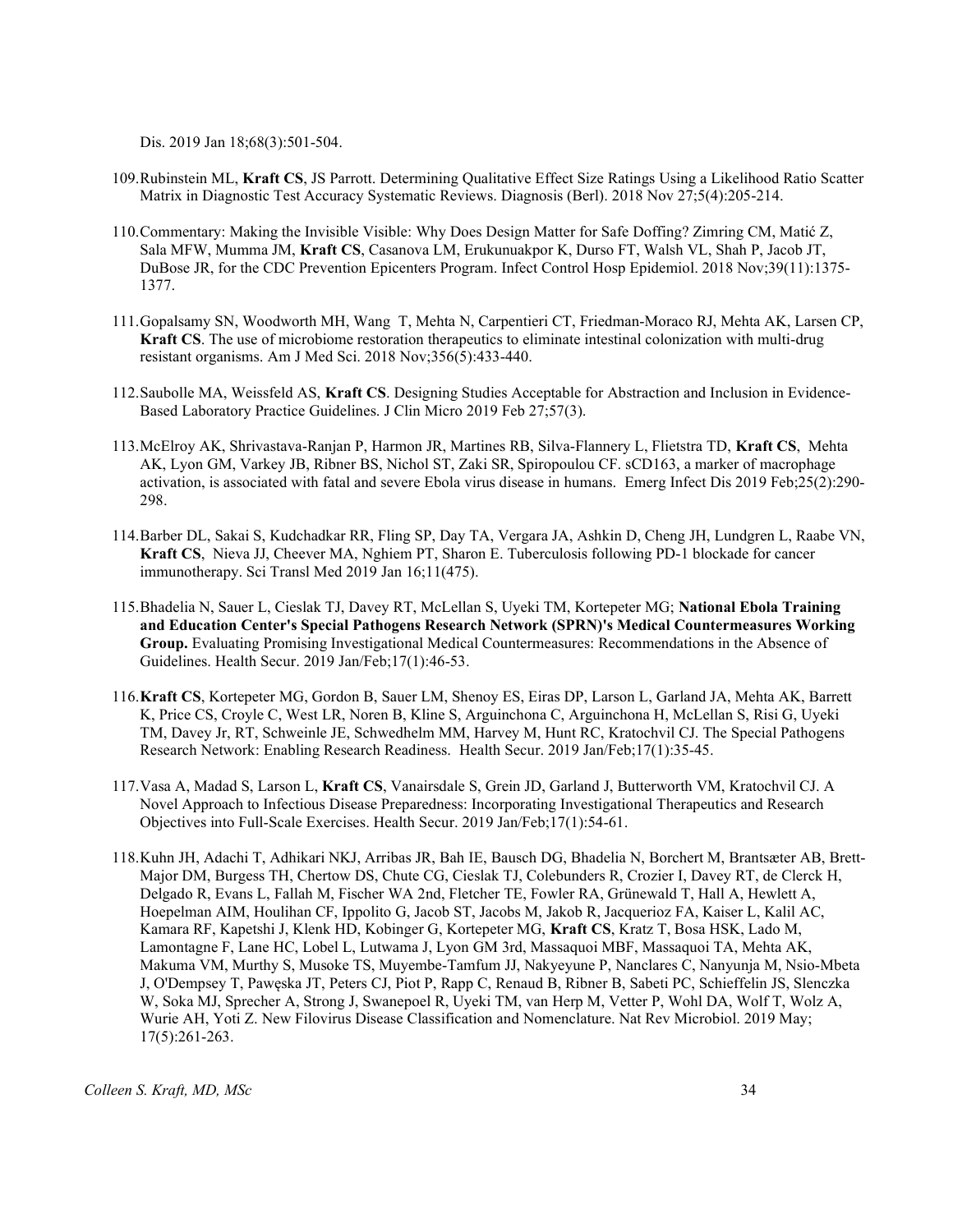Dis. 2019 Jan 18;68(3):501-504.

109. Rubinstein ML, **Kraft CS**, JS Parrott. Determining Qualitative Effect Size Ratings Using a Likelihood Ratio Scatter Matrix in Diagnostic Test Accuracy Systematic Reviews. Diagnosis (Berl). 2018 Nov 27;5(4):205-214.

110. Commentary: Making the Invisible Visible: Why Does Design Matter for Safe Doffing? Zimring CM, Matić Z, Sala MFW, Mumma JM, **Kraft CS**, Casanova LM, Erukunuakpor K, Durso FT, Walsh VL, Shah P, Jacob JT, DuBose JR, for the CDC Prevention Epicenters Program. Infect Control Hosp Epidemiol. 2018 Nov;39(11):1375-1377.

111. Gopalsamy SN, Woodworth MH, Wang T, Mehta N, Carpentieri CT, Friedman-Moraco RJ, Mehta AK, Larsen CP, **Kraft CS**. The use of microbiome restoration therapeutics to eliminate intestinal colonization with multi-drug resistant organisms. Am J Med Sci. 2018 Nov;356(5):433-440.

112. Saubolle MA, Weissfeld AS, **Kraft CS**. Designing Studies Acceptable for Abstraction and Inclusion in Evidence-Based Laboratory Practice Guidelines. J Clin Micro 2019 Feb 27;57(3).

113. McElroy AK, Shrivastava-Ranjan P, Harmon JR, Martines RB, Silva-Flannery L, Flietstra TD, **Kraft CS**, Mehta AK, Lyon GM, Varkey JB, Ribner BS, Nichol ST, Zaki SR, Spiropoulou CF. sCD163, a marker of macrophage activation, is associated with fatal and severe Ebola virus disease in humans. Emerg Infect Dis 2019 Feb;25(2):290-298.

114. Barber DL, Sakai S, Kudchadkar RR, Fling SP, Day TA, Vergara JA, Ashkin D, Cheng JH, Lundgren L, Raabe VN, **Kraft CS**, Nieva JJ, Cheever MA, Nghiem PT, Sharon E. Tuberculosis following PD-1 blockade for cancer immunotherapy. Sci Transl Med 2019 Jan 16;11(475).

115. Bhadelia N, Sauer L, Cieslak TJ, Davey RT, McLellan S, Uyeki TM, Kortepeter MG; **National Ebola Training and Education Center's Special Pathogens Research Network (SPRN)'s Medical Countermeasures Working Group.** Evaluating Promising Investigational Medical Countermeasures: Recommendations in the Absence of Guidelines. Health Secur. 2019 Jan/Feb;17(1):46-53.

116. **Kraft CS**, Kortepeter MG, Gordon B, Sauer LM, Shenoy ES, Eiras DP, Larson L, Garland JA, Mehta AK, Barrett K, Price CS, Croyle C, West LR, Noren B, Kline S, Arguinchona C, Arguinchona H, McLellan S, Risi G, Uyeki TM, Davey Jr, RT, Schweinle JE, Schwedhelm MM, Harvey M, Hunt RC, Kratochvil CJ. The Special Pathogens Research Network: Enabling Research Readiness. Health Secur. 2019 Jan/Feb;17(1):35-45.

117. Vasa A, Madad S, Larson L, **Kraft CS**, Vanairsdale S, Grein JD, Garland J, Butterworth VM, Kratochvil CJ. A Novel Approach to Infectious Disease Preparedness: Incorporating Investigational Therapeutics and Research Objectives into Full-Scale Exercises. Health Secur. 2019 Jan/Feb;17(1):54-61.

118. Kuhn JH, Adachi T, Adhikari NKJ, Arribas JR, Bah IE, Bausch DG, Bhadelia N, Borchert M, Brantsæter AB, Brett-Major DM, Burgess TH, Chertow DS, Chute CG, Cieslak TJ, Colebunders R, Crozier I, Davey RT, de Clerck H, Delgado R, Evans L, Fallah M, Fischer WA 2nd, Fletcher TE, Fowler RA, Grünewald T, Hall A, Hewlett A, Hoepelman AIM, Houlihan CF, Ippolito G, Jacob ST, Jacobs M, Jakob R, Jacquerioz FA, Kaiser L, Kalil AC, Kamara RF, Kapetshi J, Klenk HD, Kobinger G, Kortepeter MG, **Kraft CS**, Kratz T, Bosa HSK, Lado M, Lamontagne F, Lane HC, Lobel L, Lutwama J, Lyon GM 3rd, Massaquoi MBF, Massaquoi TA, Mehta AK, Makuma VM, Murthy S, Musoke TS, Muyembe-Tamfum JJ, Nakyeyune P, Nanclares C, Nanyunja M, Nsio-Mbeta J, O'Dempsey T, Pawęska JT, Peters CJ, Piot P, Rapp C, Renaud B, Ribner B, Sabeti PC, Schieffelin JS, Slenczka W, Soka MJ, Sprecher A, Strong J, Swanepoel R, Uyeki TM, van Herp M, Vetter P, Wohl DA, Wolf T, Wolz A, Wurie AH, Yoti Z. New Filovirus Disease Classification and Nomenclature. Nat Rev Microbiol. 2019 May; 17(5):261-263.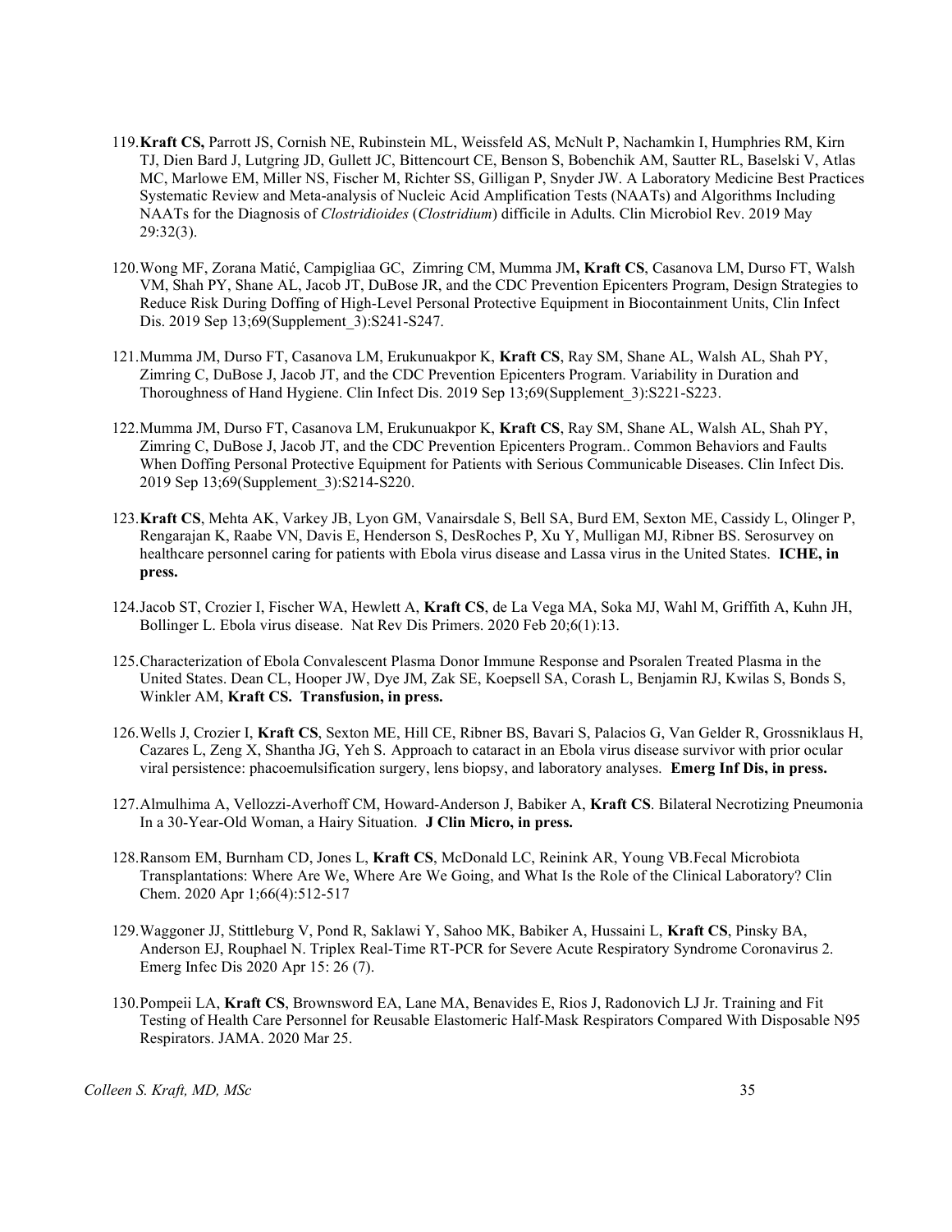119. **Kraft CS,** Parrott JS, Cornish NE, Rubinstein ML, Weissfeld AS, McNult P, Nachamkin I, Humphries RM, Kirn TJ, Dien Bard J, Lutgring JD, Gullett JC, Bittencourt CE, Benson S, Bobenchik AM, Sautter RL, Baselski V, Atlas MC, Marlowe EM, Miller NS, Fischer M, Richter SS, Gilligan P, Snyder JW. A Laboratory Medicine Best Practices Systematic Review and Meta-analysis of Nucleic Acid Amplification Tests (NAATs) and Algorithms Including NAATs for the Diagnosis of *Clostridioides* (*Clostridium*) difficile in Adults. Clin Microbiol Rev. 2019 May 29:32(3).

120. Wong MF, Zorana Matić, Campigliaa GC, Zimring CM, Mumma JM**, Kraft CS**, Casanova LM, Durso FT, Walsh VM, Shah PY, Shane AL, Jacob JT, DuBose JR, and the CDC Prevention Epicenters Program, Design Strategies to Reduce Risk During Doffing of High-Level Personal Protective Equipment in Biocontainment Units, Clin Infect Dis. 2019 Sep 13;69(Supplement_3):S241-S247.

121. Mumma JM, Durso FT, Casanova LM, Erukunuakpor K, **Kraft CS**, Ray SM, Shane AL, Walsh AL, Shah PY, Zimring C, DuBose J, Jacob JT, and the CDC Prevention Epicenters Program. Variability in Duration and Thoroughness of Hand Hygiene. Clin Infect Dis. 2019 Sep 13;69(Supplement_3):S221-S223.

122. Mumma JM, Durso FT, Casanova LM, Erukunuakpor K, **Kraft CS**, Ray SM, Shane AL, Walsh AL, Shah PY, Zimring C, DuBose J, Jacob JT, and the CDC Prevention Epicenters Program.. Common Behaviors and Faults When Doffing Personal Protective Equipment for Patients with Serious Communicable Diseases. Clin Infect Dis. 2019 Sep 13;69(Supplement_3):S214-S220.

123. **Kraft CS**, Mehta AK, Varkey JB, Lyon GM, Vanairsdale S, Bell SA, Burd EM, Sexton ME, Cassidy L, Olinger P, Rengarajan K, Raabe VN, Davis E, Henderson S, DesRoches P, Xu Y, Mulligan MJ, Ribner BS. Serosurvey on healthcare personnel caring for patients with Ebola virus disease and Lassa virus in the United States. **ICHE, in press.**

124. Jacob ST, Crozier I, Fischer WA, Hewlett A, **Kraft CS**, de La Vega MA, Soka MJ, Wahl M, Griffith A, Kuhn JH, Bollinger L. Ebola virus disease. Nat Rev Dis Primers. 2020 Feb 20;6(1):13.

125. Characterization of Ebola Convalescent Plasma Donor Immune Response and Psoralen Treated Plasma in the United States. Dean CL, Hooper JW, Dye JM, Zak SE, Koepsell SA, Corash L, Benjamin RJ, Kwilas S, Bonds S, Winkler AM, **Kraft CS. Transfusion, in press.**

126. Wells J, Crozier I, **Kraft CS**, Sexton ME, Hill CE, Ribner BS, Bavari S, Palacios G, Van Gelder R, Grossniklaus H, Cazares L, Zeng X, Shantha JG, Yeh S. Approach to cataract in an Ebola virus disease survivor with prior ocular viral persistence: phacoemulsification surgery, lens biopsy, and laboratory analyses. **Emerg Inf Dis, in press.**

127. Almulhima A, Vellozzi-Averhoff CM, Howard-Anderson J, Babiker A, **Kraft CS**. Bilateral Necrotizing Pneumonia In a 30-Year-Old Woman, a Hairy Situation. **J Clin Micro, in press.**

128. Ransom EM, Burnham CD, Jones L, **Kraft CS**, McDonald LC, Reinink AR, Young VB.Fecal Microbiota Transplantations: Where Are We, Where Are We Going, and What Is the Role of the Clinical Laboratory? Clin Chem. 2020 Apr 1;66(4):512-517

129. Waggoner JJ, Stittleburg V, Pond R, Saklawi Y, Sahoo MK, Babiker A, Hussaini L, **Kraft CS**, Pinsky BA, Anderson EJ, Rouphael N. Triplex Real-Time RT-PCR for Severe Acute Respiratory Syndrome Coronavirus 2. Emerg Infec Dis 2020 Apr 15: 26 (7).

130. Pompeii LA, **Kraft CS**, Brownsword EA, Lane MA, Benavides E, Rios J, Radonovich LJ Jr. Training and Fit Testing of Health Care Personnel for Reusable Elastomeric Half-Mask Respirators Compared With Disposable N95 Respirators. JAMA. 2020 Mar 25.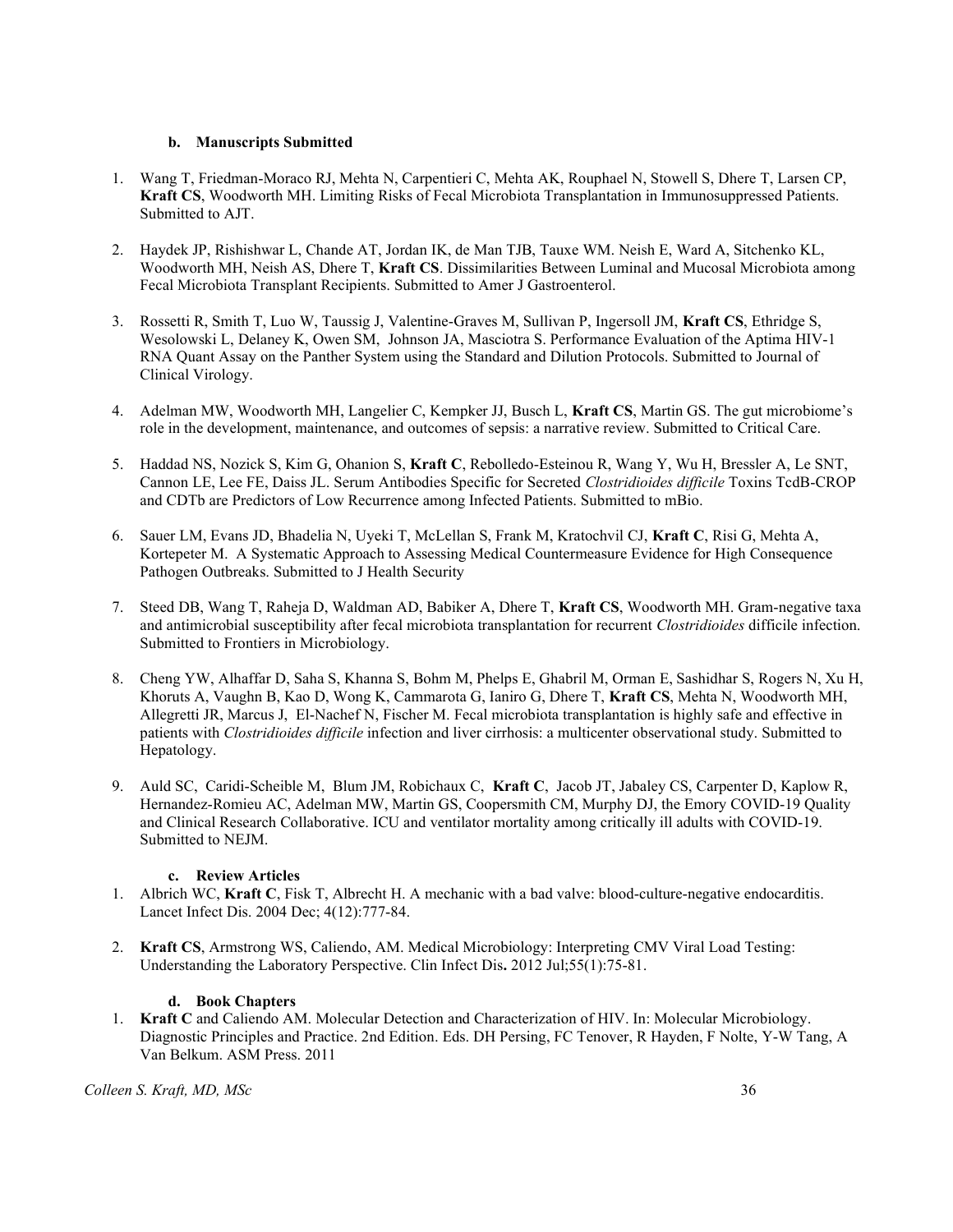#### b. Manuscripts Submitted

1. Wang T, Friedman-Moraco RJ, Mehta N, Carpentieri C, Mehta AK, Rouphael N, Stowell S, Dhere T, Larsen CP, **Kraft CS**, Woodworth MH. Limiting Risks of Fecal Microbiota Transplantation in Immunosuppressed Patients. Submitted to AJT.

2. Haydek JP, Rishishwar L, Chande AT, Jordan IK, de Man TJB, Tauxe WM. Neish E, Ward A, Sitchenko KL, Woodworth MH, Neish AS, Dhere T, **Kraft CS**. Dissimilarities Between Luminal and Mucosal Microbiota among Fecal Microbiota Transplant Recipients. Submitted to Amer J Gastroenterol.

3. Rossetti R, Smith T, Luo W, Taussig J, Valentine-Graves M, Sullivan P, Ingersoll JM, **Kraft CS**, Ethridge S, Wesolowski L, Delaney K, Owen SM, Johnson JA, Masciotra S. Performance Evaluation of the Aptima HIV-1 RNA Quant Assay on the Panther System using the Standard and Dilution Protocols. Submitted to Journal of Clinical Virology.

4. Adelman MW, Woodworth MH, Langelier C, Kempker JJ, Busch L, **Kraft CS**, Martin GS. The gut microbiome's role in the development, maintenance, and outcomes of sepsis: a narrative review. Submitted to Critical Care.

5. Haddad NS, Nozick S, Kim G, Ohanion S, **Kraft C**, Rebolledo-Esteinou R, Wang Y, Wu H, Bressler A, Le SNT, Cannon LE, Lee FE, Daiss JL. Serum Antibodies Specific for Secreted *Clostridioides difficile* Toxins TcdB-CROP and CDTb are Predictors of Low Recurrence among Infected Patients. Submitted to mBio.

6. Sauer LM, Evans JD, Bhadelia N, Uyeki T, McLellan S, Frank M, Kratochvil CJ, **Kraft C**, Risi G, Mehta A, Kortepeter M. A Systematic Approach to Assessing Medical Countermeasure Evidence for High Consequence Pathogen Outbreaks. Submitted to J Health Security

7. Steed DB, Wang T, Raheja D, Waldman AD, Babiker A, Dhere T, **Kraft CS**, Woodworth MH. Gram-negative taxa and antimicrobial susceptibility after fecal microbiota transplantation for recurrent *Clostridioides* difficile infection. Submitted to Frontiers in Microbiology.

8. Cheng YW, Alhaffar D, Saha S, Khanna S, Bohm M, Phelps E, Ghabril M, Orman E, Sashidhar S, Rogers N, Xu H, Khoruts A, Vaughn B, Kao D, Wong K, Cammarota G, Ianiro G, Dhere T, **Kraft CS**, Mehta N, Woodworth MH, Allegretti JR, Marcus J, El-Nachef N, Fischer M. Fecal microbiota transplantation is highly safe and effective in patients with *Clostridioides difficile* infection and liver cirrhosis: a multicenter observational study. Submitted to Hepatology.

9. Auld SC, Caridi-Scheible M, Blum JM, Robichaux C, **Kraft C**, Jacob JT, Jabaley CS, Carpenter D, Kaplow R, Hernandez-Romieu AC, Adelman MW, Martin GS, Coopersmith CM, Murphy DJ, the Emory COVID-19 Quality and Clinical Research Collaborative. ICU and ventilator mortality among critically ill adults with COVID-19. Submitted to NEJM.

#### c. Review Articles

1. Albrich WC, **Kraft C**, Fisk T, Albrecht H. A mechanic with a bad valve: blood-culture-negative endocarditis. Lancet Infect Dis. 2004 Dec; 4(12):777-84.

2. **Kraft CS**, Armstrong WS, Caliendo, AM. Medical Microbiology: Interpreting CMV Viral Load Testing: Understanding the Laboratory Perspective. Clin Infect Dis**.** 2012 Jul;55(1):75-81.

#### d. Book Chapters

1. **Kraft C** and Caliendo AM. Molecular Detection and Characterization of HIV. In: Molecular Microbiology. Diagnostic Principles and Practice. 2nd Edition. Eds. DH Persing, FC Tenover, R Hayden, F Nolte, Y-W Tang, A Van Belkum. ASM Press. 2011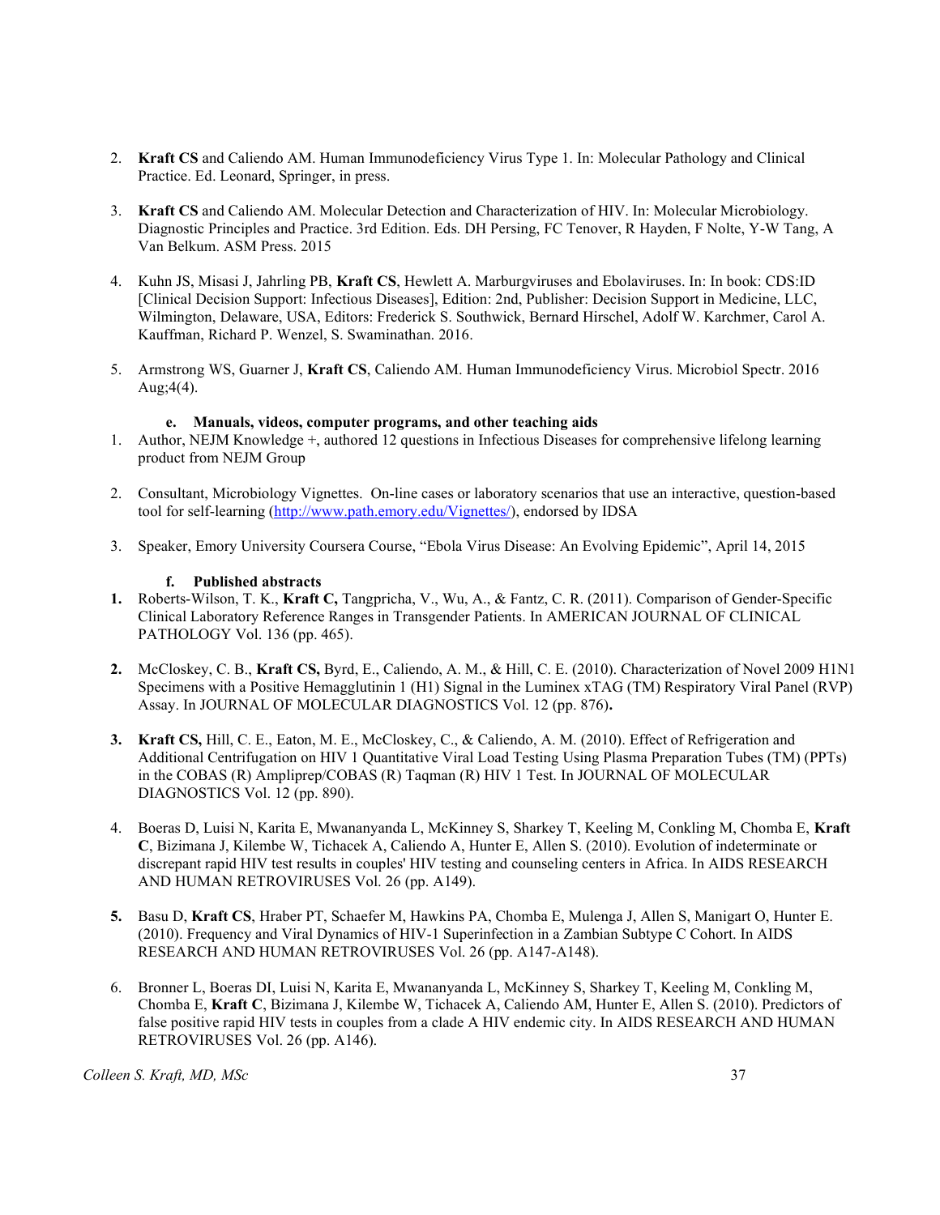2. **Kraft CS** and Caliendo AM. Human Immunodeficiency Virus Type 1. In: Molecular Pathology and Clinical Practice. Ed. Leonard, Springer, in press.

3. **Kraft CS** and Caliendo AM. Molecular Detection and Characterization of HIV. In: Molecular Microbiology. Diagnostic Principles and Practice. 3rd Edition. Eds. DH Persing, FC Tenover, R Hayden, F Nolte, Y-W Tang, A Van Belkum. ASM Press. 2015

4. Kuhn JS, Misasi J, Jahrling PB, **Kraft CS**, Hewlett A. Marburgviruses and Ebolaviruses. In: In book: CDS:ID [Clinical Decision Support: Infectious Diseases], Edition: 2nd, Publisher: Decision Support in Medicine, LLC, Wilmington, Delaware, USA, Editors: Frederick S. Southwick, Bernard Hirschel, Adolf W. Karchmer, Carol A. Kauffman, Richard P. Wenzel, S. Swaminathan. 2016.

5. Armstrong WS, Guarner J, **Kraft CS**, Caliendo AM. Human Immunodeficiency Virus. Microbiol Spectr. 2016 Aug;4(4).

#### e. Manuals, videos, computer programs, and other teaching aids

1. Author, NEJM Knowledge +, authored 12 questions in Infectious Diseases for comprehensive lifelong learning product from NEJM Group

2. Consultant, Microbiology Vignettes. On-line cases or laboratory scenarios that use an interactive, question-based tool for self-learning (http://www.path.emory.edu/Vignettes/), endorsed by IDSA

3. Speaker, Emory University Coursera Course, "Ebola Virus Disease: An Evolving Epidemic", April 14, 2015

#### f. Published abstracts

1. Roberts-Wilson, T. K., **Kraft C,** Tangpricha, V., Wu, A., & Fantz, C. R. (2011). Comparison of Gender-Specific Clinical Laboratory Reference Ranges in Transgender Patients. In AMERICAN JOURNAL OF CLINICAL PATHOLOGY Vol. 136 (pp. 465).

2. McCloskey, C. B., **Kraft CS,** Byrd, E., Caliendo, A. M., & Hill, C. E. (2010). Characterization of Novel 2009 H1N1 Specimens with a Positive Hemagglutinin 1 (H1) Signal in the Luminex xTAG (TM) Respiratory Viral Panel (RVP) Assay. In JOURNAL OF MOLECULAR DIAGNOSTICS Vol. 12 (pp. 876).

3. **Kraft CS,** Hill, C. E., Eaton, M. E., McCloskey, C., & Caliendo, A. M. (2010). Effect of Refrigeration and Additional Centrifugation on HIV 1 Quantitative Viral Load Testing Using Plasma Preparation Tubes (TM) (PPTs) in the COBAS (R) Ampliprep/COBAS (R) Taqman (R) HIV 1 Test. In JOURNAL OF MOLECULAR DIAGNOSTICS Vol. 12 (pp. 890).

4. Boeras D, Luisi N, Karita E, Mwananyanda L, McKinney S, Sharkey T, Keeling M, Conkling M, Chomba E, **Kraft C**, Bizimana J, Kilembe W, Tichacek A, Caliendo A, Hunter E, Allen S. (2010). Evolution of indeterminate or discrepant rapid HIV test results in couples' HIV testing and counseling centers in Africa. In AIDS RESEARCH AND HUMAN RETROVIRUSES Vol. 26 (pp. A149).

5. Basu D, **Kraft CS**, Hraber PT, Schaefer M, Hawkins PA, Chomba E, Mulenga J, Allen S, Manigart O, Hunter E. (2010). Frequency and Viral Dynamics of HIV-1 Superinfection in a Zambian Subtype C Cohort. In AIDS RESEARCH AND HUMAN RETROVIRUSES Vol. 26 (pp. A147-A148).

6. Bronner L, Boeras DI, Luisi N, Karita E, Mwananyanda L, McKinney S, Sharkey T, Keeling M, Conkling M, Chomba E, **Kraft C**, Bizimana J, Kilembe W, Tichacek A, Caliendo AM, Hunter E, Allen S. (2010). Predictors of false positive rapid HIV tests in couples from a clade A HIV endemic city. In AIDS RESEARCH AND HUMAN RETROVIRUSES Vol. 26 (pp. A146).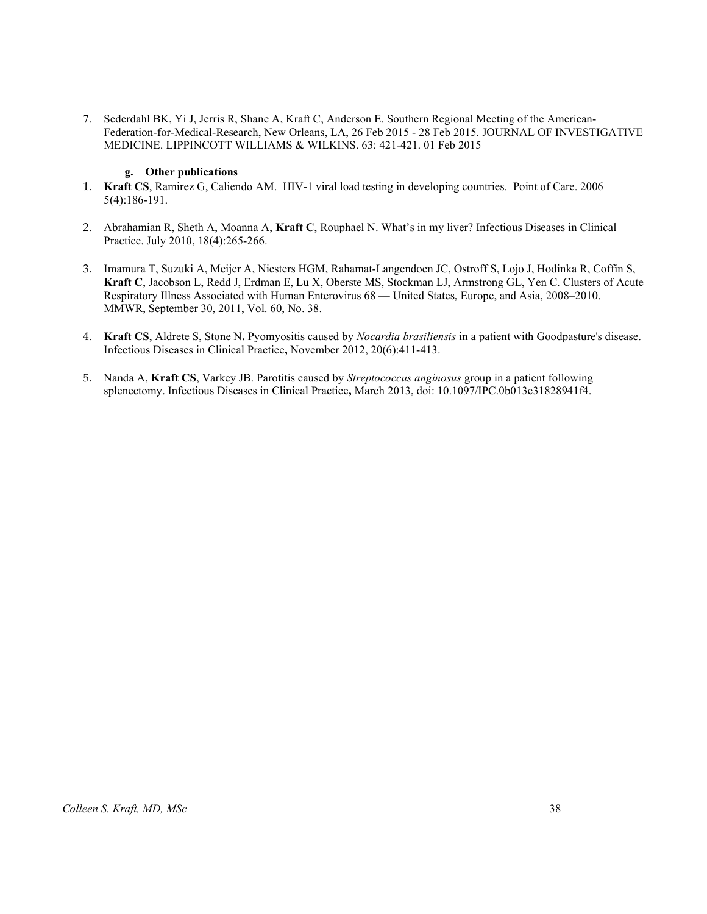7. Sederdahl BK, Yi J, Jerris R, Shane A, Kraft C, Anderson E. Southern Regional Meeting of the American-Federation-for-Medical-Research, New Orleans, LA, 26 Feb 2015 - 28 Feb 2015. JOURNAL OF INVESTIGATIVE MEDICINE. LIPPINCOTT WILLIAMS & WILKINS. 63: 421-421. 01 Feb 2015

#### g. Other publications

1. **Kraft CS**, Ramirez G, Caliendo AM. HIV-1 viral load testing in developing countries. Point of Care. 2006 5(4):186-191.

2. Abrahamian R, Sheth A, Moanna A, **Kraft C**, Rouphael N. What's in my liver? Infectious Diseases in Clinical Practice. July 2010, 18(4):265-266.

3. Imamura T, Suzuki A, Meijer A, Niesters HGM, Rahamat-Langendoen JC, Ostroff S, Lojo J, Hodinka R, Coffin S, **Kraft C**, Jacobson L, Redd J, Erdman E, Lu X, Oberste MS, Stockman LJ, Armstrong GL, Yen C. Clusters of Acute Respiratory Illness Associated with Human Enterovirus 68 — United States, Europe, and Asia, 2008–2010. MMWR, September 30, 2011, Vol. 60, No. 38.

4. **Kraft CS**, Aldrete S, Stone N**.** Pyomyositis caused by *Nocardia brasiliensis* in a patient with Goodpasture's disease. Infectious Diseases in Clinical Practice**,** November 2012, 20(6):411-413.

5. Nanda A, **Kraft CS**, Varkey JB. Parotitis caused by *Streptococcus anginosus* group in a patient following splenectomy. Infectious Diseases in Clinical Practice**,** March 2013, doi: 10.1097/IPC.0b013e31828941f4.